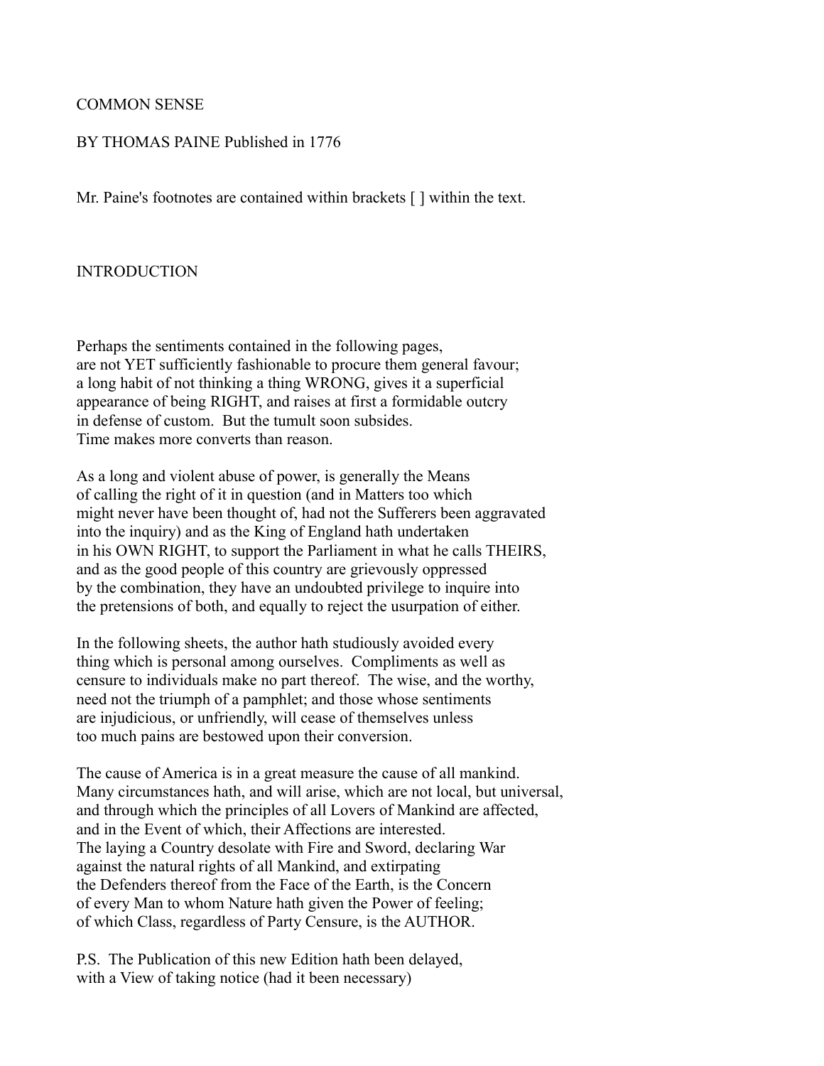# COMMON SENSE

BY THOMAS PAINE Published in 1776

Mr. Paine's footnotes are contained within brackets [ ] within the text.

## INTRODUCTION

Perhaps the sentiments contained in the following pages, are not YET sufficiently fashionable to procure them general favour; a long habit of not thinking a thing WRONG, gives it a superficial appearance of being RIGHT, and raises at first a formidable outcry in defense of custom. But the tumult soon subsides. Time makes more converts than reason.

As a long and violent abuse of power, is generally the Means of calling the right of it in question (and in Matters too which might never have been thought of, had not the Sufferers been aggravated into the inquiry) and as the King of England hath undertaken in his OWN RIGHT, to support the Parliament in what he calls THEIRS, and as the good people of this country are grievously oppressed by the combination, they have an undoubted privilege to inquire into the pretensions of both, and equally to reject the usurpation of either.

In the following sheets, the author hath studiously avoided every thing which is personal among ourselves. Compliments as well as censure to individuals make no part thereof. The wise, and the worthy, need not the triumph of a pamphlet; and those whose sentiments are injudicious, or unfriendly, will cease of themselves unless too much pains are bestowed upon their conversion.

The cause of America is in a great measure the cause of all mankind. Many circumstances hath, and will arise, which are not local, but universal, and through which the principles of all Lovers of Mankind are affected, and in the Event of which, their Affections are interested. The laying a Country desolate with Fire and Sword, declaring War against the natural rights of all Mankind, and extirpating the Defenders thereof from the Face of the Earth, is the Concern of every Man to whom Nature hath given the Power of feeling; of which Class, regardless of Party Censure, is the AUTHOR.

P.S. The Publication of this new Edition hath been delayed, with a View of taking notice (had it been necessary)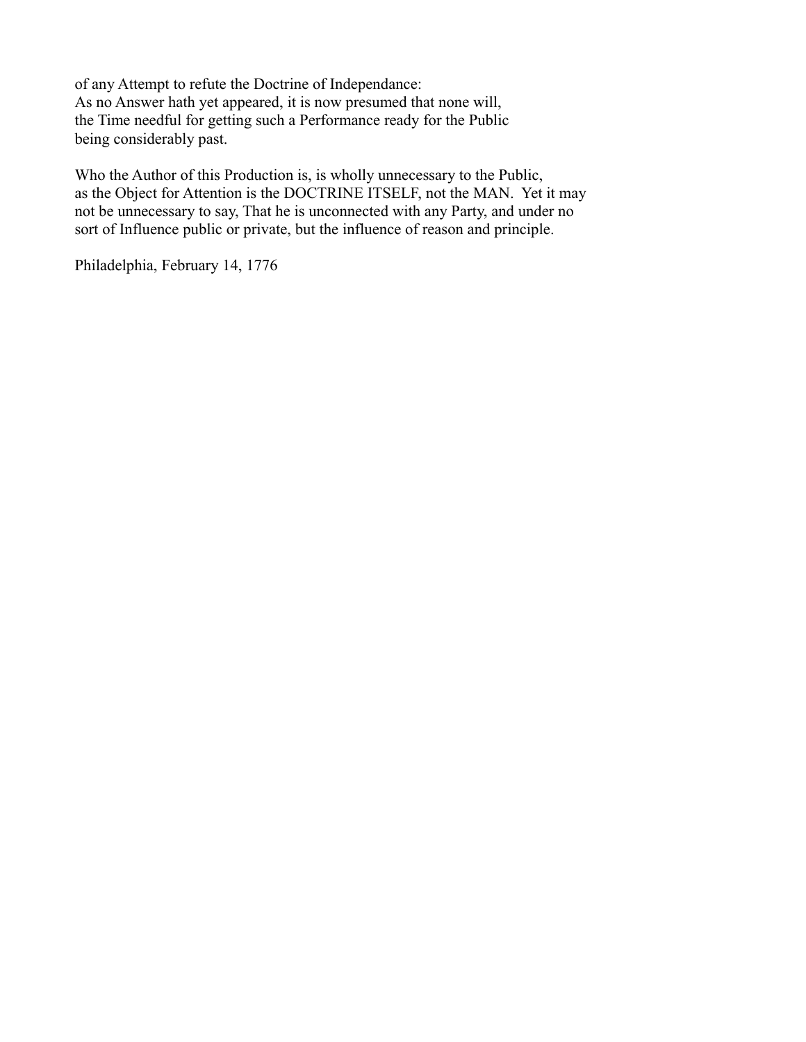of any Attempt to refute the Doctrine of Independance:
As no Answer hath yet appeared, it is now presumed that none will, the Time needful for getting such a Performance ready for the Public being considerably past.

Who the Author of this Production is, is wholly unnecessary to the Public, as the Object for Attention is the DOCTRINE ITSELF, not the MAN. Yet it may not be unnecessary to say, That he is unconnected with any Party, and under no sort of Influence public or private, but the influence of reason and principle.

Philadelphia, February 14, 1776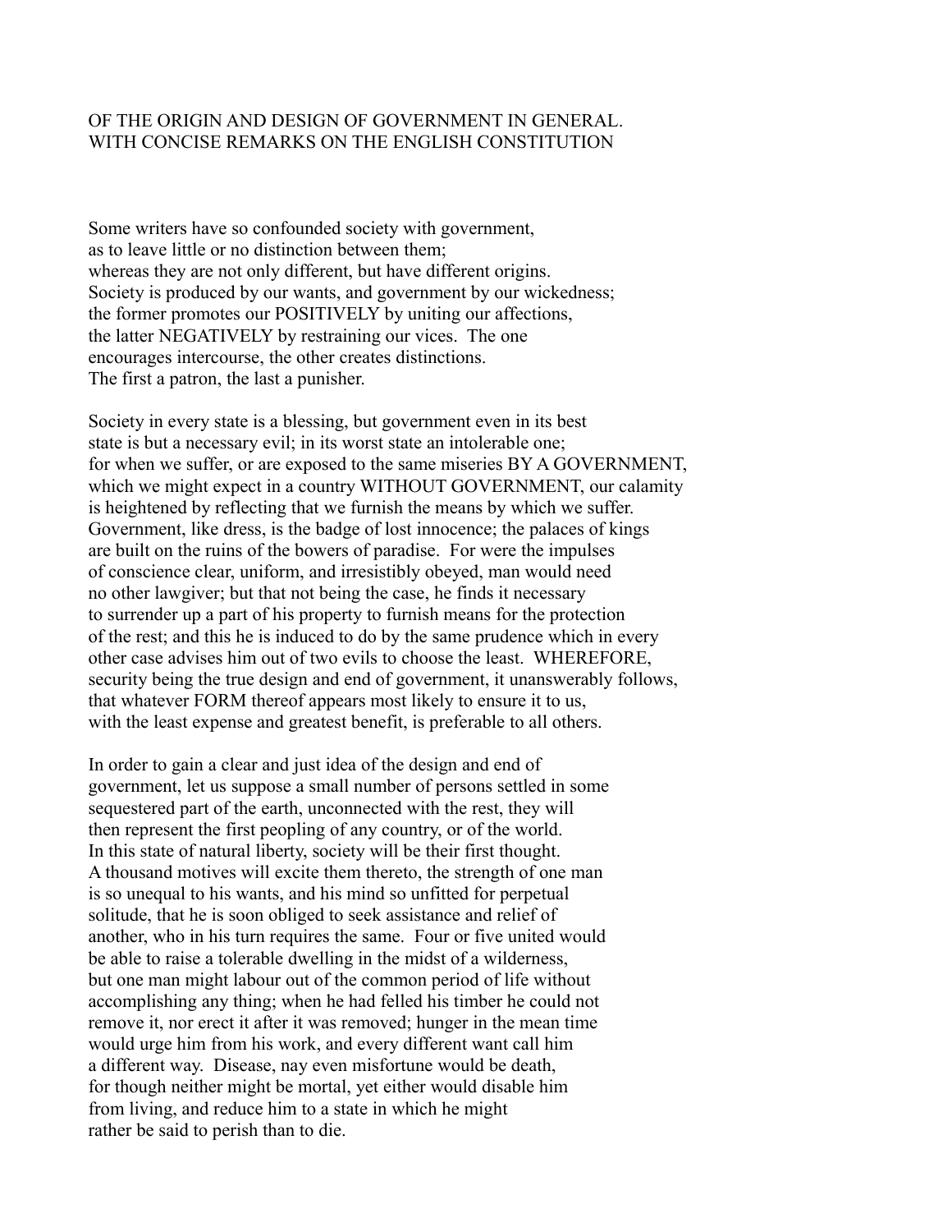# OF THE ORIGIN AND DESIGN OF GOVERNMENT IN GENERAL. WITH CONCISE REMARKS ON THE ENGLISH CONSTITUTION

Some writers have so confounded society with government, as to leave little or no distinction between them; whereas they are not only different, but have different origins. Society is produced by our wants, and government by our wickedness; the former promotes our POSITIVELY by uniting our affections, the latter NEGATIVELY by restraining our vices. The one encourages intercourse, the other creates distinctions. The first a patron, the last a punisher.

Society in every state is a blessing, but government even in its best state is but a necessary evil; in its worst state an intolerable one; for when we suffer, or are exposed to the same miseries BY A GOVERNMENT, which we might expect in a country WITHOUT GOVERNMENT, our calamity is heightened by reflecting that we furnish the means by which we suffer. Government, like dress, is the badge of lost innocence; the palaces of kings are built on the ruins of the bowers of paradise. For were the impulses of conscience clear, uniform, and irresistibly obeyed, man would need no other lawgiver; but that not being the case, he finds it necessary to surrender up a part of his property to furnish means for the protection of the rest; and this he is induced to do by the same prudence which in every other case advises him out of two evils to choose the least. WHEREFORE, security being the true design and end of government, it unanswerably follows, that whatever FORM thereof appears most likely to ensure it to us, with the least expense and greatest benefit, is preferable to all others.

In order to gain a clear and just idea of the design and end of government, let us suppose a small number of persons settled in some sequestered part of the earth, unconnected with the rest, they will then represent the first peopling of any country, or of the world. In this state of natural liberty, society will be their first thought. A thousand motives will excite them thereto, the strength of one man is so unequal to his wants, and his mind so unfitted for perpetual solitude, that he is soon obliged to seek assistance and relief of another, who in his turn requires the same. Four or five united would be able to raise a tolerable dwelling in the midst of a wilderness, but one man might labour out of the common period of life without accomplishing any thing; when he had felled his timber he could not remove it, nor erect it after it was removed; hunger in the mean time would urge him from his work, and every different want call him a different way. Disease, nay even misfortune would be death, for though neither might be mortal, yet either would disable him from living, and reduce him to a state in which he might rather be said to perish than to die.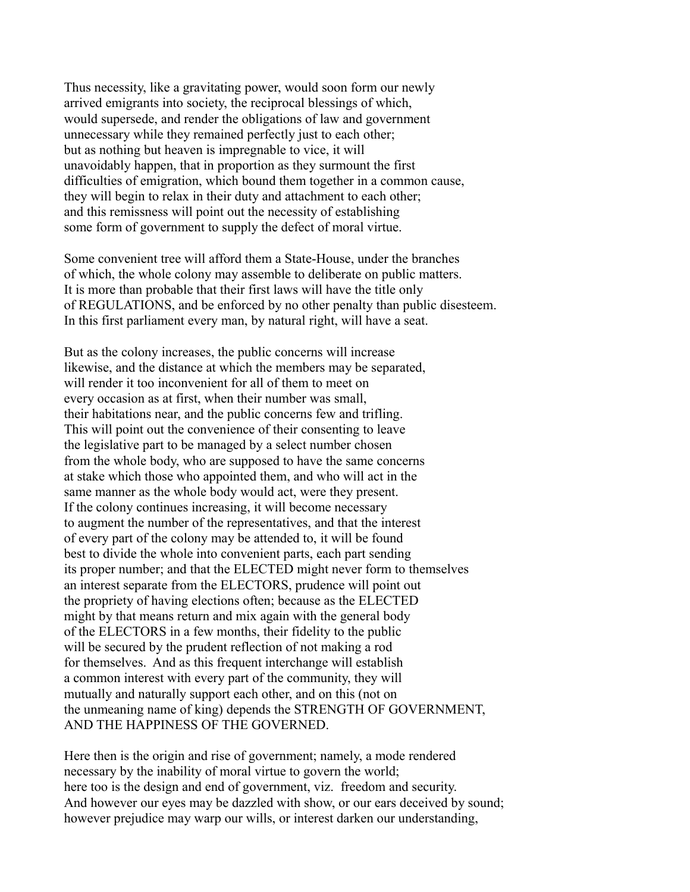Thus necessity, like a gravitating power, would soon form our newly arrived emigrants into society, the reciprocal blessings of which, would supersede, and render the obligations of law and government unnecessary while they remained perfectly just to each other; but as nothing but heaven is impregnable to vice, it will unavoidably happen, that in proportion as they surmount the first difficulties of emigration, which bound them together in a common cause, they will begin to relax in their duty and attachment to each other; and this remissness will point out the necessity of establishing some form of government to supply the defect of moral virtue.

Some convenient tree will afford them a State-House, under the branches of which, the whole colony may assemble to deliberate on public matters. It is more than probable that their first laws will have the title only of REGULATIONS, and be enforced by no other penalty than public disesteem. In this first parliament every man, by natural right, will have a seat.

But as the colony increases, the public concerns will increase likewise, and the distance at which the members may be separated, will render it too inconvenient for all of them to meet on every occasion as at first, when their number was small, their habitations near, and the public concerns few and trifling. This will point out the convenience of their consenting to leave the legislative part to be managed by a select number chosen from the whole body, who are supposed to have the same concerns at stake which those who appointed them, and who will act in the same manner as the whole body would act, were they present. If the colony continues increasing, it will become necessary to augment the number of the representatives, and that the interest of every part of the colony may be attended to, it will be found best to divide the whole into convenient parts, each part sending its proper number; and that the ELECTED might never form to themselves an interest separate from the ELECTORS, prudence will point out the propriety of having elections often; because as the ELECTED might by that means return and mix again with the general body of the ELECTORS in a few months, their fidelity to the public will be secured by the prudent reflection of not making a rod for themselves. And as this frequent interchange will establish a common interest with every part of the community, they will mutually and naturally support each other, and on this (not on the unmeaning name of king) depends the STRENGTH OF GOVERNMENT, AND THE HAPPINESS OF THE GOVERNED.

Here then is the origin and rise of government; namely, a mode rendered necessary by the inability of moral virtue to govern the world; here too is the design and end of government, viz. freedom and security. And however our eyes may be dazzled with show, or our ears deceived by sound; however prejudice may warp our wills, or interest darken our understanding,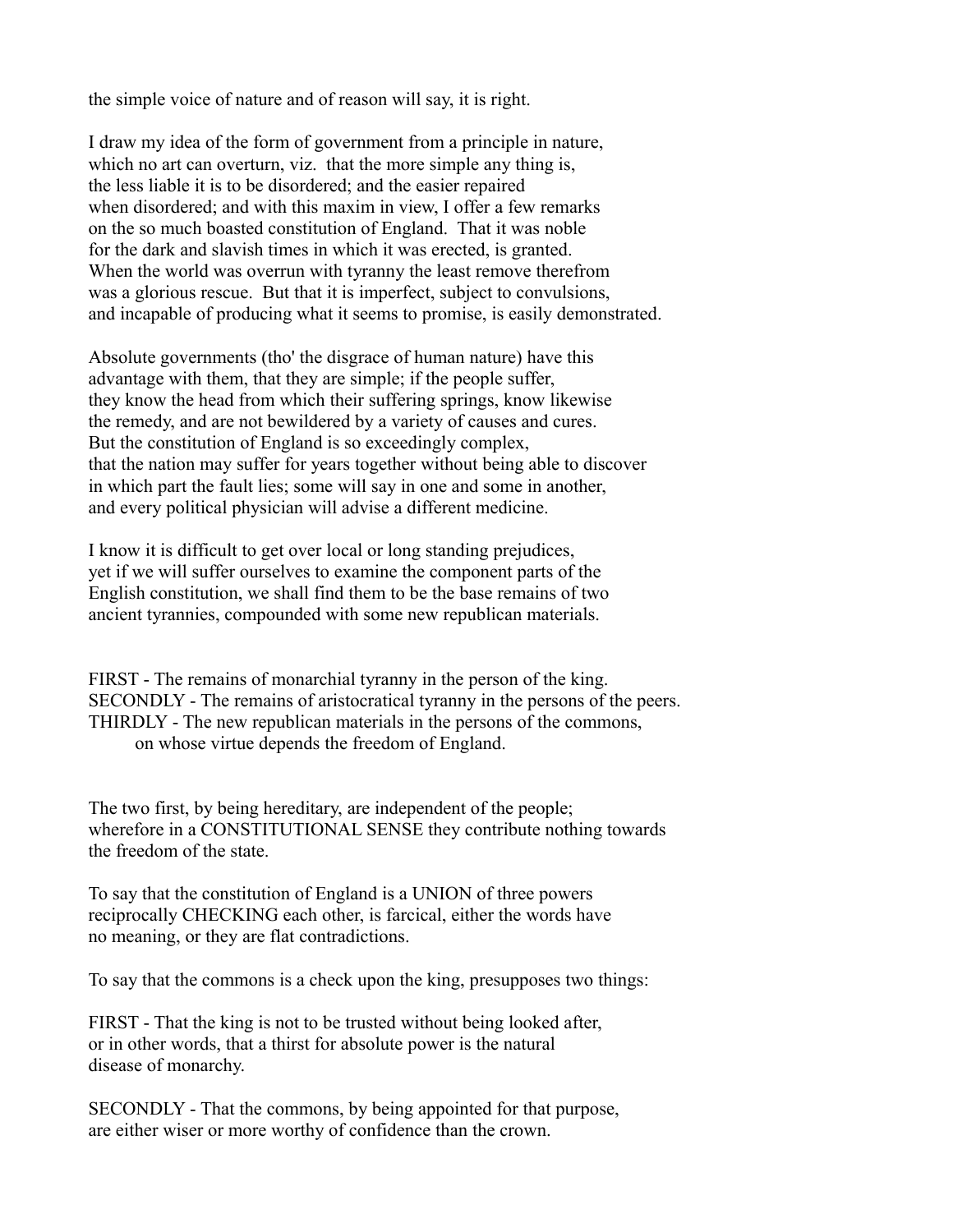the simple voice of nature and of reason will say, it is right.

I draw my idea of the form of government from a principle in nature, which no art can overturn, viz. that the more simple any thing is, the less liable it is to be disordered; and the easier repaired when disordered; and with this maxim in view, I offer a few remarks on the so much boasted constitution of England. That it was noble for the dark and slavish times in which it was erected, is granted. When the world was overrun with tyranny the least remove therefrom was a glorious rescue. But that it is imperfect, subject to convulsions, and incapable of producing what it seems to promise, is easily demonstrated.

Absolute governments (tho' the disgrace of human nature) have this advantage with them, that they are simple; if the people suffer, they know the head from which their suffering springs, know likewise the remedy, and are not bewildered by a variety of causes and cures. But the constitution of England is so exceedingly complex, that the nation may suffer for years together without being able to discover in which part the fault lies; some will say in one and some in another, and every political physician will advise a different medicine.

I know it is difficult to get over local or long standing prejudices, yet if we will suffer ourselves to examine the component parts of the English constitution, we shall find them to be the base remains of two ancient tyrannies, compounded with some new republican materials.

FIRST - The remains of monarchial tyranny in the person of the king.
SECONDLY - The remains of aristocratical tyranny in the persons of the peers.
THIRDLY - The new republican materials in the persons of the commons, on whose virtue depends the freedom of England.

The two first, by being hereditary, are independent of the people; wherefore in a CONSTITUTIONAL SENSE they contribute nothing towards the freedom of the state.

To say that the constitution of England is a UNION of three powers reciprocally CHECKING each other, is farcical, either the words have no meaning, or they are flat contradictions.

To say that the commons is a check upon the king, presupposes two things:

FIRST - That the king is not to be trusted without being looked after, or in other words, that a thirst for absolute power is the natural disease of monarchy.

SECONDLY - That the commons, by being appointed for that purpose, are either wiser or more worthy of confidence than the crown.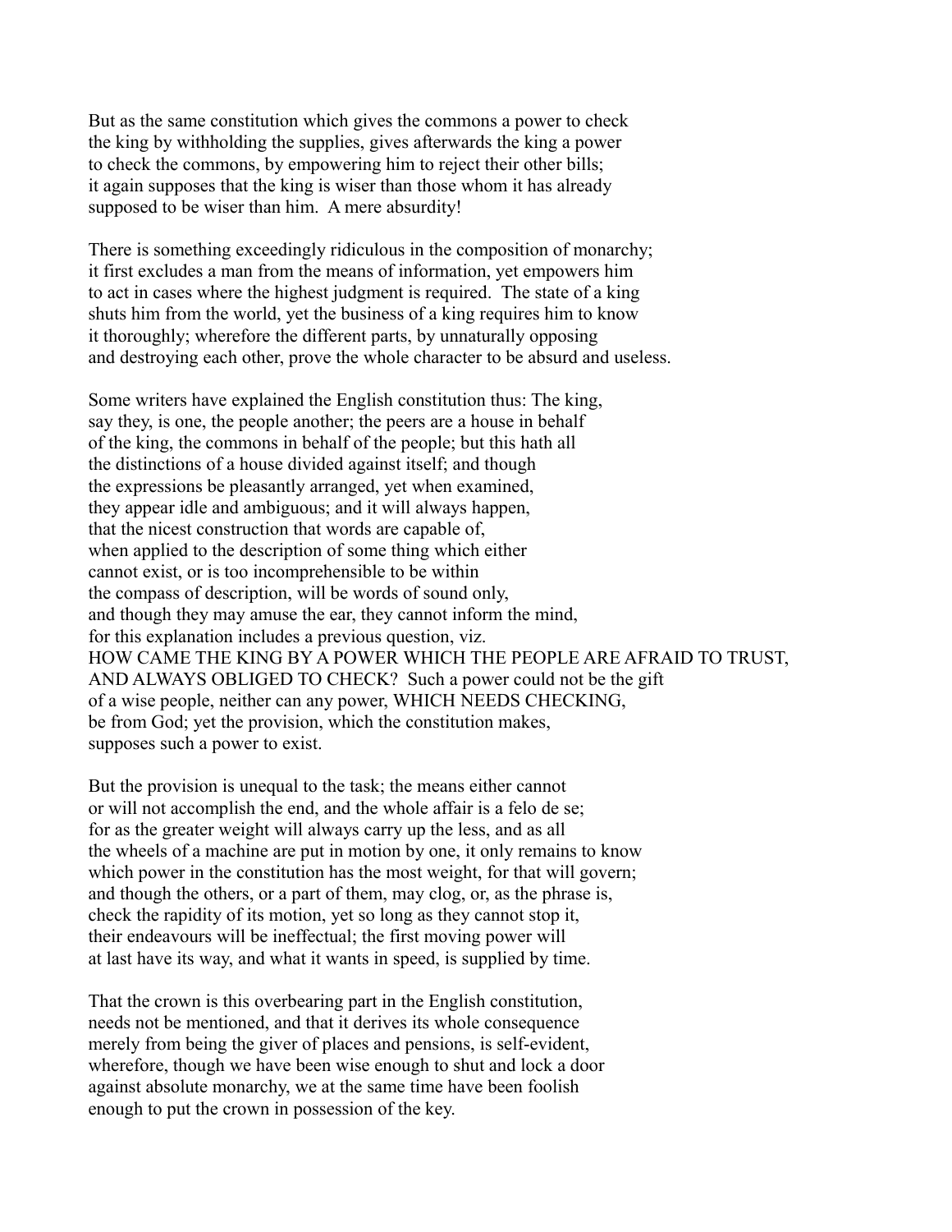But as the same constitution which gives the commons a power to check the king by withholding the supplies, gives afterwards the king a power to check the commons, by empowering him to reject their other bills; it again supposes that the king is wiser than those whom it has already supposed to be wiser than him. A mere absurdity!

There is something exceedingly ridiculous in the composition of monarchy; it first excludes a man from the means of information, yet empowers him to act in cases where the highest judgment is required. The state of a king shuts him from the world, yet the business of a king requires him to know it thoroughly; wherefore the different parts, by unnaturally opposing and destroying each other, prove the whole character to be absurd and useless.

Some writers have explained the English constitution thus: The king, say they, is one, the people another; the peers are a house in behalf of the king, the commons in behalf of the people; but this hath all the distinctions of a house divided against itself; and though the expressions be pleasantly arranged, yet when examined, they appear idle and ambiguous; and it will always happen, that the nicest construction that words are capable of, when applied to the description of some thing which either cannot exist, or is too incomprehensible to be within the compass of description, will be words of sound only, and though they may amuse the ear, they cannot inform the mind, for this explanation includes a previous question, viz. HOW CAME THE KING BY A POWER WHICH THE PEOPLE ARE AFRAID TO TRUST, AND ALWAYS OBLIGED TO CHECK? Such a power could not be the gift of a wise people, neither can any power, WHICH NEEDS CHECKING, be from God; yet the provision, which the constitution makes, supposes such a power to exist.

But the provision is unequal to the task; the means either cannot or will not accomplish the end, and the whole affair is a felo de se; for as the greater weight will always carry up the less, and as all the wheels of a machine are put in motion by one, it only remains to know which power in the constitution has the most weight, for that will govern; and though the others, or a part of them, may clog, or, as the phrase is, check the rapidity of its motion, yet so long as they cannot stop it, their endeavours will be ineffectual; the first moving power will at last have its way, and what it wants in speed, is supplied by time.

That the crown is this overbearing part in the English constitution, needs not be mentioned, and that it derives its whole consequence merely from being the giver of places and pensions, is self-evident, wherefore, though we have been wise enough to shut and lock a door against absolute monarchy, we at the same time have been foolish enough to put the crown in possession of the key.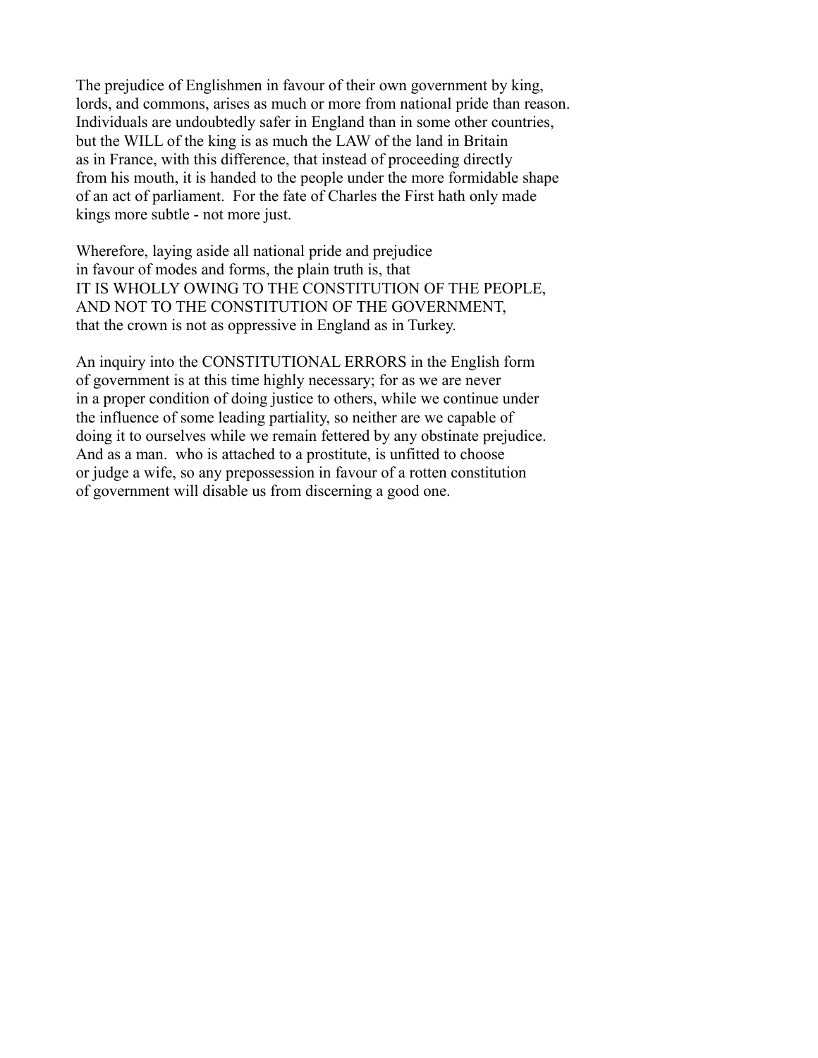The prejudice of Englishmen in favour of their own government by king, lords, and commons, arises as much or more from national pride than reason. Individuals are undoubtedly safer in England than in some other countries, but the WILL of the king is as much the LAW of the land in Britain as in France, with this difference, that instead of proceeding directly from his mouth, it is handed to the people under the more formidable shape of an act of parliament. For the fate of Charles the First hath only made kings more subtle - not more just.

Wherefore, laying aside all national pride and prejudice in favour of modes and forms, the plain truth is, that IT IS WHOLLY OWING TO THE CONSTITUTION OF THE PEOPLE, AND NOT TO THE CONSTITUTION OF THE GOVERNMENT, that the crown is not as oppressive in England as in Turkey.

An inquiry into the CONSTITUTIONAL ERRORS in the English form of government is at this time highly necessary; for as we are never in a proper condition of doing justice to others, while we continue under the influence of some leading partiality, so neither are we capable of doing it to ourselves while we remain fettered by any obstinate prejudice. And as a man. who is attached to a prostitute, is unfitted to choose or judge a wife, so any prepossession in favour of a rotten constitution of government will disable us from discerning a good one.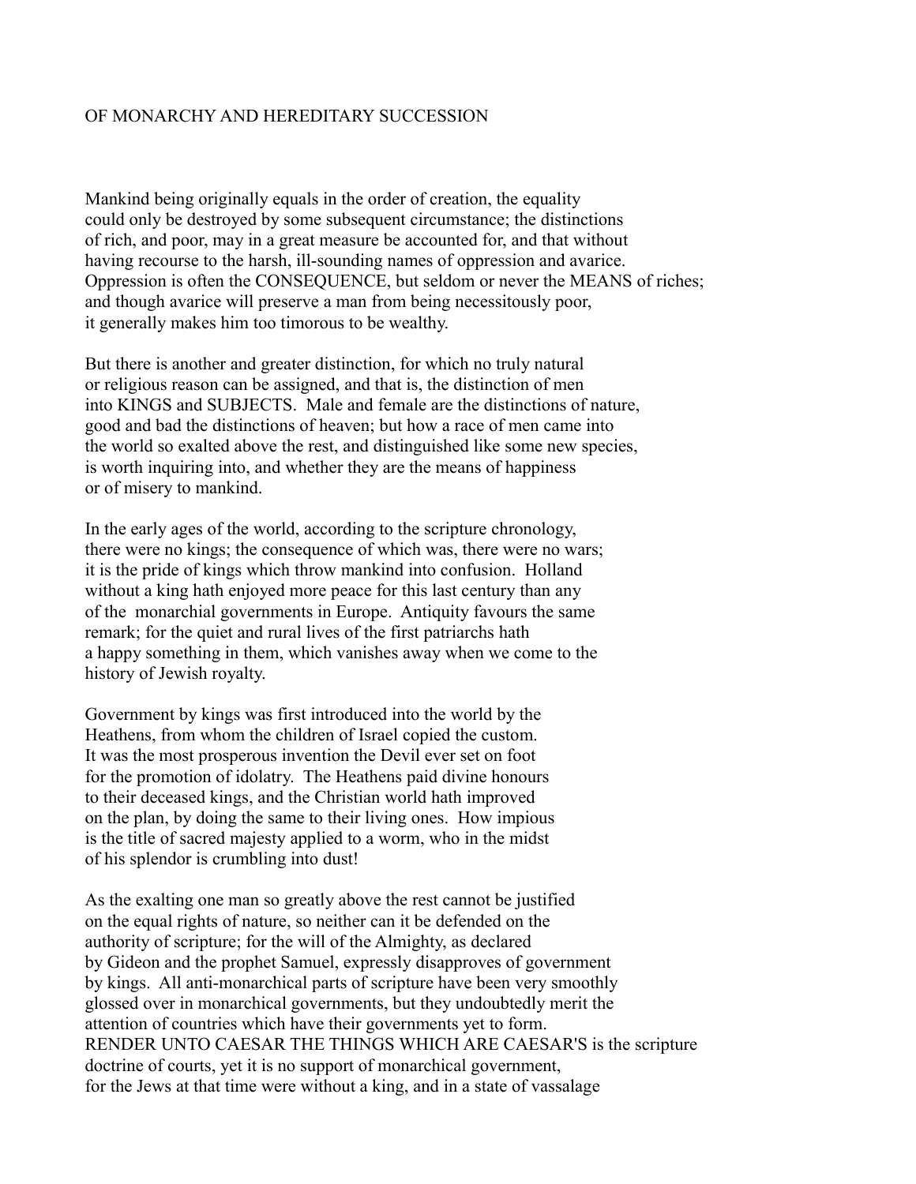## OF MONARCHY AND HEREDITARY SUCCESSION

Mankind being originally equals in the order of creation, the equality could only be destroyed by some subsequent circumstance; the distinctions of rich, and poor, may in a great measure be accounted for, and that without having recourse to the harsh, ill-sounding names of oppression and avarice. Oppression is often the CONSEQUENCE, but seldom or never the MEANS of riches; and though avarice will preserve a man from being necessitously poor, it generally makes him too timorous to be wealthy.

But there is another and greater distinction, for which no truly natural or religious reason can be assigned, and that is, the distinction of men into KINGS and SUBJECTS. Male and female are the distinctions of nature, good and bad the distinctions of heaven; but how a race of men came into the world so exalted above the rest, and distinguished like some new species, is worth inquiring into, and whether they are the means of happiness or of misery to mankind.

In the early ages of the world, according to the scripture chronology, there were no kings; the consequence of which was, there were no wars; it is the pride of kings which throw mankind into confusion. Holland without a king hath enjoyed more peace for this last century than any of the monarchial governments in Europe. Antiquity favours the same remark; for the quiet and rural lives of the first patriarchs hath a happy something in them, which vanishes away when we come to the history of Jewish royalty.

Government by kings was first introduced into the world by the Heathens, from whom the children of Israel copied the custom. It was the most prosperous invention the Devil ever set on foot for the promotion of idolatry. The Heathens paid divine honours to their deceased kings, and the Christian world hath improved on the plan, by doing the same to their living ones. How impious is the title of sacred majesty applied to a worm, who in the midst of his splendor is crumbling into dust!

As the exalting one man so greatly above the rest cannot be justified on the equal rights of nature, so neither can it be defended on the authority of scripture; for the will of the Almighty, as declared by Gideon and the prophet Samuel, expressly disapproves of government by kings. All anti-monarchical parts of scripture have been very smoothly glossed over in monarchical governments, but they undoubtedly merit the attention of countries which have their governments yet to form. RENDER UNTO CAESAR THE THINGS WHICH ARE CAESAR'S is the scripture doctrine of courts, yet it is no support of monarchical government, for the Jews at that time were without a king, and in a state of vassalage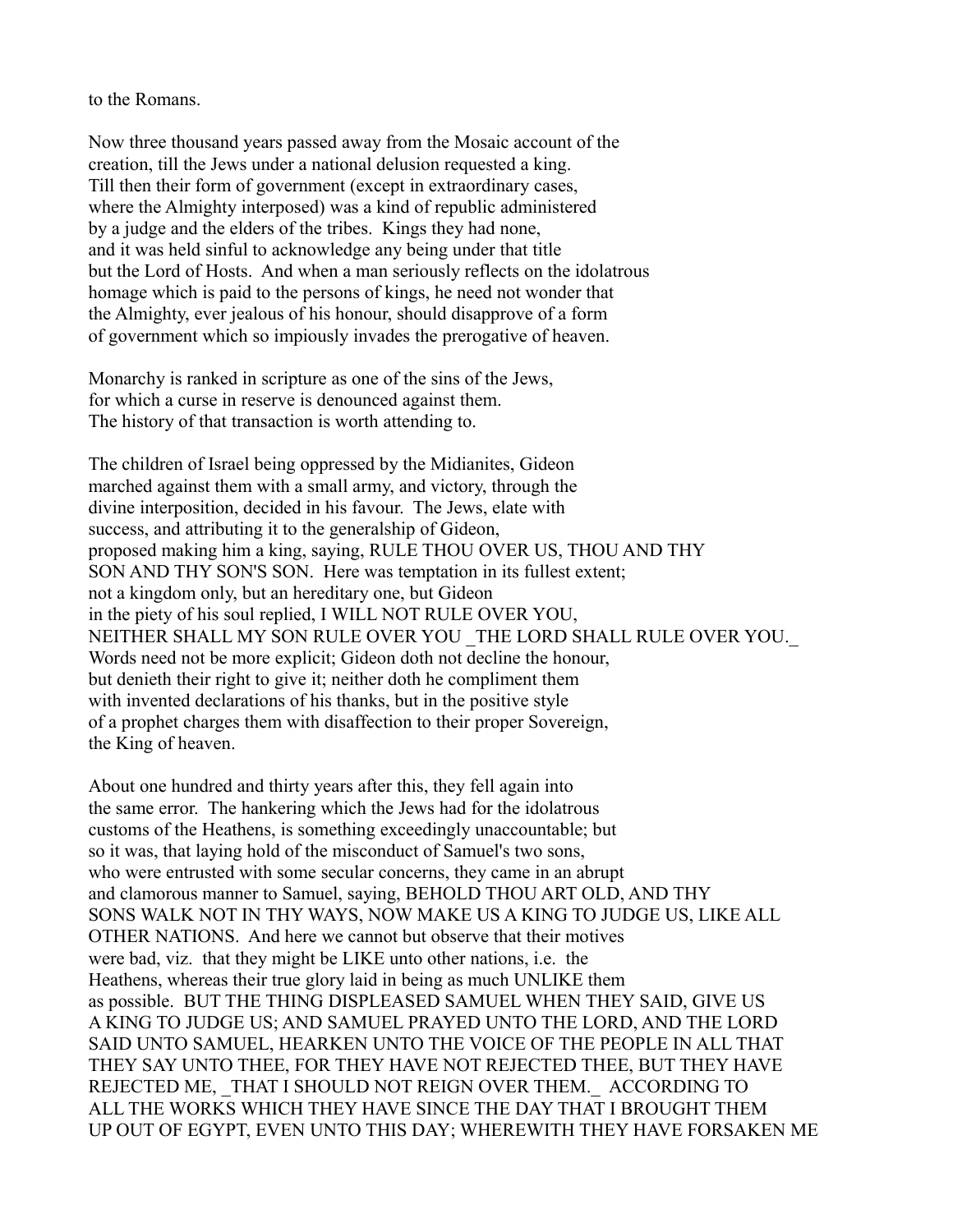to the Romans.

Now three thousand years passed away from the Mosaic account of the creation, till the Jews under a national delusion requested a king. Till then their form of government (except in extraordinary cases, where the Almighty interposed) was a kind of republic administered by a judge and the elders of the tribes. Kings they had none, and it was held sinful to acknowledge any being under that title but the Lord of Hosts. And when a man seriously reflects on the idolatrous homage which is paid to the persons of kings, he need not wonder that the Almighty, ever jealous of his honour, should disapprove of a form of government which so impiously invades the prerogative of heaven.

Monarchy is ranked in scripture as one of the sins of the Jews, for which a curse in reserve is denounced against them. The history of that transaction is worth attending to.

The children of Israel being oppressed by the Midianites, Gideon marched against them with a small army, and victory, through the divine interposition, decided in his favour. The Jews, elate with success, and attributing it to the generalship of Gideon, proposed making him a king, saying, RULE THOU OVER US, THOU AND THY SON AND THY SON'S SON. Here was temptation in its fullest extent; not a kingdom only, but an hereditary one, but Gideon in the piety of his soul replied, I WILL NOT RULE OVER YOU, NEITHER SHALL MY SON RULE OVER YOU _THE LORD SHALL RULE OVER YOU._ Words need not be more explicit; Gideon doth not decline the honour, but denieth their right to give it; neither doth he compliment them with invented declarations of his thanks, but in the positive style of a prophet charges them with disaffection to their proper Sovereign, the King of heaven.

About one hundred and thirty years after this, they fell again into the same error. The hankering which the Jews had for the idolatrous customs of the Heathens, is something exceedingly unaccountable; but so it was, that laying hold of the misconduct of Samuel's two sons, who were entrusted with some secular concerns, they came in an abrupt and clamorous manner to Samuel, saying, BEHOLD THOU ART OLD, AND THY SONS WALK NOT IN THY WAYS, NOW MAKE US A KING TO JUDGE US, LIKE ALL OTHER NATIONS. And here we cannot but observe that their motives were bad, viz. that they might be LIKE unto other nations, i.e. the Heathens, whereas their true glory laid in being as much UNLIKE them as possible. BUT THE THING DISPLEASED SAMUEL WHEN THEY SAID, GIVE US A KING TO JUDGE US; AND SAMUEL PRAYED UNTO THE LORD, AND THE LORD SAID UNTO SAMUEL, HEARKEN UNTO THE VOICE OF THE PEOPLE IN ALL THAT THEY SAY UNTO THEE, FOR THEY HAVE NOT REJECTED THEE, BUT THEY HAVE REJECTED ME, _THAT I SHOULD NOT REIGN OVER THEM._ ACCORDING TO ALL THE WORKS WHICH THEY HAVE SINCE THE DAY THAT I BROUGHT THEM UP OUT OF EGYPT, EVEN UNTO THIS DAY; WHEREWITH THEY HAVE FORSAKEN ME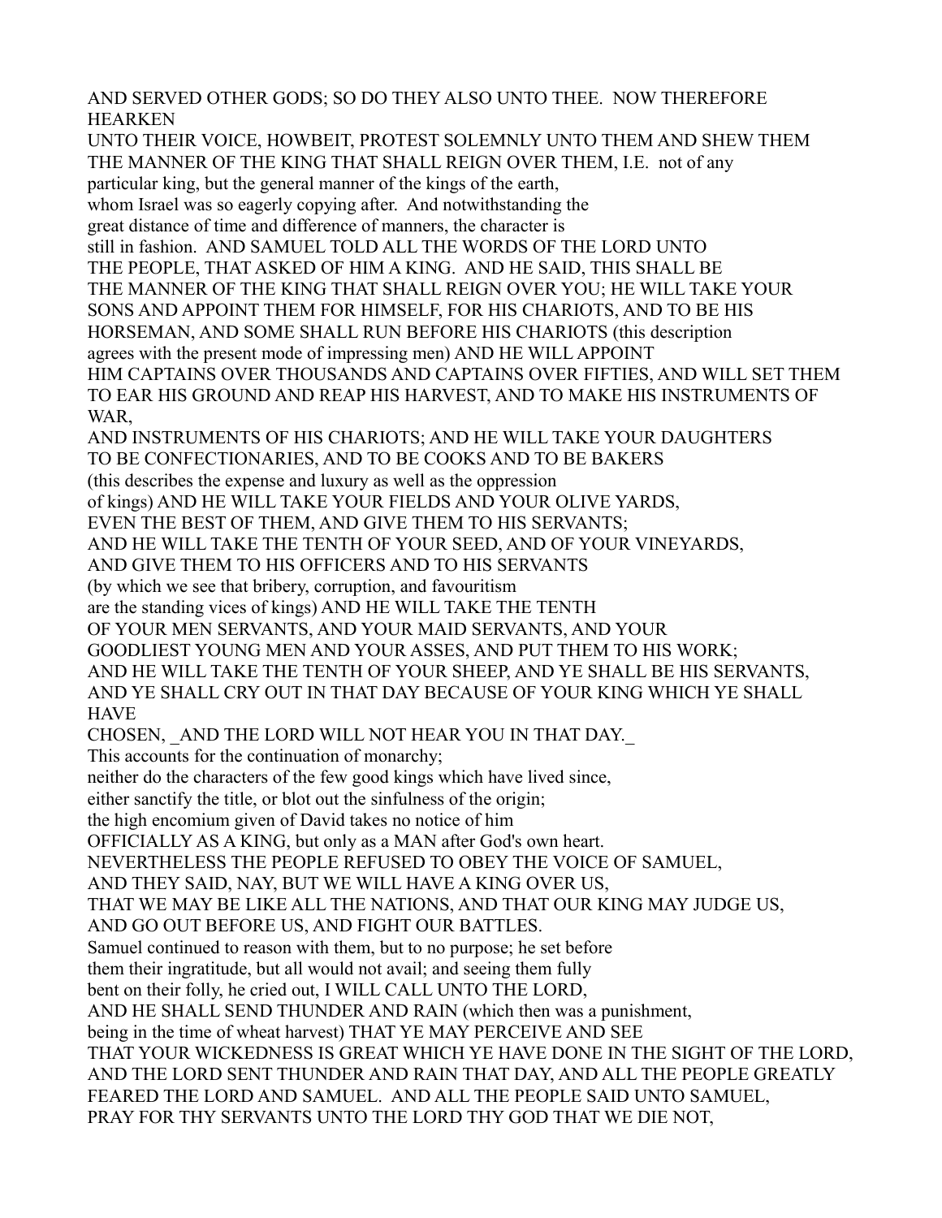AND SERVED OTHER GODS; SO DO THEY ALSO UNTO THEE. NOW THEREFORE HEARKEN
UNTO THEIR VOICE, HOWBEIT, PROTEST SOLEMNLY UNTO THEM AND SHEW THEM
THE MANNER OF THE KING THAT SHALL REIGN OVER THEM, I.E. not of any
particular king, but the general manner of the kings of the earth,
whom Israel was so eagerly copying after. And notwithstanding the
great distance of time and difference of manners, the character is
still in fashion. AND SAMUEL TOLD ALL THE WORDS OF THE LORD UNTO
THE PEOPLE, THAT ASKED OF HIM A KING. AND HE SAID, THIS SHALL BE
THE MANNER OF THE KING THAT SHALL REIGN OVER YOU; HE WILL TAKE YOUR
SONS AND APPOINT THEM FOR HIMSELF, FOR HIS CHARIOTS, AND TO BE HIS
HORSEMAN, AND SOME SHALL RUN BEFORE HIS CHARIOTS (this description
agrees with the present mode of impressing men) AND HE WILL APPOINT
HIM CAPTAINS OVER THOUSANDS AND CAPTAINS OVER FIFTIES, AND WILL SET THEM
TO EAR HIS GROUND AND REAP HIS HARVEST, AND TO MAKE HIS INSTRUMENTS OF WAR,
AND INSTRUMENTS OF HIS CHARIOTS; AND HE WILL TAKE YOUR DAUGHTERS
TO BE CONFECTIONARIES, AND TO BE COOKS AND TO BE BAKERS
(this describes the expense and luxury as well as the oppression
of kings) AND HE WILL TAKE YOUR FIELDS AND YOUR OLIVE YARDS,
EVEN THE BEST OF THEM, AND GIVE THEM TO HIS SERVANTS;
AND HE WILL TAKE THE TENTH OF YOUR SEED, AND OF YOUR VINEYARDS,
AND GIVE THEM TO HIS OFFICERS AND TO HIS SERVANTS
(by which we see that bribery, corruption, and favouritism
are the standing vices of kings) AND HE WILL TAKE THE TENTH
OF YOUR MEN SERVANTS, AND YOUR MAID SERVANTS, AND YOUR
GOODLIEST YOUNG MEN AND YOUR ASSES, AND PUT THEM TO HIS WORK;
AND HE WILL TAKE THE TENTH OF YOUR SHEEP, AND YE SHALL BE HIS SERVANTS,
AND YE SHALL CRY OUT IN THAT DAY BECAUSE OF YOUR KING WHICH YE SHALL HAVE
CHOSEN, _AND THE LORD WILL NOT HEAR YOU IN THAT DAY._
This accounts for the continuation of monarchy;
neither do the characters of the few good kings which have lived since,
either sanctify the title, or blot out the sinfulness of the origin;
the high encomium given of David takes no notice of him
OFFICIALLY AS A KING, but only as a MAN after God's own heart.
NEVERTHELESS THE PEOPLE REFUSED TO OBEY THE VOICE OF SAMUEL,
AND THEY SAID, NAY, BUT WE WILL HAVE A KING OVER US,
THAT WE MAY BE LIKE ALL THE NATIONS, AND THAT OUR KING MAY JUDGE US,
AND GO OUT BEFORE US, AND FIGHT OUR BATTLES.
Samuel continued to reason with them, but to no purpose; he set before
them their ingratitude, but all would not avail; and seeing them fully
bent on their folly, he cried out, I WILL CALL UNTO THE LORD,
AND HE SHALL SEND THUNDER AND RAIN (which then was a punishment,
being in the time of wheat harvest) THAT YE MAY PERCEIVE AND SEE
THAT YOUR WICKEDNESS IS GREAT WHICH YE HAVE DONE IN THE SIGHT OF THE LORD,
AND THE LORD SENT THUNDER AND RAIN THAT DAY, AND ALL THE PEOPLE GREATLY
FEARED THE LORD AND SAMUEL. AND ALL THE PEOPLE SAID UNTO SAMUEL,
PRAY FOR THY SERVANTS UNTO THE LORD THY GOD THAT WE DIE NOT,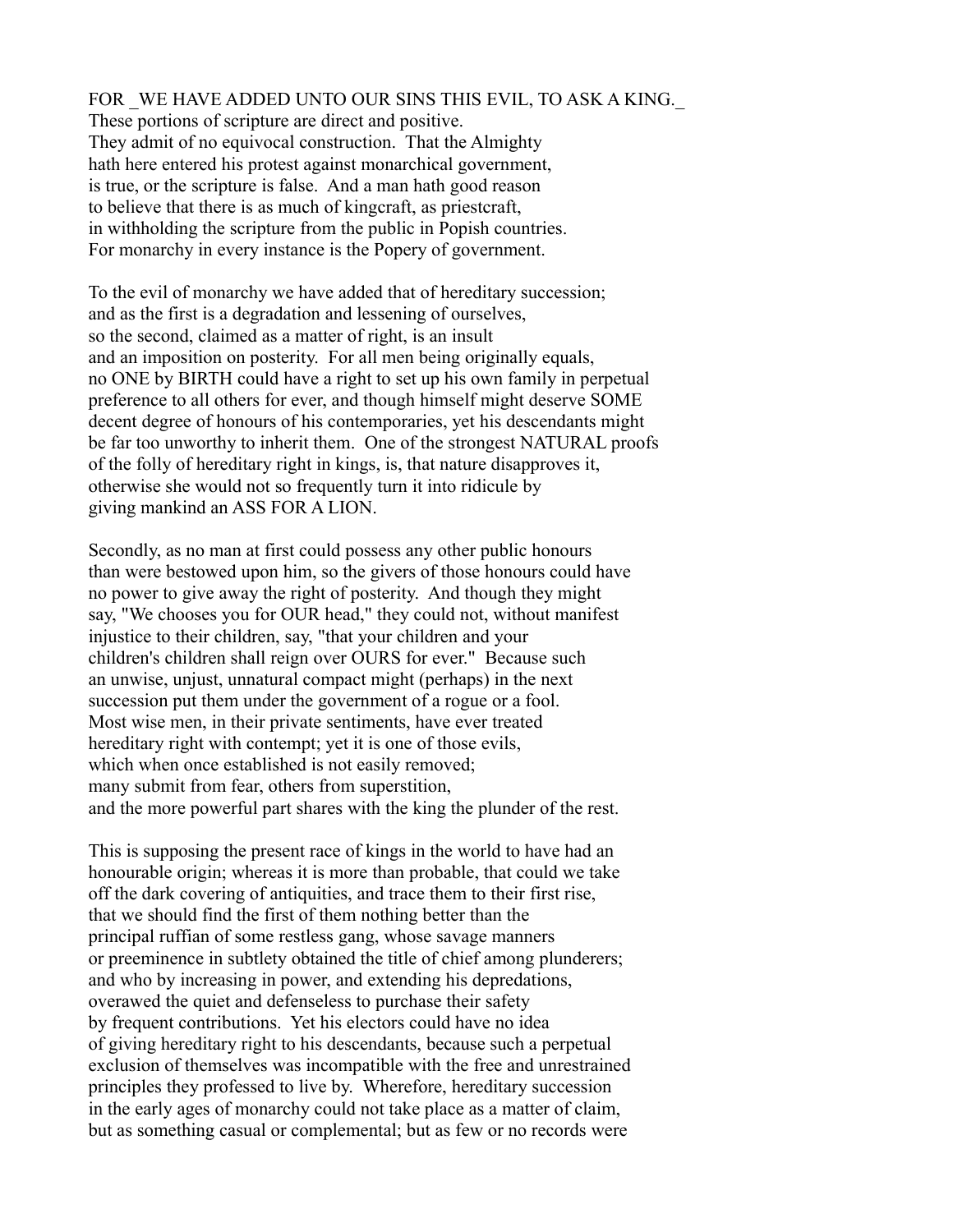FOR _WE HAVE ADDED UNTO OUR SINS THIS EVIL, TO ASK A KING._
These portions of scripture are direct and positive.
They admit of no equivocal construction. That the Almighty
hath here entered his protest against monarchical government,
is true, or the scripture is false. And a man hath good reason
to believe that there is as much of kingcraft, as priestcraft,
in withholding the scripture from the public in Popish countries.
For monarchy in every instance is the Popery of government.

To the evil of monarchy we have added that of hereditary succession;
and as the first is a degradation and lessening of ourselves,
so the second, claimed as a matter of right, is an insult
and an imposition on posterity. For all men being originally equals,
no ONE by BIRTH could have a right to set up his own family in perpetual
preference to all others for ever, and though himself might deserve SOME
decent degree of honours of his contemporaries, yet his descendants might
be far too unworthy to inherit them. One of the strongest NATURAL proofs
of the folly of hereditary right in kings, is, that nature disapproves it,
otherwise she would not so frequently turn it into ridicule by
giving mankind an ASS FOR A LION.

Secondly, as no man at first could possess any other public honours
than were bestowed upon him, so the givers of those honours could have
no power to give away the right of posterity. And though they might
say, "We chooses you for OUR head," they could not, without manifest
injustice to their children, say, "that your children and your
children's children shall reign over OURS for ever." Because such
an unwise, unjust, unnatural compact might (perhaps) in the next
succession put them under the government of a rogue or a fool.
Most wise men, in their private sentiments, have ever treated
hereditary right with contempt; yet it is one of those evils,
which when once established is not easily removed;
many submit from fear, others from superstition,
and the more powerful part shares with the king the plunder of the rest.

This is supposing the present race of kings in the world to have had an
honourable origin; whereas it is more than probable, that could we take
off the dark covering of antiquities, and trace them to their first rise,
that we should find the first of them nothing better than the
principal ruffian of some restless gang, whose savage manners
or preeminence in subtlety obtained the title of chief among plunderers;
and who by increasing in power, and extending his depredations,
overawed the quiet and defenseless to purchase their safety
by frequent contributions. Yet his electors could have no idea
of giving hereditary right to his descendants, because such a perpetual
exclusion of themselves was incompatible with the free and unrestrained
principles they professed to live by. Wherefore, hereditary succession
in the early ages of monarchy could not take place as a matter of claim,
but as something casual or complemental; but as few or no records were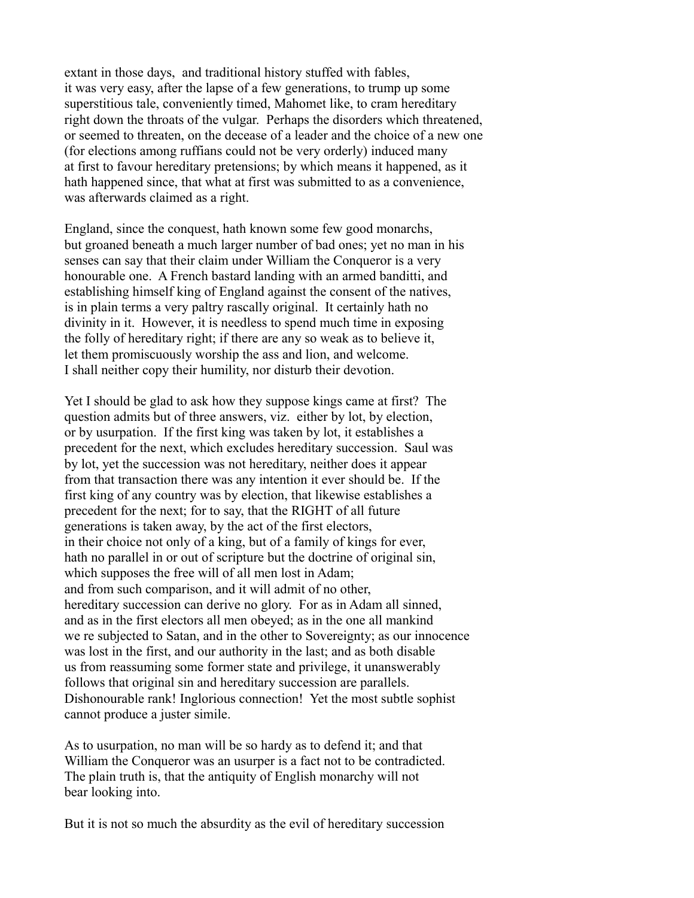extant in those days, and traditional history stuffed with fables, it was very easy, after the lapse of a few generations, to trump up some superstitious tale, conveniently timed, Mahomet like, to cram hereditary right down the throats of the vulgar. Perhaps the disorders which threatened, or seemed to threaten, on the decease of a leader and the choice of a new one (for elections among ruffians could not be very orderly) induced many at first to favour hereditary pretensions; by which means it happened, as it hath happened since, that what at first was submitted to as a convenience, was afterwards claimed as a right.

England, since the conquest, hath known some few good monarchs, but groaned beneath a much larger number of bad ones; yet no man in his senses can say that their claim under William the Conqueror is a very honourable one. A French bastard landing with an armed banditti, and establishing himself king of England against the consent of the natives, is in plain terms a very paltry rascally original. It certainly hath no divinity in it. However, it is needless to spend much time in exposing the folly of hereditary right; if there are any so weak as to believe it, let them promiscuously worship the ass and lion, and welcome. I shall neither copy their humility, nor disturb their devotion.

Yet I should be glad to ask how they suppose kings came at first? The question admits but of three answers, viz. either by lot, by election, or by usurpation. If the first king was taken by lot, it establishes a precedent for the next, which excludes hereditary succession. Saul was by lot, yet the succession was not hereditary, neither does it appear from that transaction there was any intention it ever should be. If the first king of any country was by election, that likewise establishes a precedent for the next; for to say, that the RIGHT of all future generations is taken away, by the act of the first electors, in their choice not only of a king, but of a family of kings for ever, hath no parallel in or out of scripture but the doctrine of original sin, which supposes the free will of all men lost in Adam; and from such comparison, and it will admit of no other, hereditary succession can derive no glory. For as in Adam all sinned, and as in the first electors all men obeyed; as in the one all mankind we re subjected to Satan, and in the other to Sovereignty; as our innocence was lost in the first, and our authority in the last; and as both disable us from reassuming some former state and privilege, it unanswerably follows that original sin and hereditary succession are parallels. Dishonourable rank! Inglorious connection! Yet the most subtle sophist cannot produce a juster simile.

As to usurpation, no man will be so hardy as to defend it; and that William the Conqueror was an usurper is a fact not to be contradicted. The plain truth is, that the antiquity of English monarchy will not bear looking into.

But it is not so much the absurdity as the evil of hereditary succession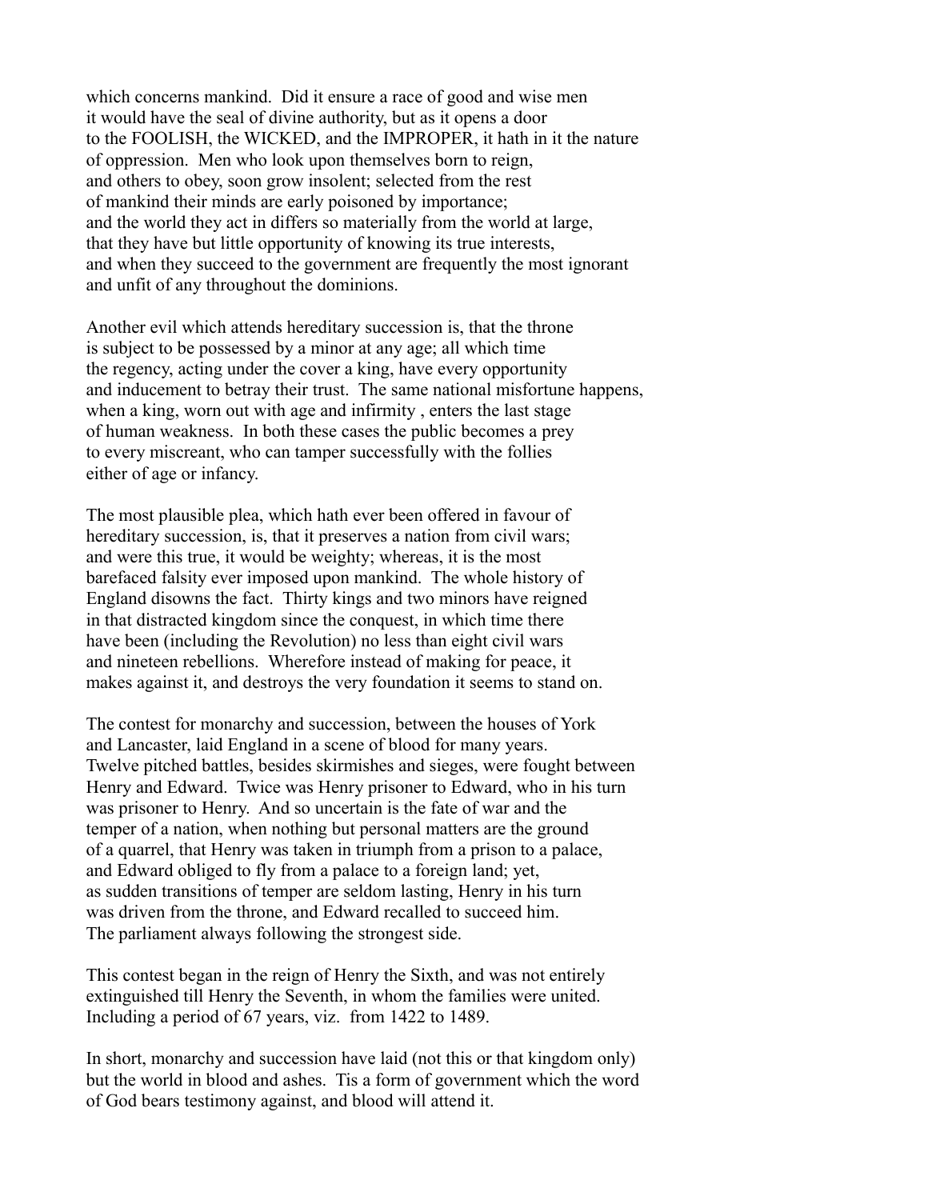which concerns mankind. Did it ensure a race of good and wise men it would have the seal of divine authority, but as it opens a door to the FOOLISH, the WICKED, and the IMPROPER, it hath in it the nature of oppression. Men who look upon themselves born to reign, and others to obey, soon grow insolent; selected from the rest of mankind their minds are early poisoned by importance; and the world they act in differs so materially from the world at large, that they have but little opportunity of knowing its true interests, and when they succeed to the government are frequently the most ignorant and unfit of any throughout the dominions.

Another evil which attends hereditary succession is, that the throne is subject to be possessed by a minor at any age; all which time the regency, acting under the cover a king, have every opportunity and inducement to betray their trust. The same national misfortune happens, when a king, worn out with age and infirmity , enters the last stage of human weakness. In both these cases the public becomes a prey to every miscreant, who can tamper successfully with the follies either of age or infancy.

The most plausible plea, which hath ever been offered in favour of hereditary succession, is, that it preserves a nation from civil wars; and were this true, it would be weighty; whereas, it is the most barefaced falsity ever imposed upon mankind. The whole history of England disowns the fact. Thirty kings and two minors have reigned in that distracted kingdom since the conquest, in which time there have been (including the Revolution) no less than eight civil wars and nineteen rebellions. Wherefore instead of making for peace, it makes against it, and destroys the very foundation it seems to stand on.

The contest for monarchy and succession, between the houses of York and Lancaster, laid England in a scene of blood for many years. Twelve pitched battles, besides skirmishes and sieges, were fought between Henry and Edward. Twice was Henry prisoner to Edward, who in his turn was prisoner to Henry. And so uncertain is the fate of war and the temper of a nation, when nothing but personal matters are the ground of a quarrel, that Henry was taken in triumph from a prison to a palace, and Edward obliged to fly from a palace to a foreign land; yet, as sudden transitions of temper are seldom lasting, Henry in his turn was driven from the throne, and Edward recalled to succeed him. The parliament always following the strongest side.

This contest began in the reign of Henry the Sixth, and was not entirely extinguished till Henry the Seventh, in whom the families were united. Including a period of 67 years, viz. from 1422 to 1489.

In short, monarchy and succession have laid (not this or that kingdom only) but the world in blood and ashes. Tis a form of government which the word of God bears testimony against, and blood will attend it.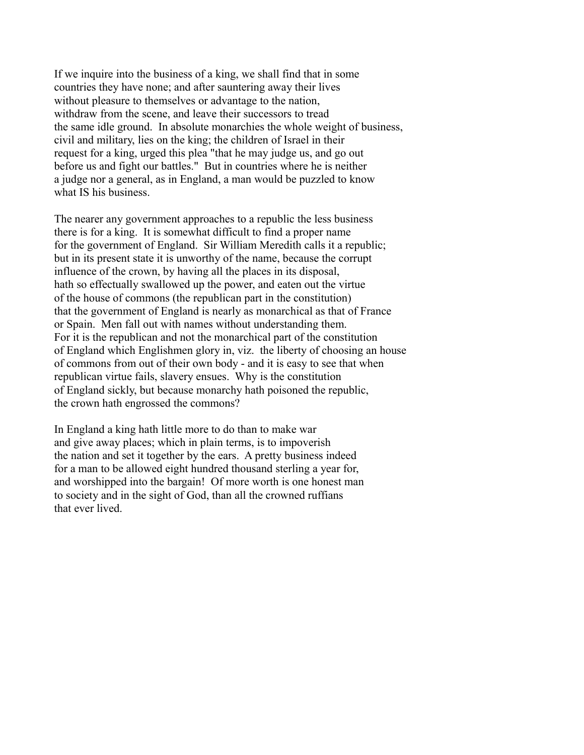If we inquire into the business of a king, we shall find that in some countries they have none; and after sauntering away their lives without pleasure to themselves or advantage to the nation, withdraw from the scene, and leave their successors to tread the same idle ground. In absolute monarchies the whole weight of business, civil and military, lies on the king; the children of Israel in their request for a king, urged this plea "that he may judge us, and go out before us and fight our battles." But in countries where he is neither a judge nor a general, as in England, a man would be puzzled to know what IS his business.

The nearer any government approaches to a republic the less business there is for a king. It is somewhat difficult to find a proper name for the government of England. Sir William Meredith calls it a republic; but in its present state it is unworthy of the name, because the corrupt influence of the crown, by having all the places in its disposal, hath so effectually swallowed up the power, and eaten out the virtue of the house of commons (the republican part in the constitution) that the government of England is nearly as monarchical as that of France or Spain. Men fall out with names without understanding them. For it is the republican and not the monarchical part of the constitution of England which Englishmen glory in, viz. the liberty of choosing an house of commons from out of their own body - and it is easy to see that when republican virtue fails, slavery ensues. Why is the constitution of England sickly, but because monarchy hath poisoned the republic, the crown hath engrossed the commons?

In England a king hath little more to do than to make war and give away places; which in plain terms, is to impoverish the nation and set it together by the ears. A pretty business indeed for a man to be allowed eight hundred thousand sterling a year for, and worshipped into the bargain! Of more worth is one honest man to society and in the sight of God, than all the crowned ruffians that ever lived.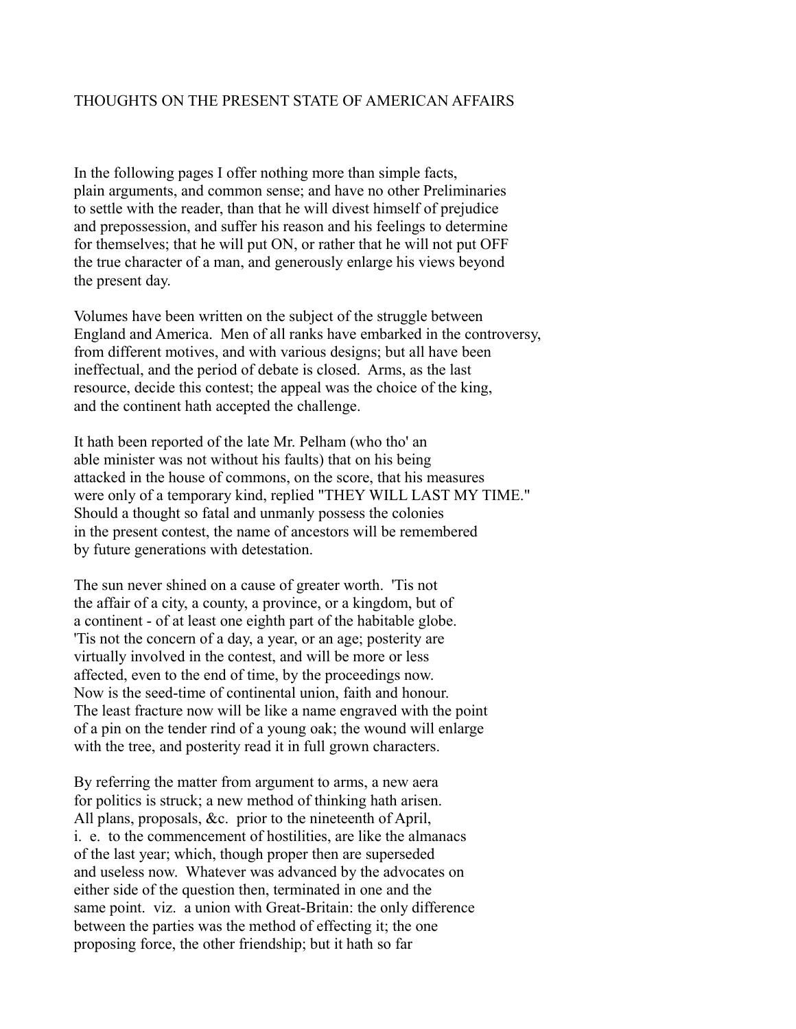## THOUGHTS ON THE PRESENT STATE OF AMERICAN AFFAIRS

In the following pages I offer nothing more than simple facts, plain arguments, and common sense; and have no other Preliminaries to settle with the reader, than that he will divest himself of prejudice and prepossession, and suffer his reason and his feelings to determine for themselves; that he will put ON, or rather that he will not put OFF the true character of a man, and generously enlarge his views beyond the present day.

Volumes have been written on the subject of the struggle between England and America. Men of all ranks have embarked in the controversy, from different motives, and with various designs; but all have been ineffectual, and the period of debate is closed. Arms, as the last resource, decide this contest; the appeal was the choice of the king, and the continent hath accepted the challenge.

It hath been reported of the late Mr. Pelham (who tho' an able minister was not without his faults) that on his being attacked in the house of commons, on the score, that his measures were only of a temporary kind, replied "THEY WILL LAST MY TIME." Should a thought so fatal and unmanly possess the colonies in the present contest, the name of ancestors will be remembered by future generations with detestation.

The sun never shined on a cause of greater worth. 'Tis not the affair of a city, a county, a province, or a kingdom, but of a continent - of at least one eighth part of the habitable globe. 'Tis not the concern of a day, a year, or an age; posterity are virtually involved in the contest, and will be more or less affected, even to the end of time, by the proceedings now. Now is the seed-time of continental union, faith and honour. The least fracture now will be like a name engraved with the point of a pin on the tender rind of a young oak; the wound will enlarge with the tree, and posterity read it in full grown characters.

By referring the matter from argument to arms, a new aera for politics is struck; a new method of thinking hath arisen. All plans, proposals, &c. prior to the nineteenth of April, i. e. to the commencement of hostilities, are like the almanacs of the last year; which, though proper then are superseded and useless now. Whatever was advanced by the advocates on either side of the question then, terminated in one and the same point. viz. a union with Great-Britain: the only difference between the parties was the method of effecting it; the one proposing force, the other friendship; but it hath so far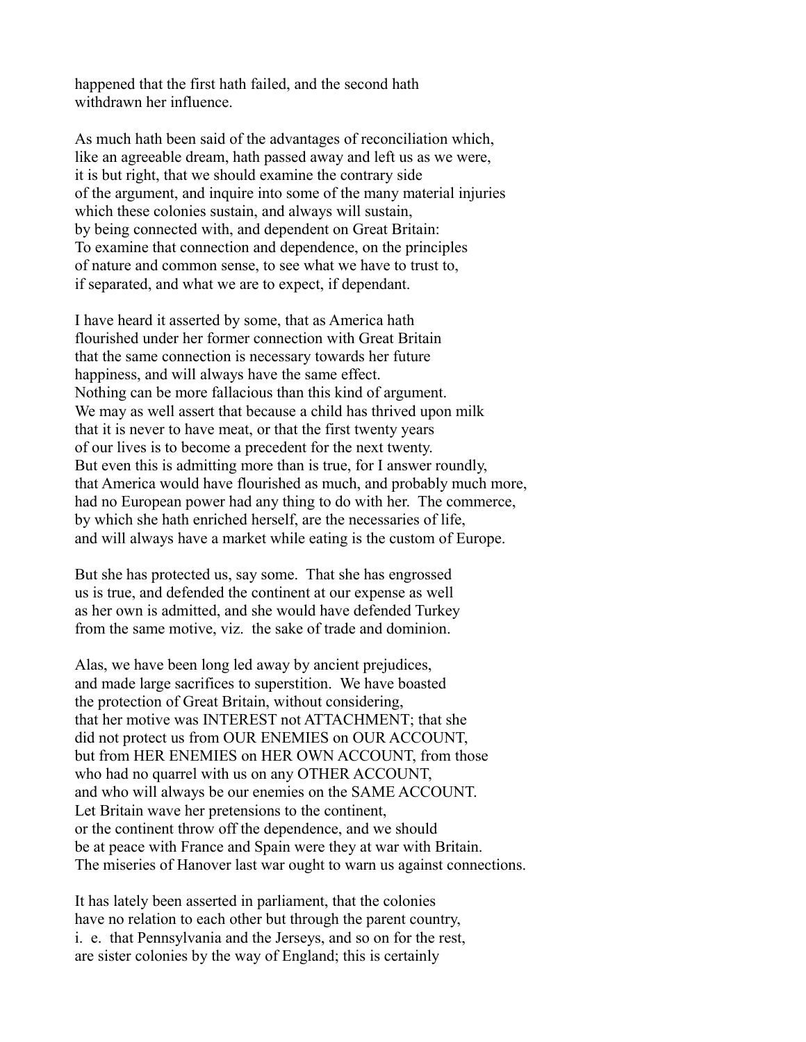happened that the first hath failed, and the second hath withdrawn her influence.

As much hath been said of the advantages of reconciliation which, like an agreeable dream, hath passed away and left us as we were, it is but right, that we should examine the contrary side of the argument, and inquire into some of the many material injuries which these colonies sustain, and always will sustain, by being connected with, and dependent on Great Britain: To examine that connection and dependence, on the principles of nature and common sense, to see what we have to trust to, if separated, and what we are to expect, if dependant.

I have heard it asserted by some, that as America hath flourished under her former connection with Great Britain that the same connection is necessary towards her future happiness, and will always have the same effect. Nothing can be more fallacious than this kind of argument. We may as well assert that because a child has thrived upon milk that it is never to have meat, or that the first twenty years of our lives is to become a precedent for the next twenty. But even this is admitting more than is true, for I answer roundly, that America would have flourished as much, and probably much more, had no European power had any thing to do with her. The commerce, by which she hath enriched herself, are the necessaries of life, and will always have a market while eating is the custom of Europe.

But she has protected us, say some. That she has engrossed us is true, and defended the continent at our expense as well as her own is admitted, and she would have defended Turkey from the same motive, viz. the sake of trade and dominion.

Alas, we have been long led away by ancient prejudices, and made large sacrifices to superstition. We have boasted the protection of Great Britain, without considering, that her motive was INTEREST not ATTACHMENT; that she did not protect us from OUR ENEMIES on OUR ACCOUNT, but from HER ENEMIES on HER OWN ACCOUNT, from those who had no quarrel with us on any OTHER ACCOUNT, and who will always be our enemies on the SAME ACCOUNT. Let Britain wave her pretensions to the continent, or the continent throw off the dependence, and we should be at peace with France and Spain were they at war with Britain. The miseries of Hanover last war ought to warn us against connections.

It has lately been asserted in parliament, that the colonies have no relation to each other but through the parent country, i. e. that Pennsylvania and the Jerseys, and so on for the rest, are sister colonies by the way of England; this is certainly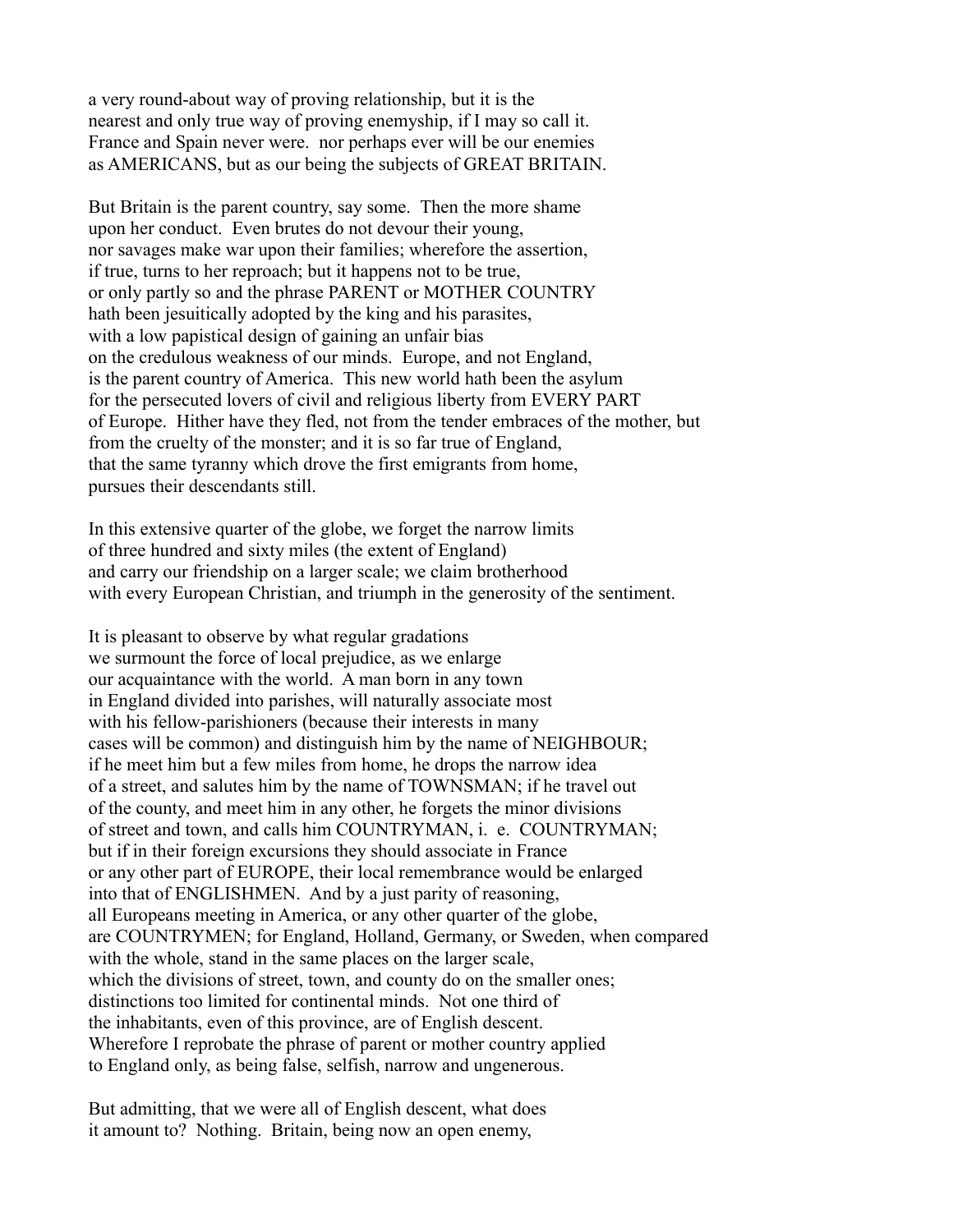a very round-about way of proving relationship, but it is the
nearest and only true way of proving enemyship, if I may so call it.
France and Spain never were. nor perhaps ever will be our enemies
as AMERICANS, but as our being the subjects of GREAT BRITAIN.

But Britain is the parent country, say some. Then the more shame
upon her conduct. Even brutes do not devour their young,
nor savages make war upon their families; wherefore the assertion,
if true, turns to her reproach; but it happens not to be true,
or only partly so and the phrase PARENT or MOTHER COUNTRY
hath been jesuitically adopted by the king and his parasites,
with a low papistical design of gaining an unfair bias
on the credulous weakness of our minds. Europe, and not England,
is the parent country of America. This new world hath been the asylum
for the persecuted lovers of civil and religious liberty from EVERY PART
of Europe. Hither have they fled, not from the tender embraces of the mother, but
from the cruelty of the monster; and it is so far true of England,
that the same tyranny which drove the first emigrants from home,
pursues their descendants still.

In this extensive quarter of the globe, we forget the narrow limits
of three hundred and sixty miles (the extent of England)
and carry our friendship on a larger scale; we claim brotherhood
with every European Christian, and triumph in the generosity of the sentiment.

It is pleasant to observe by what regular gradations
we surmount the force of local prejudice, as we enlarge
our acquaintance with the world. A man born in any town
in England divided into parishes, will naturally associate most
with his fellow-parishioners (because their interests in many
cases will be common) and distinguish him by the name of NEIGHBOUR;
if he meet him but a few miles from home, he drops the narrow idea
of a street, and salutes him by the name of TOWNSMAN; if he travel out
of the county, and meet him in any other, he forgets the minor divisions
of street and town, and calls him COUNTRYMAN, i. e. COUNTRYMAN;
but if in their foreign excursions they should associate in France
or any other part of EUROPE, their local remembrance would be enlarged
into that of ENGLISHMEN. And by a just parity of reasoning,
all Europeans meeting in America, or any other quarter of the globe,
are COUNTRYMEN; for England, Holland, Germany, or Sweden, when compared
with the whole, stand in the same places on the larger scale,
which the divisions of street, town, and county do on the smaller ones;
distinctions too limited for continental minds. Not one third of
the inhabitants, even of this province, are of English descent.
Wherefore I reprobate the phrase of parent or mother country applied
to England only, as being false, selfish, narrow and ungenerous.

But admitting, that we were all of English descent, what does
it amount to? Nothing. Britain, being now an open enemy,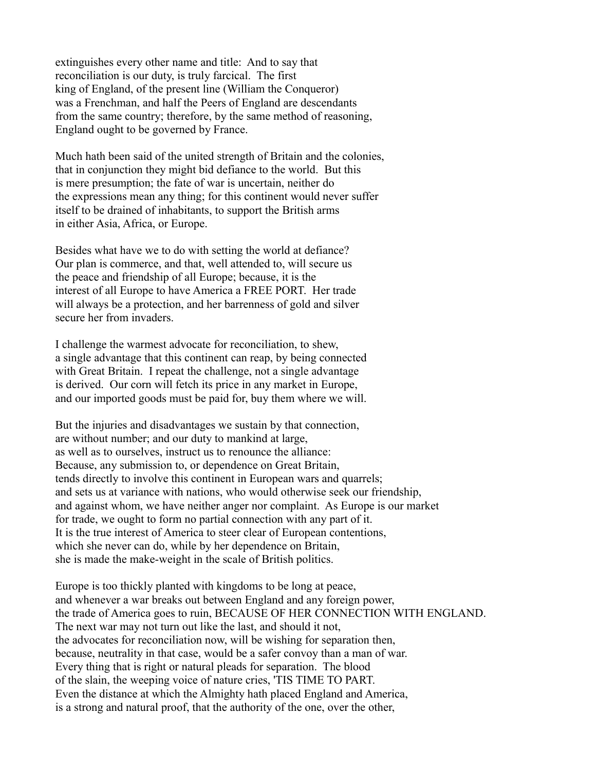extinguishes every other name and title: And to say that
reconciliation is our duty, is truly farcical. The first
king of England, of the present line (William the Conqueror)
was a Frenchman, and half the Peers of England are descendants
from the same country; therefore, by the same method of reasoning,
England ought to be governed by France.

Much hath been said of the united strength of Britain and the colonies,
that in conjunction they might bid defiance to the world. But this
is mere presumption; the fate of war is uncertain, neither do
the expressions mean any thing; for this continent would never suffer
itself to be drained of inhabitants, to support the British arms
in either Asia, Africa, or Europe.

Besides what have we to do with setting the world at defiance?
Our plan is commerce, and that, well attended to, will secure us
the peace and friendship of all Europe; because, it is the
interest of all Europe to have America a FREE PORT. Her trade
will always be a protection, and her barrenness of gold and silver
secure her from invaders.

I challenge the warmest advocate for reconciliation, to shew,
a single advantage that this continent can reap, by being connected
with Great Britain. I repeat the challenge, not a single advantage
is derived. Our corn will fetch its price in any market in Europe,
and our imported goods must be paid for, buy them where we will.

But the injuries and disadvantages we sustain by that connection,
are without number; and our duty to mankind at large,
as well as to ourselves, instruct us to renounce the alliance:
Because, any submission to, or dependence on Great Britain,
tends directly to involve this continent in European wars and quarrels;
and sets us at variance with nations, who would otherwise seek our friendship,
and against whom, we have neither anger nor complaint. As Europe is our market
for trade, we ought to form no partial connection with any part of it.
It is the true interest of America to steer clear of European contentions,
which she never can do, while by her dependence on Britain,
she is made the make-weight in the scale of British politics.

Europe is too thickly planted with kingdoms to be long at peace,
and whenever a war breaks out between England and any foreign power,
the trade of America goes to ruin, BECAUSE OF HER CONNECTION WITH ENGLAND.
The next war may not turn out like the last, and should it not,
the advocates for reconciliation now, will be wishing for separation then,
because, neutrality in that case, would be a safer convoy than a man of war.
Every thing that is right or natural pleads for separation. The blood
of the slain, the weeping voice of nature cries, 'TIS TIME TO PART.
Even the distance at which the Almighty hath placed England and America,
is a strong and natural proof, that the authority of the one, over the other,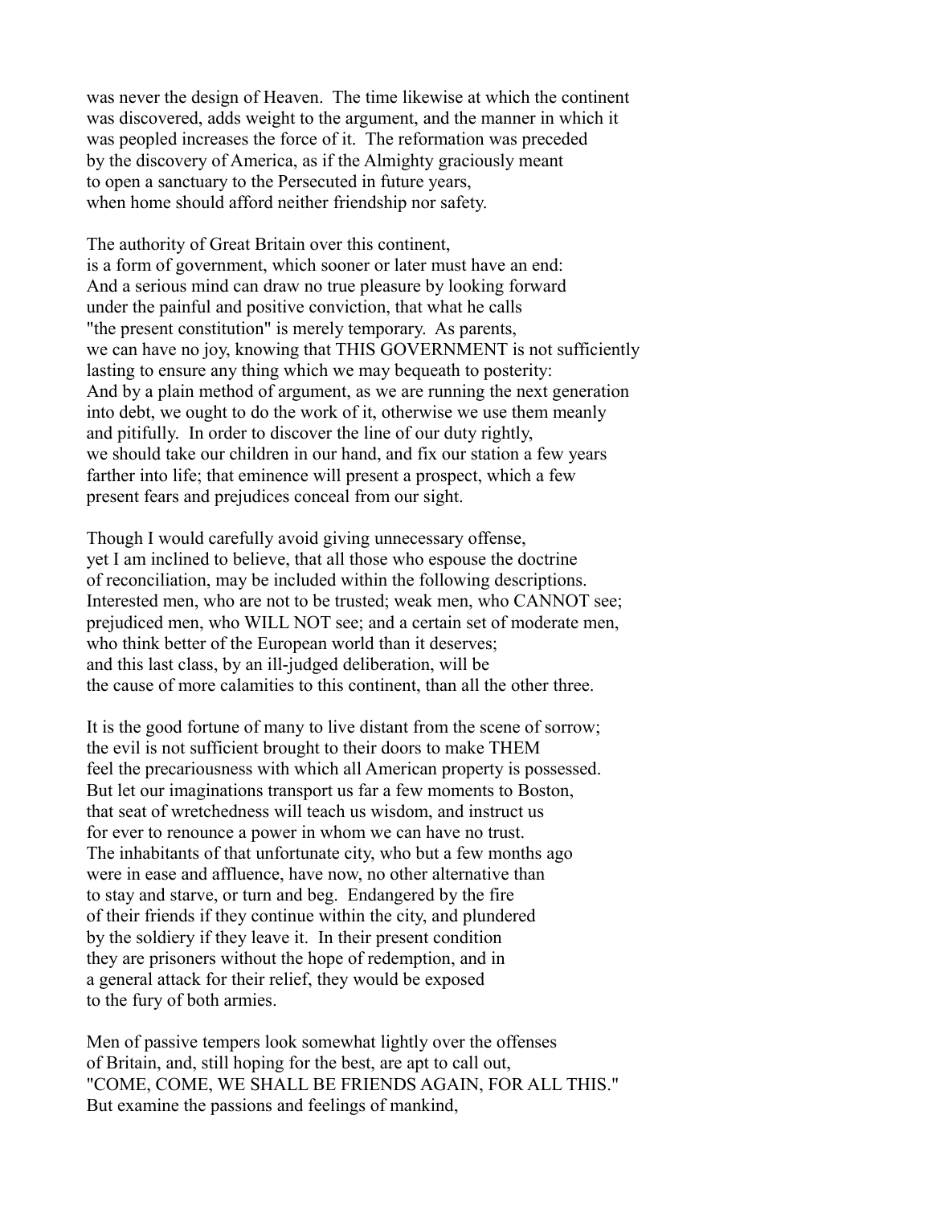was never the design of Heaven. The time likewise at which the continent was discovered, adds weight to the argument, and the manner in which it was peopled increases the force of it. The reformation was preceded by the discovery of America, as if the Almighty graciously meant to open a sanctuary to the Persecuted in future years, when home should afford neither friendship nor safety.

The authority of Great Britain over this continent, is a form of government, which sooner or later must have an end: And a serious mind can draw no true pleasure by looking forward under the painful and positive conviction, that what he calls "the present constitution" is merely temporary. As parents, we can have no joy, knowing that THIS GOVERNMENT is not sufficiently lasting to ensure any thing which we may bequeath to posterity: And by a plain method of argument, as we are running the next generation into debt, we ought to do the work of it, otherwise we use them meanly and pitifully. In order to discover the line of our duty rightly, we should take our children in our hand, and fix our station a few years farther into life; that eminence will present a prospect, which a few present fears and prejudices conceal from our sight.

Though I would carefully avoid giving unnecessary offense, yet I am inclined to believe, that all those who espouse the doctrine of reconciliation, may be included within the following descriptions. Interested men, who are not to be trusted; weak men, who CANNOT see; prejudiced men, who WILL NOT see; and a certain set of moderate men, who think better of the European world than it deserves; and this last class, by an ill-judged deliberation, will be the cause of more calamities to this continent, than all the other three.

It is the good fortune of many to live distant from the scene of sorrow; the evil is not sufficient brought to their doors to make THEM feel the precariousness with which all American property is possessed. But let our imaginations transport us far a few moments to Boston, that seat of wretchedness will teach us wisdom, and instruct us for ever to renounce a power in whom we can have no trust. The inhabitants of that unfortunate city, who but a few months ago were in ease and affluence, have now, no other alternative than to stay and starve, or turn and beg. Endangered by the fire of their friends if they continue within the city, and plundered by the soldiery if they leave it. In their present condition they are prisoners without the hope of redemption, and in a general attack for their relief, they would be exposed to the fury of both armies.

Men of passive tempers look somewhat lightly over the offenses of Britain, and, still hoping for the best, are apt to call out, "COME, COME, WE SHALL BE FRIENDS AGAIN, FOR ALL THIS." But examine the passions and feelings of mankind,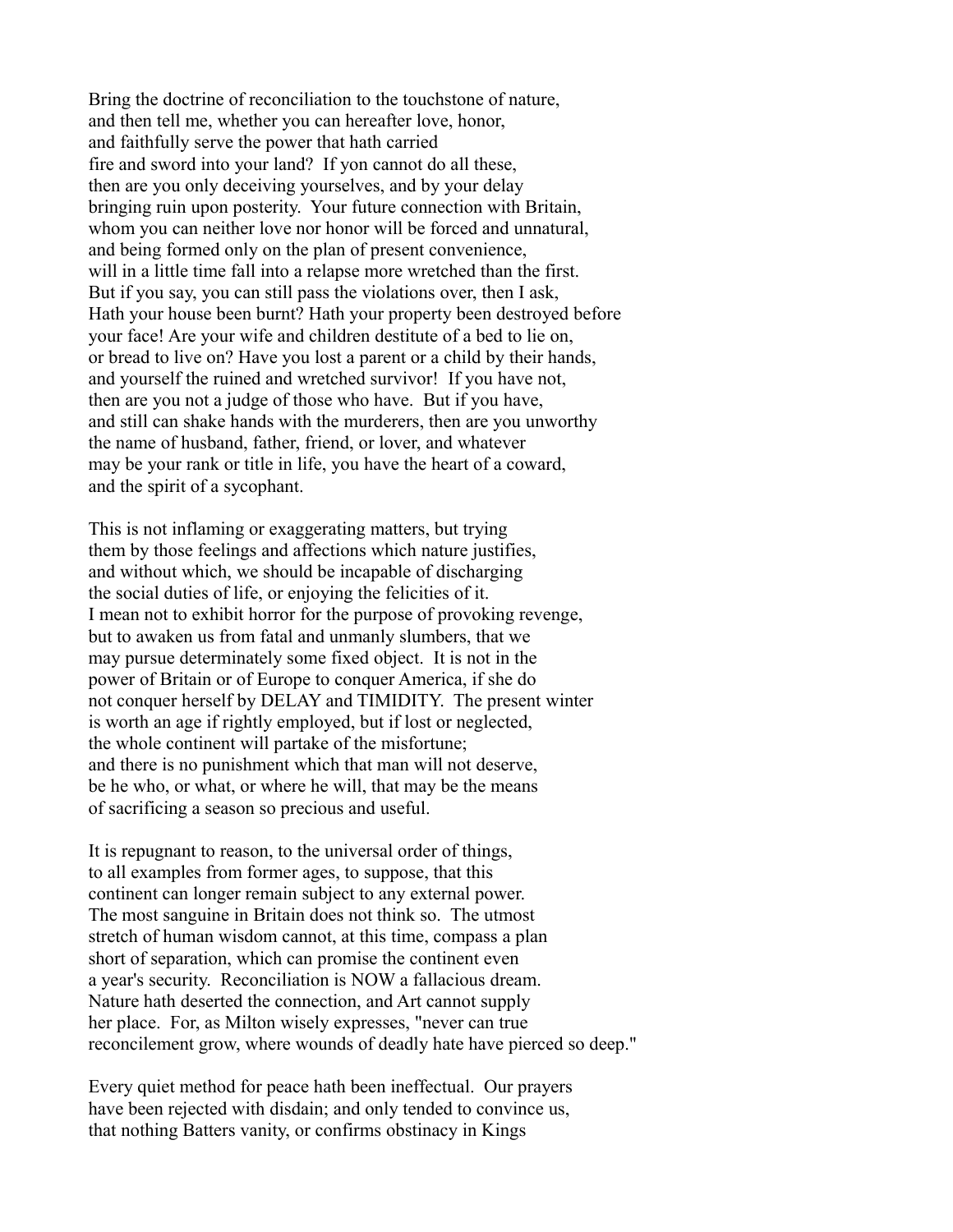Bring the doctrine of reconciliation to the touchstone of nature, and then tell me, whether you can hereafter love, honor, and faithfully serve the power that hath carried fire and sword into your land? If yon cannot do all these, then are you only deceiving yourselves, and by your delay bringing ruin upon posterity. Your future connection with Britain, whom you can neither love nor honor will be forced and unnatural, and being formed only on the plan of present convenience, will in a little time fall into a relapse more wretched than the first. But if you say, you can still pass the violations over, then I ask, Hath your house been burnt? Hath your property been destroyed before your face! Are your wife and children destitute of a bed to lie on, or bread to live on? Have you lost a parent or a child by their hands, and yourself the ruined and wretched survivor! If you have not, then are you not a judge of those who have. But if you have, and still can shake hands with the murderers, then are you unworthy the name of husband, father, friend, or lover, and whatever may be your rank or title in life, you have the heart of a coward, and the spirit of a sycophant.

This is not inflaming or exaggerating matters, but trying them by those feelings and affections which nature justifies, and without which, we should be incapable of discharging the social duties of life, or enjoying the felicities of it. I mean not to exhibit horror for the purpose of provoking revenge, but to awaken us from fatal and unmanly slumbers, that we may pursue determinately some fixed object. It is not in the power of Britain or of Europe to conquer America, if she do not conquer herself by DELAY and TIMIDITY. The present winter is worth an age if rightly employed, but if lost or neglected, the whole continent will partake of the misfortune; and there is no punishment which that man will not deserve, be he who, or what, or where he will, that may be the means of sacrificing a season so precious and useful.

It is repugnant to reason, to the universal order of things, to all examples from former ages, to suppose, that this continent can longer remain subject to any external power. The most sanguine in Britain does not think so. The utmost stretch of human wisdom cannot, at this time, compass a plan short of separation, which can promise the continent even a year's security. Reconciliation is NOW a fallacious dream. Nature hath deserted the connection, and Art cannot supply her place. For, as Milton wisely expresses, "never can true reconcilement grow, where wounds of deadly hate have pierced so deep."

Every quiet method for peace hath been ineffectual. Our prayers have been rejected with disdain; and only tended to convince us, that nothing Batters vanity, or confirms obstinacy in Kings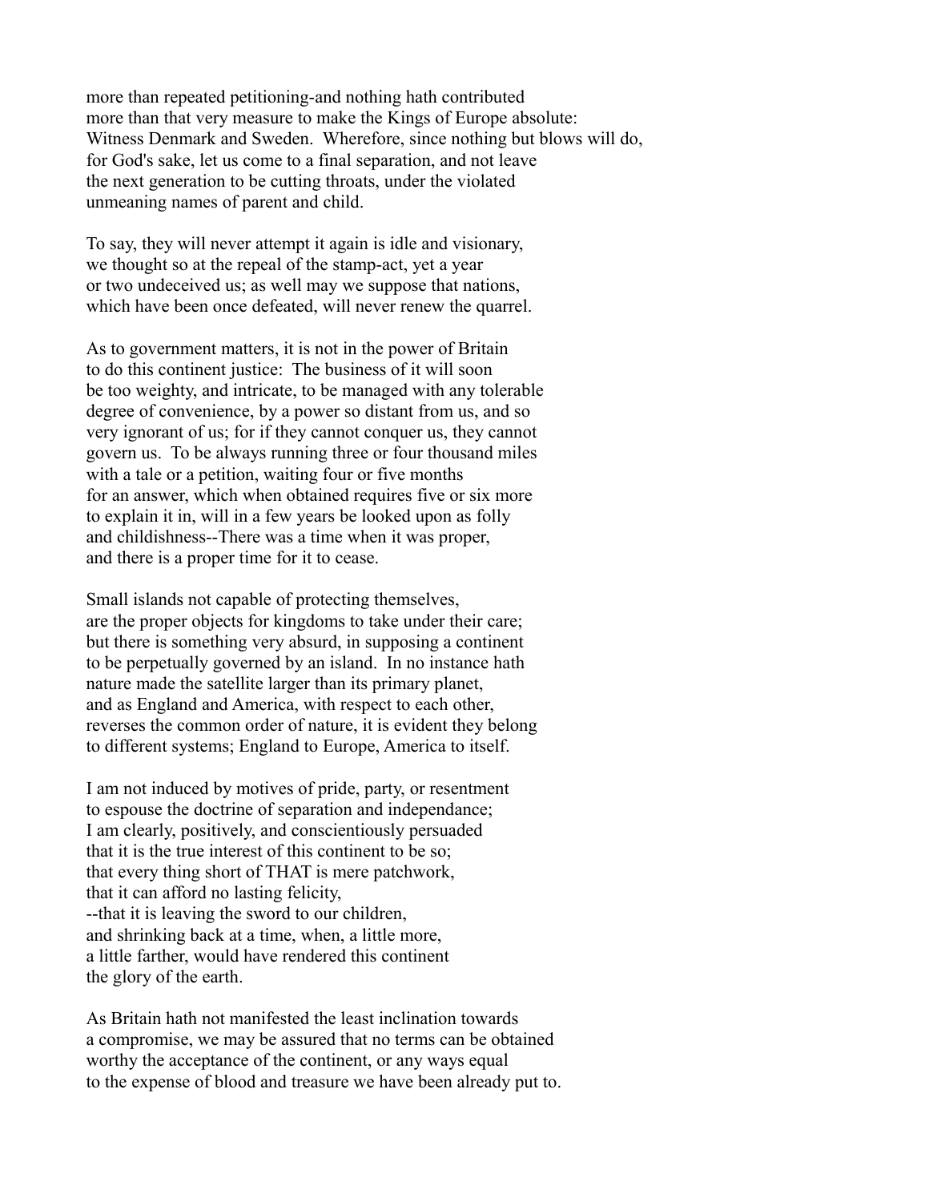more than repeated petitioning-and nothing hath contributed
more than that very measure to make the Kings of Europe absolute:
Witness Denmark and Sweden. Wherefore, since nothing but blows will do,
for God's sake, let us come to a final separation, and not leave
the next generation to be cutting throats, under the violated
unmeaning names of parent and child.

To say, they will never attempt it again is idle and visionary,
we thought so at the repeal of the stamp-act, yet a year
or two undeceived us; as well may we suppose that nations,
which have been once defeated, will never renew the quarrel.

As to government matters, it is not in the power of Britain
to do this continent justice: The business of it will soon
be too weighty, and intricate, to be managed with any tolerable
degree of convenience, by a power so distant from us, and so
very ignorant of us; for if they cannot conquer us, they cannot
govern us. To be always running three or four thousand miles
with a tale or a petition, waiting four or five months
for an answer, which when obtained requires five or six more
to explain it in, will in a few years be looked upon as folly
and childishness--There was a time when it was proper,
and there is a proper time for it to cease.

Small islands not capable of protecting themselves,
are the proper objects for kingdoms to take under their care;
but there is something very absurd, in supposing a continent
to be perpetually governed by an island. In no instance hath
nature made the satellite larger than its primary planet,
and as England and America, with respect to each other,
reverses the common order of nature, it is evident they belong
to different systems; England to Europe, America to itself.

I am not induced by motives of pride, party, or resentment
to espouse the doctrine of separation and independance;
I am clearly, positively, and conscientiously persuaded
that it is the true interest of this continent to be so;
that every thing short of THAT is mere patchwork,
that it can afford no lasting felicity,
--that it is leaving the sword to our children,
and shrinking back at a time, when, a little more,
a little farther, would have rendered this continent
the glory of the earth.

As Britain hath not manifested the least inclination towards
a compromise, we may be assured that no terms can be obtained
worthy the acceptance of the continent, or any ways equal
to the expense of blood and treasure we have been already put to.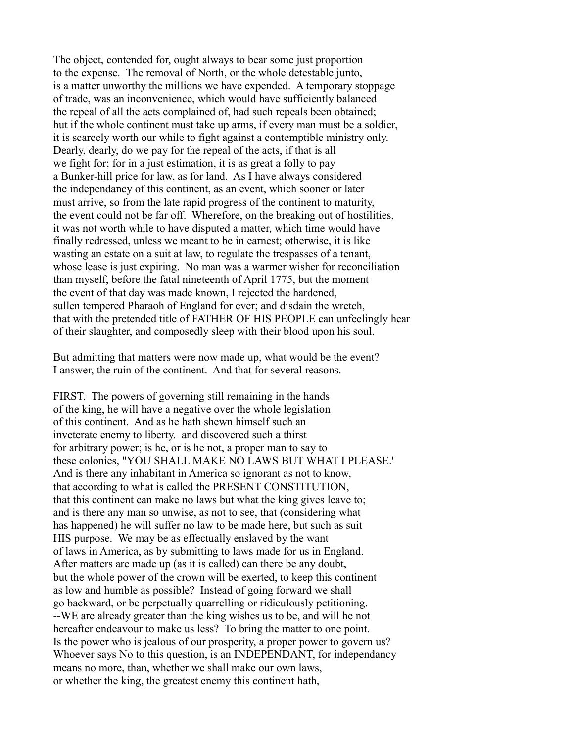The object, contended for, ought always to bear some just proportion to the expense. The removal of North, or the whole detestable junto, is a matter unworthy the millions we have expended. A temporary stoppage of trade, was an inconvenience, which would have sufficiently balanced the repeal of all the acts complained of, had such repeals been obtained; hut if the whole continent must take up arms, if every man must be a soldier, it is scarcely worth our while to fight against a contemptible ministry only. Dearly, dearly, do we pay for the repeal of the acts, if that is all we fight for; for in a just estimation, it is as great a folly to pay a Bunker-hill price for law, as for land. As I have always considered the independancy of this continent, as an event, which sooner or later must arrive, so from the late rapid progress of the continent to maturity, the event could not be far off. Wherefore, on the breaking out of hostilities, it was not worth while to have disputed a matter, which time would have finally redressed, unless we meant to be in earnest; otherwise, it is like wasting an estate on a suit at law, to regulate the trespasses of a tenant, whose lease is just expiring. No man was a warmer wisher for reconciliation than myself, before the fatal nineteenth of April 1775, but the moment the event of that day was made known, I rejected the hardened, sullen tempered Pharaoh of England for ever; and disdain the wretch, that with the pretended title of FATHER OF HIS PEOPLE can unfeelingly hear of their slaughter, and composedly sleep with their blood upon his soul.

But admitting that matters were now made up, what would be the event? I answer, the ruin of the continent. And that for several reasons.

FIRST. The powers of governing still remaining in the hands of the king, he will have a negative over the whole legislation of this continent. And as he hath shewn himself such an inveterate enemy to liberty. and discovered such a thirst for arbitrary power; is he, or is he not, a proper man to say to these colonies, "YOU SHALL MAKE NO LAWS BUT WHAT I PLEASE.' And is there any inhabitant in America so ignorant as not to know, that according to what is called the PRESENT CONSTITUTION, that this continent can make no laws but what the king gives leave to; and is there any man so unwise, as not to see, that (considering what has happened) he will suffer no law to be made here, but such as suit HIS purpose. We may be as effectually enslaved by the want of laws in America, as by submitting to laws made for us in England. After matters are made up (as it is called) can there be any doubt, but the whole power of the crown will be exerted, to keep this continent as low and humble as possible? Instead of going forward we shall go backward, or be perpetually quarrelling or ridiculously petitioning. --WE are already greater than the king wishes us to be, and will he not hereafter endeavour to make us less? To bring the matter to one point. Is the power who is jealous of our prosperity, a proper power to govern us? Whoever says No to this question, is an INDEPENDANT, for independancy means no more, than, whether we shall make our own laws, or whether the king, the greatest enemy this continent hath,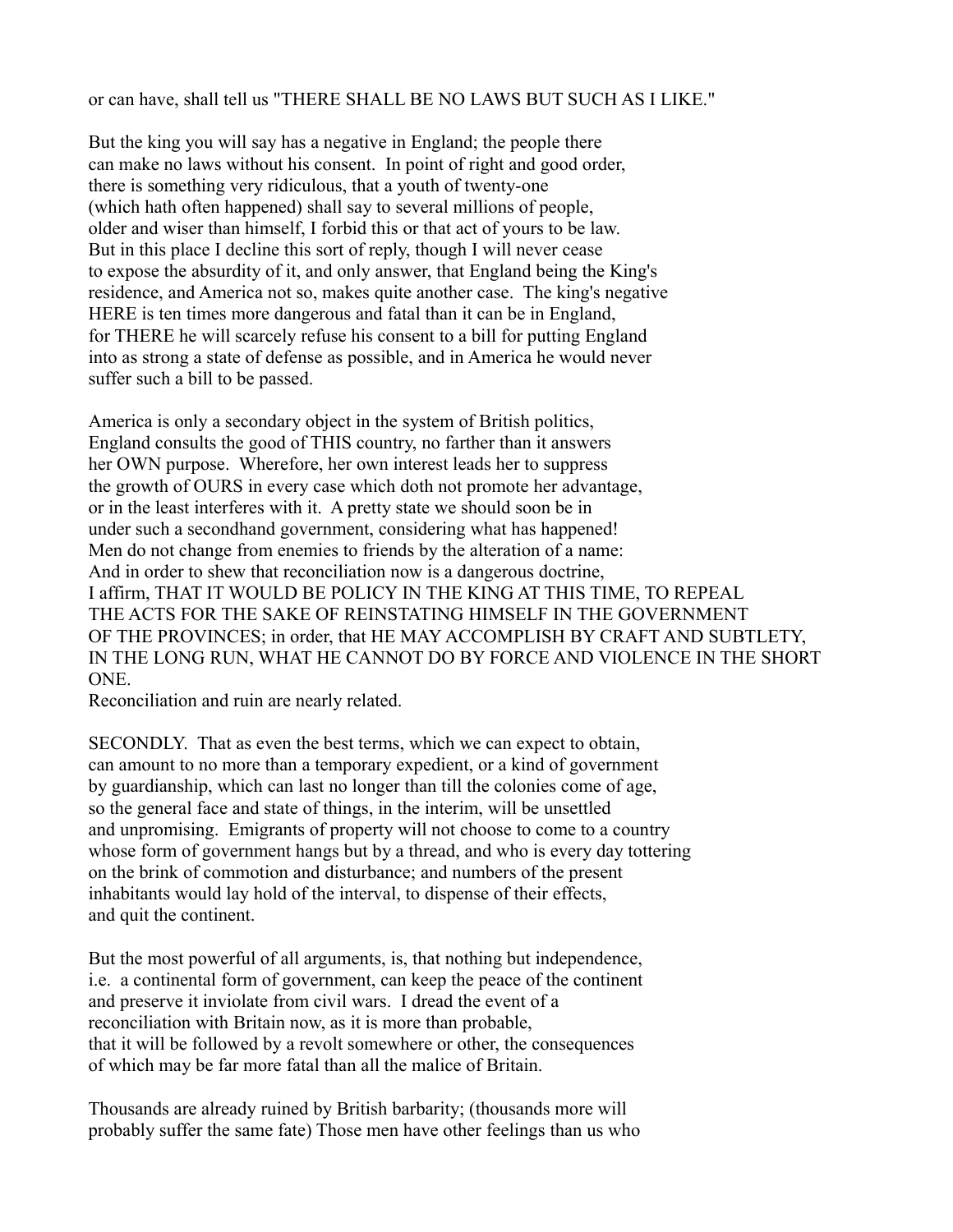or can have, shall tell us "THERE SHALL BE NO LAWS BUT SUCH AS I LIKE."

But the king you will say has a negative in England; the people there can make no laws without his consent. In point of right and good order, there is something very ridiculous, that a youth of twenty-one (which hath often happened) shall say to several millions of people, older and wiser than himself, I forbid this or that act of yours to be law. But in this place I decline this sort of reply, though I will never cease to expose the absurdity of it, and only answer, that England being the King's residence, and America not so, makes quite another case. The king's negative HERE is ten times more dangerous and fatal than it can be in England, for THERE he will scarcely refuse his consent to a bill for putting England into as strong a state of defense as possible, and in America he would never suffer such a bill to be passed.

America is only a secondary object in the system of British politics, England consults the good of THIS country, no farther than it answers her OWN purpose. Wherefore, her own interest leads her to suppress the growth of OURS in every case which doth not promote her advantage, or in the least interferes with it. A pretty state we should soon be in under such a secondhand government, considering what has happened! Men do not change from enemies to friends by the alteration of a name: And in order to shew that reconciliation now is a dangerous doctrine, I affirm, THAT IT WOULD BE POLICY IN THE KING AT THIS TIME, TO REPEAL THE ACTS FOR THE SAKE OF REINSTATING HIMSELF IN THE GOVERNMENT OF THE PROVINCES; in order, that HE MAY ACCOMPLISH BY CRAFT AND SUBTLETY, IN THE LONG RUN, WHAT HE CANNOT DO BY FORCE AND VIOLENCE IN THE SHORT ONE.
Reconciliation and ruin are nearly related.

SECONDLY. That as even the best terms, which we can expect to obtain, can amount to no more than a temporary expedient, or a kind of government by guardianship, which can last no longer than till the colonies come of age, so the general face and state of things, in the interim, will be unsettled and unpromising. Emigrants of property will not choose to come to a country whose form of government hangs but by a thread, and who is every day tottering on the brink of commotion and disturbance; and numbers of the present inhabitants would lay hold of the interval, to dispense of their effects, and quit the continent.

But the most powerful of all arguments, is, that nothing but independence, i.e. a continental form of government, can keep the peace of the continent and preserve it inviolate from civil wars. I dread the event of a reconciliation with Britain now, as it is more than probable, that it will be followed by a revolt somewhere or other, the consequences of which may be far more fatal than all the malice of Britain.

Thousands are already ruined by British barbarity; (thousands more will probably suffer the same fate) Those men have other feelings than us who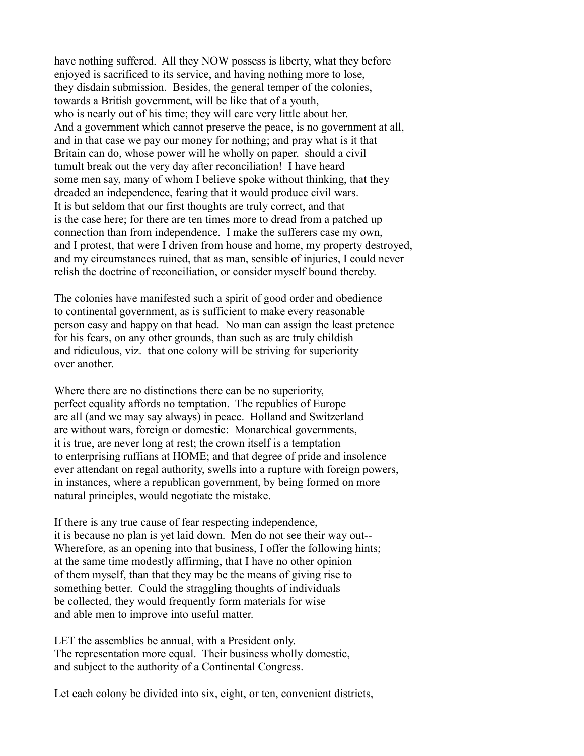have nothing suffered. All they NOW possess is liberty, what they before enjoyed is sacrificed to its service, and having nothing more to lose, they disdain submission. Besides, the general temper of the colonies, towards a British government, will be like that of a youth, who is nearly out of his time; they will care very little about her. And a government which cannot preserve the peace, is no government at all, and in that case we pay our money for nothing; and pray what is it that Britain can do, whose power will he wholly on paper. should a civil tumult break out the very day after reconciliation! I have heard some men say, many of whom I believe spoke without thinking, that they dreaded an independence, fearing that it would produce civil wars. It is but seldom that our first thoughts are truly correct, and that is the case here; for there are ten times more to dread from a patched up connection than from independence. I make the sufferers case my own, and I protest, that were I driven from house and home, my property destroyed, and my circumstances ruined, that as man, sensible of injuries, I could never relish the doctrine of reconciliation, or consider myself bound thereby.

The colonies have manifested such a spirit of good order and obedience to continental government, as is sufficient to make every reasonable person easy and happy on that head. No man can assign the least pretence for his fears, on any other grounds, than such as are truly childish and ridiculous, viz. that one colony will be striving for superiority over another.

Where there are no distinctions there can be no superiority, perfect equality affords no temptation. The republics of Europe are all (and we may say always) in peace. Holland and Switzerland are without wars, foreign or domestic: Monarchical governments, it is true, are never long at rest; the crown itself is a temptation to enterprising ruffians at HOME; and that degree of pride and insolence ever attendant on regal authority, swells into a rupture with foreign powers, in instances, where a republican government, by being formed on more natural principles, would negotiate the mistake.

If there is any true cause of fear respecting independence, it is because no plan is yet laid down. Men do not see their way out-- Wherefore, as an opening into that business, I offer the following hints; at the same time modestly affirming, that I have no other opinion of them myself, than that they may be the means of giving rise to something better. Could the straggling thoughts of individuals be collected, they would frequently form materials for wise and able men to improve into useful matter.

LET the assemblies be annual, with a President only. The representation more equal. Their business wholly domestic, and subject to the authority of a Continental Congress.

Let each colony be divided into six, eight, or ten, convenient districts,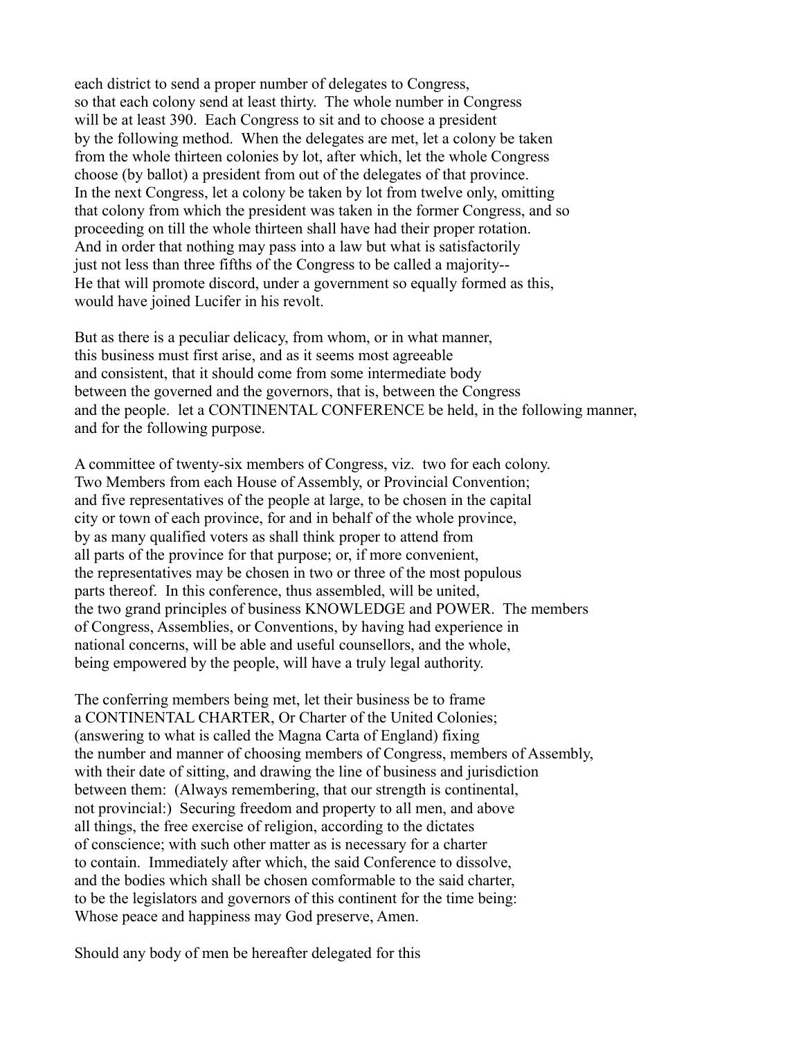each district to send a proper number of delegates to Congress, so that each colony send at least thirty. The whole number in Congress will be at least 390. Each Congress to sit and to choose a president by the following method. When the delegates are met, let a colony be taken from the whole thirteen colonies by lot, after which, let the whole Congress choose (by ballot) a president from out of the delegates of that province. In the next Congress, let a colony be taken by lot from twelve only, omitting that colony from which the president was taken in the former Congress, and so proceeding on till the whole thirteen shall have had their proper rotation. And in order that nothing may pass into a law but what is satisfactorily just not less than three fifths of the Congress to be called a majority-- He that will promote discord, under a government so equally formed as this, would have joined Lucifer in his revolt.

But as there is a peculiar delicacy, from whom, or in what manner, this business must first arise, and as it seems most agreeable and consistent, that it should come from some intermediate body between the governed and the governors, that is, between the Congress and the people. let a CONTINENTAL CONFERENCE be held, in the following manner, and for the following purpose.

A committee of twenty-six members of Congress, viz. two for each colony. Two Members from each House of Assembly, or Provincial Convention; and five representatives of the people at large, to be chosen in the capital city or town of each province, for and in behalf of the whole province, by as many qualified voters as shall think proper to attend from all parts of the province for that purpose; or, if more convenient, the representatives may be chosen in two or three of the most populous parts thereof. In this conference, thus assembled, will be united, the two grand principles of business KNOWLEDGE and POWER. The members of Congress, Assemblies, or Conventions, by having had experience in national concerns, will be able and useful counsellors, and the whole, being empowered by the people, will have a truly legal authority.

The conferring members being met, let their business be to frame a CONTINENTAL CHARTER, Or Charter of the United Colonies; (answering to what is called the Magna Carta of England) fixing the number and manner of choosing members of Congress, members of Assembly, with their date of sitting, and drawing the line of business and jurisdiction between them: (Always remembering, that our strength is continental, not provincial:) Securing freedom and property to all men, and above all things, the free exercise of religion, according to the dictates of conscience; with such other matter as is necessary for a charter to contain. Immediately after which, the said Conference to dissolve, and the bodies which shall be chosen comformable to the said charter, to be the legislators and governors of this continent for the time being: Whose peace and happiness may God preserve, Amen.

Should any body of men be hereafter delegated for this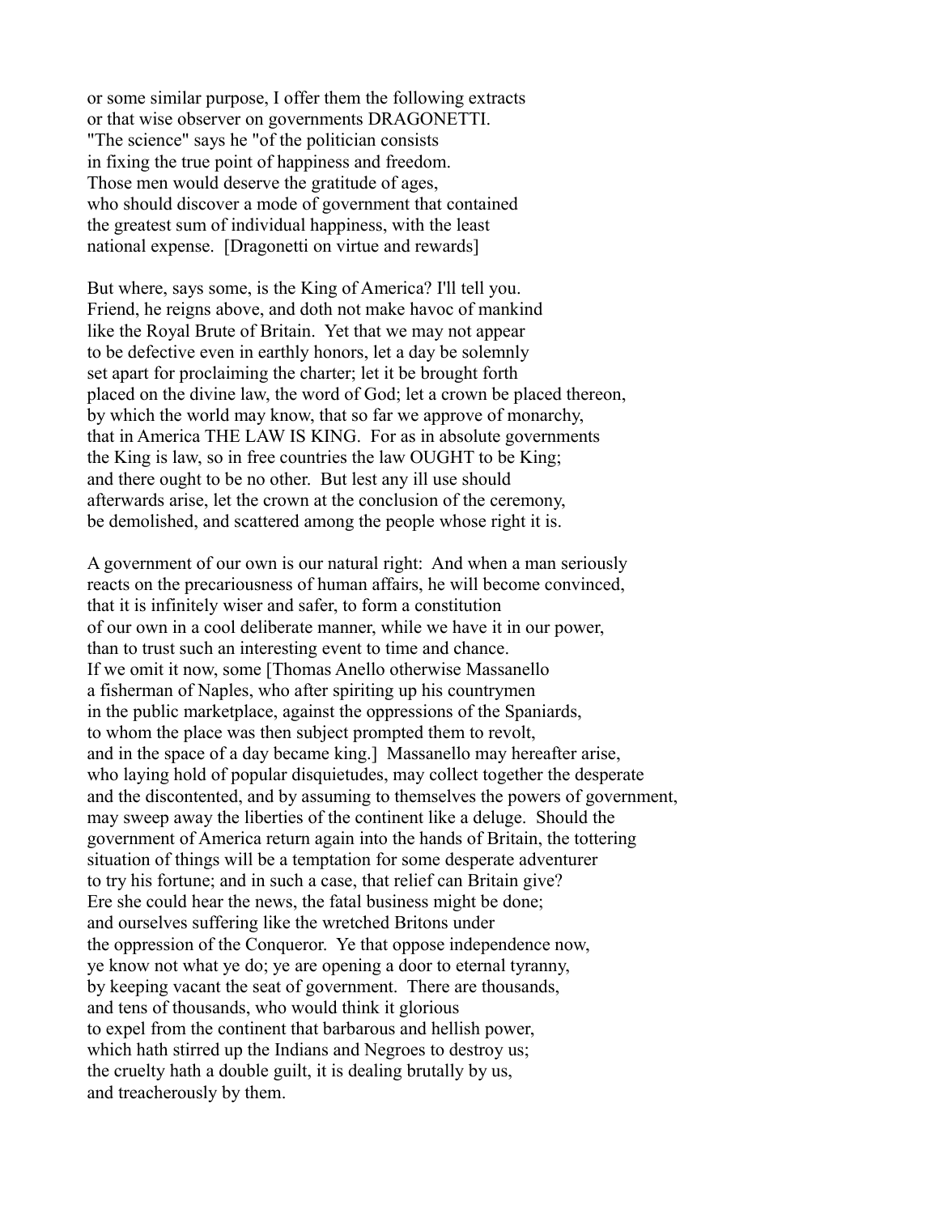or some similar purpose, I offer them the following extracts
or that wise observer on governments DRAGONETTI.
"The science" says he "of the politician consists
in fixing the true point of happiness and freedom.
Those men would deserve the gratitude of ages,
who should discover a mode of government that contained
the greatest sum of individual happiness, with the least
national expense. [Dragonetti on virtue and rewards]

But where, says some, is the King of America? I'll tell you.
Friend, he reigns above, and doth not make havoc of mankind
like the Royal Brute of Britain. Yet that we may not appear
to be defective even in earthly honors, let a day be solemnly
set apart for proclaiming the charter; let it be brought forth
placed on the divine law, the word of God; let a crown be placed thereon,
by which the world may know, that so far we approve of monarchy,
that in America THE LAW IS KING. For as in absolute governments
the King is law, so in free countries the law OUGHT to be King;
and there ought to be no other. But lest any ill use should
afterwards arise, let the crown at the conclusion of the ceremony,
be demolished, and scattered among the people whose right it is.

A government of our own is our natural right: And when a man seriously
reacts on the precariousness of human affairs, he will become convinced,
that it is infinitely wiser and safer, to form a constitution
of our own in a cool deliberate manner, while we have it in our power,
than to trust such an interesting event to time and chance.
If we omit it now, some [Thomas Anello otherwise Massanello
a fisherman of Naples, who after spiriting up his countrymen
in the public marketplace, against the oppressions of the Spaniards,
to whom the place was then subject prompted them to revolt,
and in the space of a day became king.] Massanello may hereafter arise,
who laying hold of popular disquietudes, may collect together the desperate
and the discontented, and by assuming to themselves the powers of government,
may sweep away the liberties of the continent like a deluge. Should the
government of America return again into the hands of Britain, the tottering
situation of things will be a temptation for some desperate adventurer
to try his fortune; and in such a case, that relief can Britain give?
Ere she could hear the news, the fatal business might be done;
and ourselves suffering like the wretched Britons under
the oppression of the Conqueror. Ye that oppose independence now,
ye know not what ye do; ye are opening a door to eternal tyranny,
by keeping vacant the seat of government. There are thousands,
and tens of thousands, who would think it glorious
to expel from the continent that barbarous and hellish power,
which hath stirred up the Indians and Negroes to destroy us;
the cruelty hath a double guilt, it is dealing brutally by us,
and treacherously by them.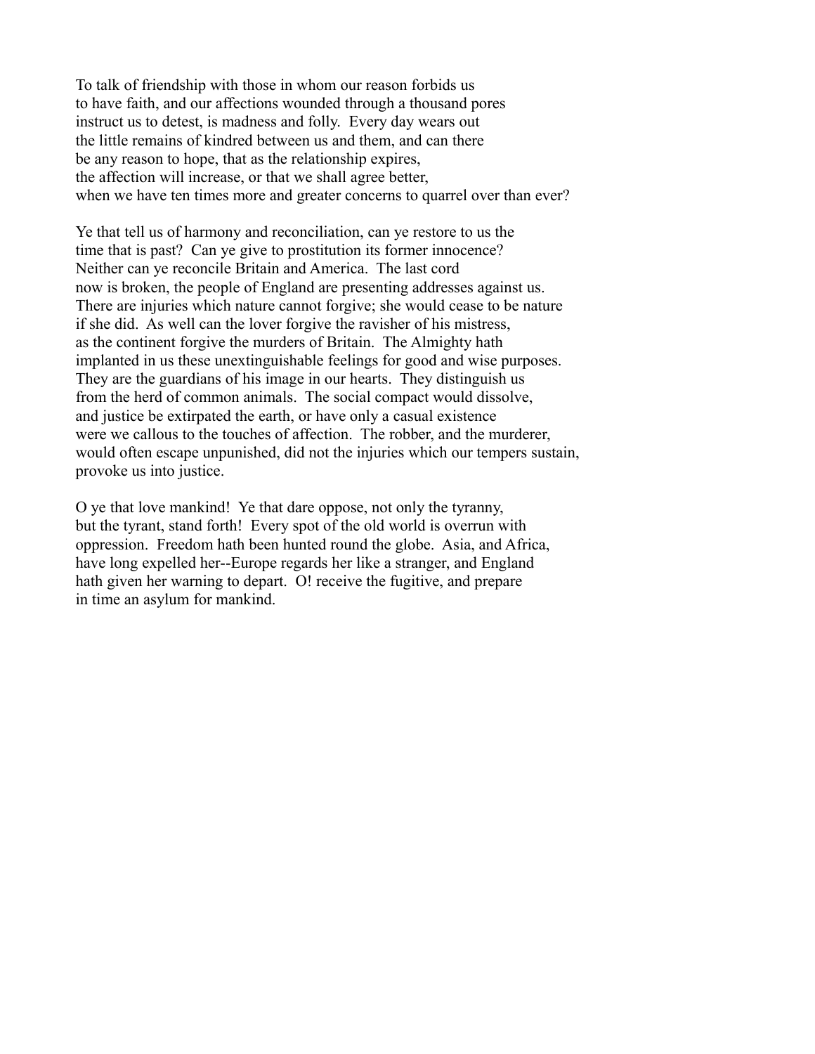To talk of friendship with those in whom our reason forbids us to have faith, and our affections wounded through a thousand pores instruct us to detest, is madness and folly. Every day wears out the little remains of kindred between us and them, and can there be any reason to hope, that as the relationship expires, the affection will increase, or that we shall agree better, when we have ten times more and greater concerns to quarrel over than ever?

Ye that tell us of harmony and reconciliation, can ye restore to us the time that is past? Can ye give to prostitution its former innocence? Neither can ye reconcile Britain and America. The last cord now is broken, the people of England are presenting addresses against us. There are injuries which nature cannot forgive; she would cease to be nature if she did. As well can the lover forgive the ravisher of his mistress, as the continent forgive the murders of Britain. The Almighty hath implanted in us these unextinguishable feelings for good and wise purposes. They are the guardians of his image in our hearts. They distinguish us from the herd of common animals. The social compact would dissolve, and justice be extirpated the earth, or have only a casual existence were we callous to the touches of affection. The robber, and the murderer, would often escape unpunished, did not the injuries which our tempers sustain, provoke us into justice.

O ye that love mankind! Ye that dare oppose, not only the tyranny, but the tyrant, stand forth! Every spot of the old world is overrun with oppression. Freedom hath been hunted round the globe. Asia, and Africa, have long expelled her--Europe regards her like a stranger, and England hath given her warning to depart. O! receive the fugitive, and prepare in time an asylum for mankind.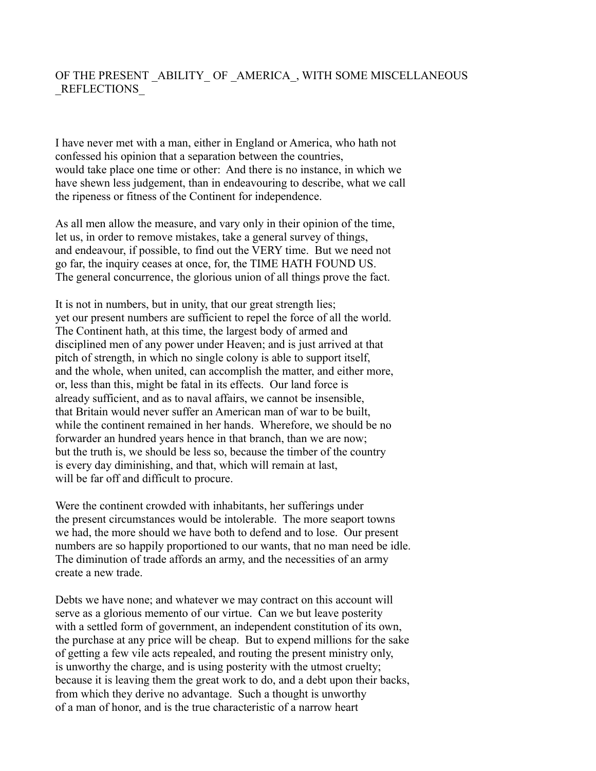# OF THE PRESENT _ABILITY_ OF _AMERICA_, WITH SOME MISCELLANEOUS _REFLECTIONS_

I have never met with a man, either in England or America, who hath not confessed his opinion that a separation between the countries, would take place one time or other: And there is no instance, in which we have shewn less judgement, than in endeavouring to describe, what we call the ripeness or fitness of the Continent for independence.

As all men allow the measure, and vary only in their opinion of the time, let us, in order to remove mistakes, take a general survey of things, and endeavour, if possible, to find out the VERY time. But we need not go far, the inquiry ceases at once, for, the TIME HATH FOUND US. The general concurrence, the glorious union of all things prove the fact.

It is not in numbers, but in unity, that our great strength lies; yet our present numbers are sufficient to repel the force of all the world. The Continent hath, at this time, the largest body of armed and disciplined men of any power under Heaven; and is just arrived at that pitch of strength, in which no single colony is able to support itself, and the whole, when united, can accomplish the matter, and either more, or, less than this, might be fatal in its effects. Our land force is already sufficient, and as to naval affairs, we cannot be insensible, that Britain would never suffer an American man of war to be built, while the continent remained in her hands. Wherefore, we should be no forwarder an hundred years hence in that branch, than we are now; but the truth is, we should be less so, because the timber of the country is every day diminishing, and that, which will remain at last, will be far off and difficult to procure.

Were the continent crowded with inhabitants, her sufferings under the present circumstances would be intolerable. The more seaport towns we had, the more should we have both to defend and to lose. Our present numbers are so happily proportioned to our wants, that no man need be idle. The diminution of trade affords an army, and the necessities of an army create a new trade.

Debts we have none; and whatever we may contract on this account will serve as a glorious memento of our virtue. Can we but leave posterity with a settled form of government, an independent constitution of its own, the purchase at any price will be cheap. But to expend millions for the sake of getting a few vile acts repealed, and routing the present ministry only, is unworthy the charge, and is using posterity with the utmost cruelty; because it is leaving them the great work to do, and a debt upon their backs, from which they derive no advantage. Such a thought is unworthy of a man of honor, and is the true characteristic of a narrow heart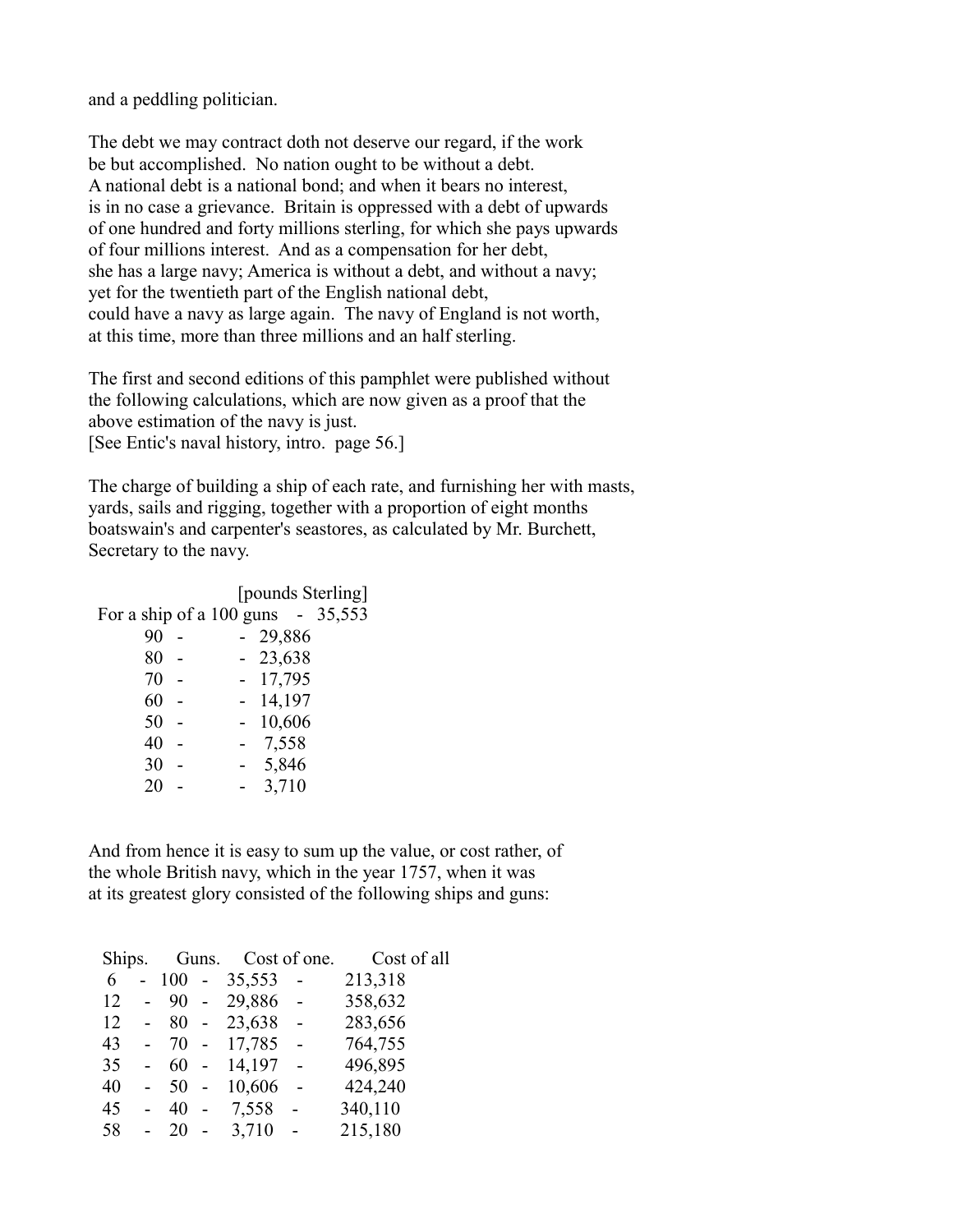and a peddling politician.

The debt we may contract doth not deserve our regard, if the work be but accomplished. No nation ought to be without a debt. A national debt is a national bond; and when it bears no interest, is in no case a grievance. Britain is oppressed with a debt of upwards of one hundred and forty millions sterling, for which she pays upwards of four millions interest. And as a compensation for her debt, she has a large navy; America is without a debt, and without a navy; yet for the twentieth part of the English national debt, could have a navy as large again. The navy of England is not worth, at this time, more than three millions and an half sterling.

The first and second editions of this pamphlet were published without the following calculations, which are now given as a proof that the above estimation of the navy is just.
[See Entic's naval history, intro. page 56.]

The charge of building a ship of each rate, and furnishing her with masts, yards, sails and rigging, together with a proportion of eight months boatswain's and carpenter's seastores, as calculated by Mr. Burchett, Secretary to the navy.

| | [pounds Sterling] |
|---|---|
| For a ship of a 100 guns | 35,553 |
| 90 | 29,886 |
| 80 | 23,638 |
| 70 | 17,795 |
| 60 | 14,197 |
| 50 | 10,606 |
| 40 | 7,558 |
| 30 | 5,846 |
| 20 | 3,710 |

And from hence it is easy to sum up the value, or cost rather, of the whole British navy, which in the year 1757, when it was at its greatest glory consisted of the following ships and guns:

| Ships. | Guns. | Cost of one. | Cost of all |
|---|---|---|---|
| 6 | 100 | 35,553 | 213,318 |
| 12 | 90 | 29,886 | 358,632 |
| 12 | 80 | 23,638 | 283,656 |
| 43 | 70 | 17,785 | 764,755 |
| 35 | 60 | 14,197 | 496,895 |
| 40 | 50 | 10,606 | 424,240 |
| 45 | 40 | 7,558 | 340,110 |
| 58 | 20 | 3,710 | 215,180 |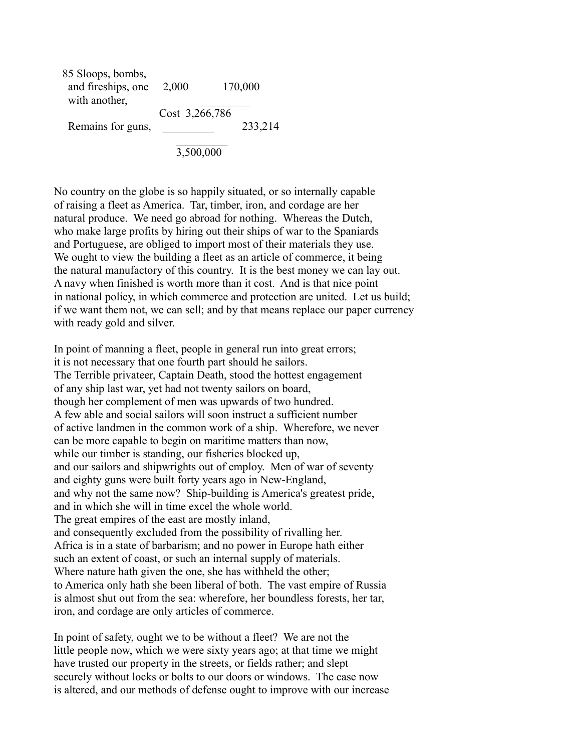| | | |
|---|---|---|
| 85 Sloops, bombs, and fireships, one with another, | 2,000 | 170,000 |
| | Cost 3,266,786 | |
| Remains for guns, | | 233,214 |
| | 3,500,000 | |

No country on the globe is so happily situated, or so internally capable of raising a fleet as America. Tar, timber, iron, and cordage are her natural produce. We need go abroad for nothing. Whereas the Dutch, who make large profits by hiring out their ships of war to the Spaniards and Portuguese, are obliged to import most of their materials they use. We ought to view the building a fleet as an article of commerce, it being the natural manufactory of this country. It is the best money we can lay out. A navy when finished is worth more than it cost. And is that nice point in national policy, in which commerce and protection are united. Let us build; if we want them not, we can sell; and by that means replace our paper currency with ready gold and silver.

In point of manning a fleet, people in general run into great errors; it is not necessary that one fourth part should he sailors. The Terrible privateer, Captain Death, stood the hottest engagement of any ship last war, yet had not twenty sailors on board, though her complement of men was upwards of two hundred. A few able and social sailors will soon instruct a sufficient number of active landmen in the common work of a ship. Wherefore, we never can be more capable to begin on maritime matters than now, while our timber is standing, our fisheries blocked up, and our sailors and shipwrights out of employ. Men of war of seventy and eighty guns were built forty years ago in New-England, and why not the same now? Ship-building is America's greatest pride, and in which she will in time excel the whole world. The great empires of the east are mostly inland, and consequently excluded from the possibility of rivalling her. Africa is in a state of barbarism; and no power in Europe hath either such an extent of coast, or such an internal supply of materials. Where nature hath given the one, she has withheld the other; to America only hath she been liberal of both. The vast empire of Russia is almost shut out from the sea: wherefore, her boundless forests, her tar, iron, and cordage are only articles of commerce.

In point of safety, ought we to be without a fleet? We are not the little people now, which we were sixty years ago; at that time we might have trusted our property in the streets, or fields rather; and slept securely without locks or bolts to our doors or windows. The case now is altered, and our methods of defense ought to improve with our increase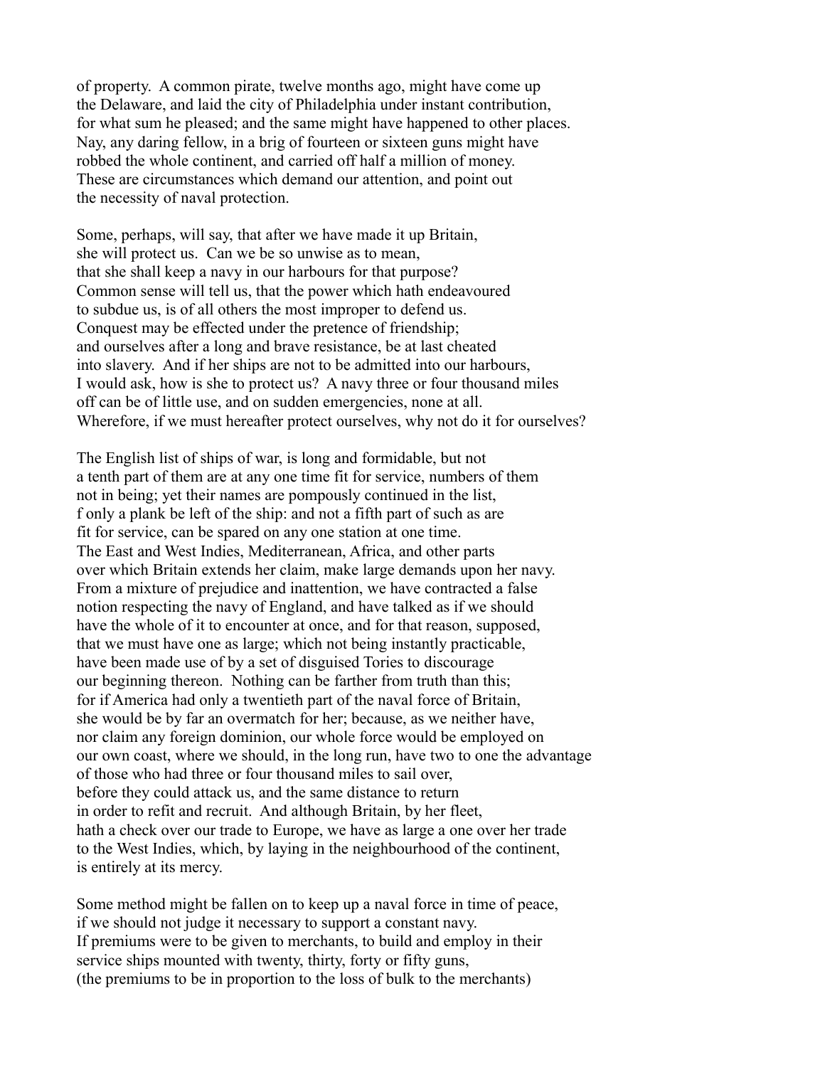of property. A common pirate, twelve months ago, might have come up the Delaware, and laid the city of Philadelphia under instant contribution, for what sum he pleased; and the same might have happened to other places. Nay, any daring fellow, in a brig of fourteen or sixteen guns might have robbed the whole continent, and carried off half a million of money. These are circumstances which demand our attention, and point out the necessity of naval protection.

Some, perhaps, will say, that after we have made it up Britain, she will protect us. Can we be so unwise as to mean, that she shall keep a navy in our harbours for that purpose? Common sense will tell us, that the power which hath endeavoured to subdue us, is of all others the most improper to defend us. Conquest may be effected under the pretence of friendship; and ourselves after a long and brave resistance, be at last cheated into slavery. And if her ships are not to be admitted into our harbours, I would ask, how is she to protect us? A navy three or four thousand miles off can be of little use, and on sudden emergencies, none at all. Wherefore, if we must hereafter protect ourselves, why not do it for ourselves?

The English list of ships of war, is long and formidable, but not a tenth part of them are at any one time fit for service, numbers of them not in being; yet their names are pompously continued in the list, f only a plank be left of the ship: and not a fifth part of such as are fit for service, can be spared on any one station at one time. The East and West Indies, Mediterranean, Africa, and other parts over which Britain extends her claim, make large demands upon her navy. From a mixture of prejudice and inattention, we have contracted a false notion respecting the navy of England, and have talked as if we should have the whole of it to encounter at once, and for that reason, supposed, that we must have one as large; which not being instantly practicable, have been made use of by a set of disguised Tories to discourage our beginning thereon. Nothing can be farther from truth than this; for if America had only a twentieth part of the naval force of Britain, she would be by far an overmatch for her; because, as we neither have, nor claim any foreign dominion, our whole force would be employed on our own coast, where we should, in the long run, have two to one the advantage of those who had three or four thousand miles to sail over, before they could attack us, and the same distance to return in order to refit and recruit. And although Britain, by her fleet, hath a check over our trade to Europe, we have as large a one over her trade to the West Indies, which, by laying in the neighbourhood of the continent, is entirely at its mercy.

Some method might be fallen on to keep up a naval force in time of peace, if we should not judge it necessary to support a constant navy. If premiums were to be given to merchants, to build and employ in their service ships mounted with twenty, thirty, forty or fifty guns, (the premiums to be in proportion to the loss of bulk to the merchants)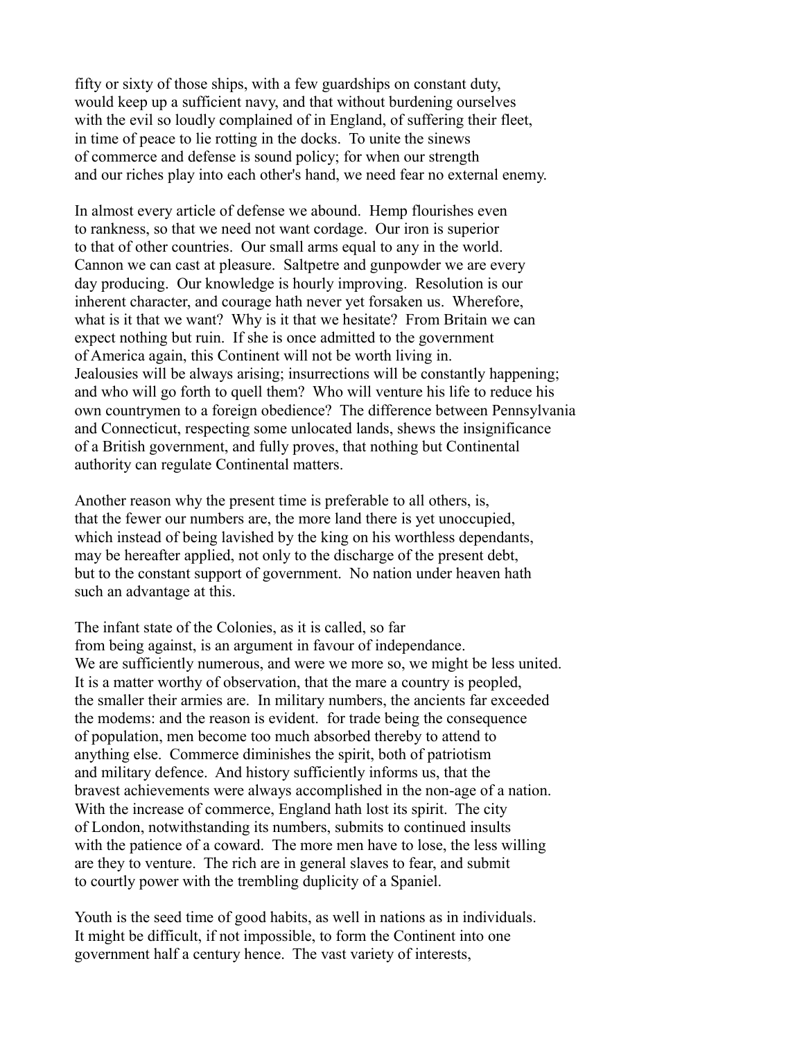fifty or sixty of those ships, with a few guardships on constant duty, would keep up a sufficient navy, and that without burdening ourselves with the evil so loudly complained of in England, of suffering their fleet, in time of peace to lie rotting in the docks. To unite the sinews of commerce and defense is sound policy; for when our strength and our riches play into each other's hand, we need fear no external enemy.

In almost every article of defense we abound. Hemp flourishes even to rankness, so that we need not want cordage. Our iron is superior to that of other countries. Our small arms equal to any in the world. Cannon we can cast at pleasure. Saltpetre and gunpowder we are every day producing. Our knowledge is hourly improving. Resolution is our inherent character, and courage hath never yet forsaken us. Wherefore, what is it that we want? Why is it that we hesitate? From Britain we can expect nothing but ruin. If she is once admitted to the government of America again, this Continent will not be worth living in. Jealousies will be always arising; insurrections will be constantly happening; and who will go forth to quell them? Who will venture his life to reduce his own countrymen to a foreign obedience? The difference between Pennsylvania and Connecticut, respecting some unlocated lands, shews the insignificance of a British government, and fully proves, that nothing but Continental authority can regulate Continental matters.

Another reason why the present time is preferable to all others, is, that the fewer our numbers are, the more land there is yet unoccupied, which instead of being lavished by the king on his worthless dependants, may be hereafter applied, not only to the discharge of the present debt, but to the constant support of government. No nation under heaven hath such an advantage at this.

The infant state of the Colonies, as it is called, so far from being against, is an argument in favour of independance. We are sufficiently numerous, and were we more so, we might be less united. It is a matter worthy of observation, that the mare a country is peopled, the smaller their armies are. In military numbers, the ancients far exceeded the modems: and the reason is evident. for trade being the consequence of population, men become too much absorbed thereby to attend to anything else. Commerce diminishes the spirit, both of patriotism and military defence. And history sufficiently informs us, that the bravest achievements were always accomplished in the non-age of a nation. With the increase of commerce, England hath lost its spirit. The city of London, notwithstanding its numbers, submits to continued insults with the patience of a coward. The more men have to lose, the less willing are they to venture. The rich are in general slaves to fear, and submit to courtly power with the trembling duplicity of a Spaniel.

Youth is the seed time of good habits, as well in nations as in individuals. It might be difficult, if not impossible, to form the Continent into one government half a century hence. The vast variety of interests,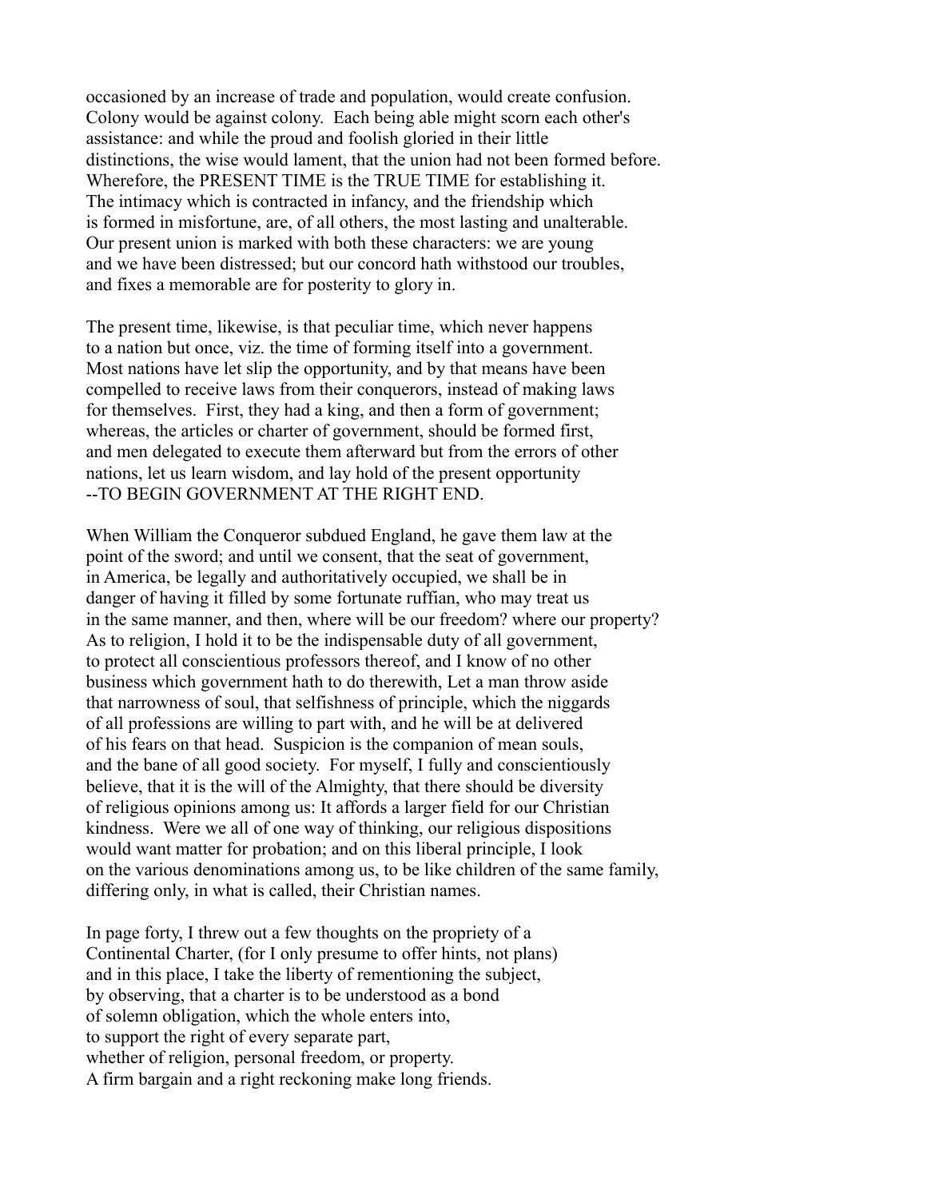occasioned by an increase of trade and population, would create confusion. Colony would be against colony. Each being able might scorn each other's assistance: and while the proud and foolish gloried in their little distinctions, the wise would lament, that the union had not been formed before. Wherefore, the PRESENT TIME is the TRUE TIME for establishing it. The intimacy which is contracted in infancy, and the friendship which is formed in misfortune, are, of all others, the most lasting and unalterable. Our present union is marked with both these characters: we are young and we have been distressed; but our concord hath withstood our troubles, and fixes a memorable are for posterity to glory in.

The present time, likewise, is that peculiar time, which never happens to a nation but once, viz. the time of forming itself into a government. Most nations have let slip the opportunity, and by that means have been compelled to receive laws from their conquerors, instead of making laws for themselves. First, they had a king, and then a form of government; whereas, the articles or charter of government, should be formed first, and men delegated to execute them afterward but from the errors of other nations, let us learn wisdom, and lay hold of the present opportunity --TO BEGIN GOVERNMENT AT THE RIGHT END.

When William the Conqueror subdued England, he gave them law at the point of the sword; and until we consent, that the seat of government, in America, be legally and authoritatively occupied, we shall be in danger of having it filled by some fortunate ruffian, who may treat us in the same manner, and then, where will be our freedom? where our property? As to religion, I hold it to be the indispensable duty of all government, to protect all conscientious professors thereof, and I know of no other business which government hath to do therewith, Let a man throw aside that narrowness of soul, that selfishness of principle, which the niggards of all professions are willing to part with, and he will be at delivered of his fears on that head. Suspicion is the companion of mean souls, and the bane of all good society. For myself, I fully and conscientiously believe, that it is the will of the Almighty, that there should be diversity of religious opinions among us: It affords a larger field for our Christian kindness. Were we all of one way of thinking, our religious dispositions would want matter for probation; and on this liberal principle, I look on the various denominations among us, to be like children of the same family, differing only, in what is called, their Christian names.

In page forty, I threw out a few thoughts on the propriety of a Continental Charter, (for I only presume to offer hints, not plans) and in this place, I take the liberty of rementioning the subject, by observing, that a charter is to be understood as a bond of solemn obligation, which the whole enters into, to support the right of every separate part, whether of religion, personal freedom, or property. A firm bargain and a right reckoning make long friends.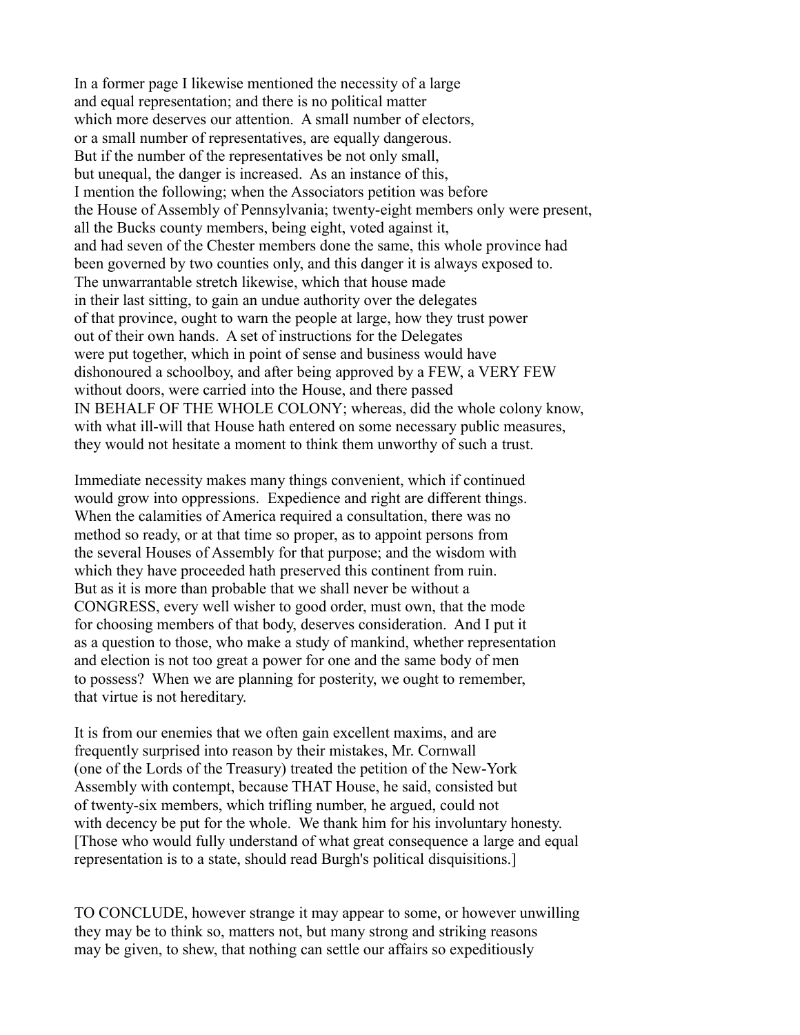In a former page I likewise mentioned the necessity of a large and equal representation; and there is no political matter which more deserves our attention. A small number of electors, or a small number of representatives, are equally dangerous. But if the number of the representatives be not only small, but unequal, the danger is increased. As an instance of this, I mention the following; when the Associators petition was before the House of Assembly of Pennsylvania; twenty-eight members only were present, all the Bucks county members, being eight, voted against it, and had seven of the Chester members done the same, this whole province had been governed by two counties only, and this danger it is always exposed to. The unwarrantable stretch likewise, which that house made in their last sitting, to gain an undue authority over the delegates of that province, ought to warn the people at large, how they trust power out of their own hands. A set of instructions for the Delegates were put together, which in point of sense and business would have dishonoured a schoolboy, and after being approved by a FEW, a VERY FEW without doors, were carried into the House, and there passed IN BEHALF OF THE WHOLE COLONY; whereas, did the whole colony know, with what ill-will that House hath entered on some necessary public measures, they would not hesitate a moment to think them unworthy of such a trust.

Immediate necessity makes many things convenient, which if continued would grow into oppressions. Expedience and right are different things. When the calamities of America required a consultation, there was no method so ready, or at that time so proper, as to appoint persons from the several Houses of Assembly for that purpose; and the wisdom with which they have proceeded hath preserved this continent from ruin. But as it is more than probable that we shall never be without a CONGRESS, every well wisher to good order, must own, that the mode for choosing members of that body, deserves consideration. And I put it as a question to those, who make a study of mankind, whether representation and election is not too great a power for one and the same body of men to possess? When we are planning for posterity, we ought to remember, that virtue is not hereditary.

It is from our enemies that we often gain excellent maxims, and are frequently surprised into reason by their mistakes, Mr. Cornwall (one of the Lords of the Treasury) treated the petition of the New-York Assembly with contempt, because THAT House, he said, consisted but of twenty-six members, which trifling number, he argued, could not with decency be put for the whole. We thank him for his involuntary honesty. [Those who would fully understand of what great consequence a large and equal representation is to a state, should read Burgh's political disquisitions.]

TO CONCLUDE, however strange it may appear to some, or however unwilling they may be to think so, matters not, but many strong and striking reasons may be given, to shew, that nothing can settle our affairs so expeditiously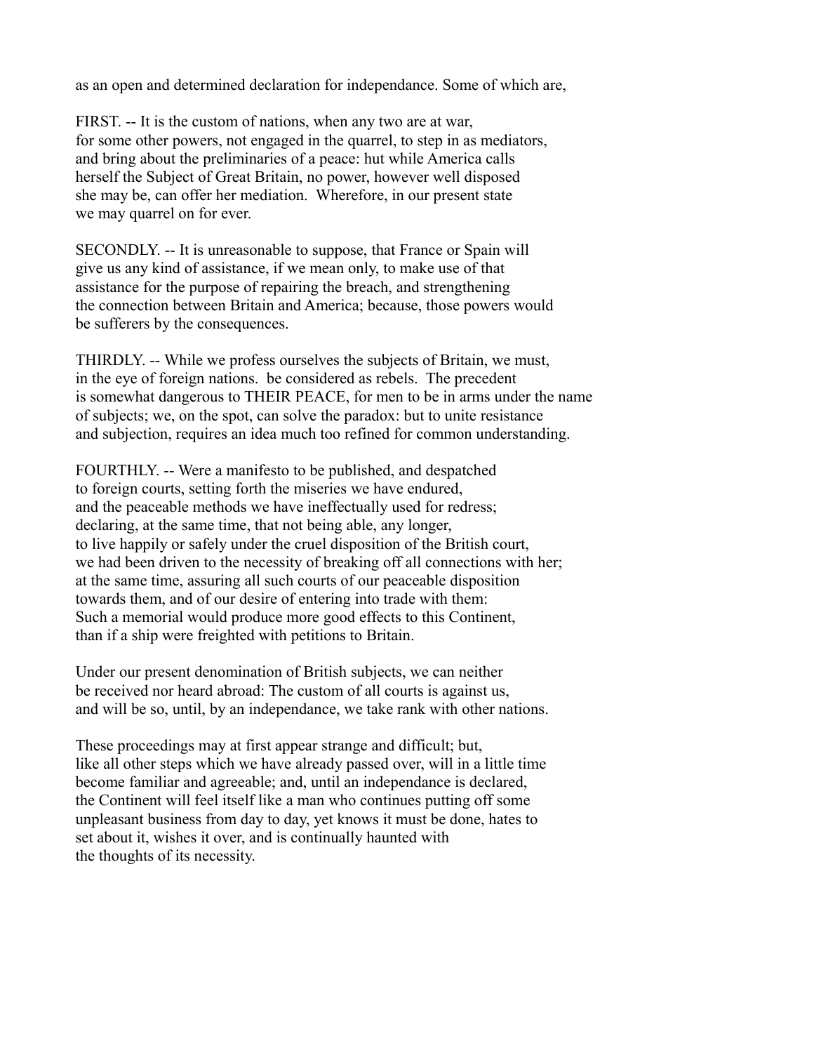as an open and determined declaration for independance. Some of which are,

FIRST. -- It is the custom of nations, when any two are at war, for some other powers, not engaged in the quarrel, to step in as mediators, and bring about the preliminaries of a peace: hut while America calls herself the Subject of Great Britain, no power, however well disposed she may be, can offer her mediation. Wherefore, in our present state we may quarrel on for ever.

SECONDLY. -- It is unreasonable to suppose, that France or Spain will give us any kind of assistance, if we mean only, to make use of that assistance for the purpose of repairing the breach, and strengthening the connection between Britain and America; because, those powers would be sufferers by the consequences.

THIRDLY. -- While we profess ourselves the subjects of Britain, we must, in the eye of foreign nations. be considered as rebels. The precedent is somewhat dangerous to THEIR PEACE, for men to be in arms under the name of subjects; we, on the spot, can solve the paradox: but to unite resistance and subjection, requires an idea much too refined for common understanding.

FOURTHLY. -- Were a manifesto to be published, and despatched to foreign courts, setting forth the miseries we have endured, and the peaceable methods we have ineffectually used for redress; declaring, at the same time, that not being able, any longer, to live happily or safely under the cruel disposition of the British court, we had been driven to the necessity of breaking off all connections with her; at the same time, assuring all such courts of our peaceable disposition towards them, and of our desire of entering into trade with them: Such a memorial would produce more good effects to this Continent, than if a ship were freighted with petitions to Britain.

Under our present denomination of British subjects, we can neither be received nor heard abroad: The custom of all courts is against us, and will be so, until, by an independance, we take rank with other nations.

These proceedings may at first appear strange and difficult; but, like all other steps which we have already passed over, will in a little time become familiar and agreeable; and, until an independance is declared, the Continent will feel itself like a man who continues putting off some unpleasant business from day to day, yet knows it must be done, hates to set about it, wishes it over, and is continually haunted with the thoughts of its necessity.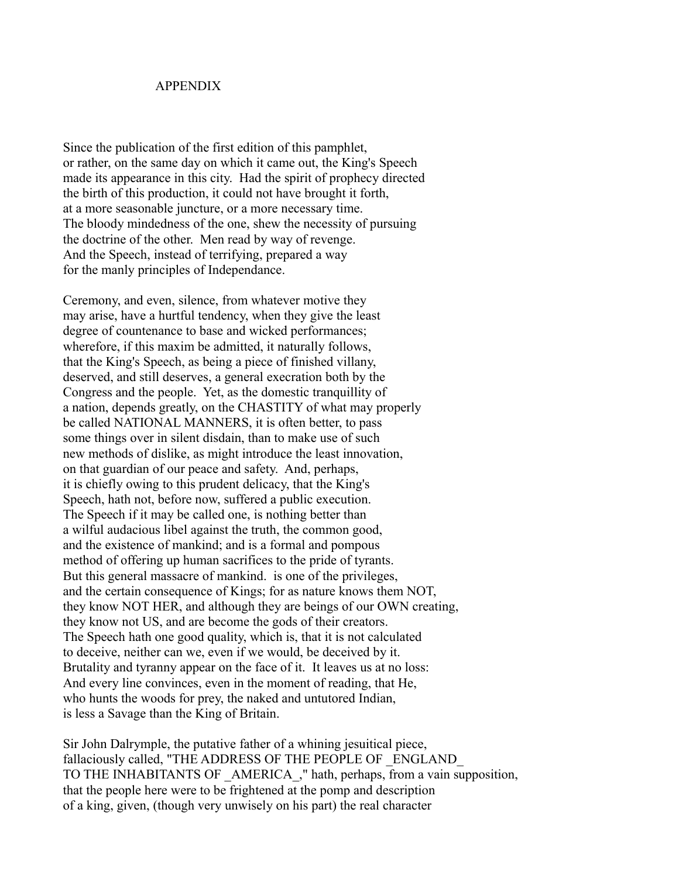# APPENDIX

Since the publication of the first edition of this pamphlet, or rather, on the same day on which it came out, the King's Speech made its appearance in this city. Had the spirit of prophecy directed the birth of this production, it could not have brought it forth, at a more seasonable juncture, or a more necessary time. The bloody mindedness of the one, shew the necessity of pursuing the doctrine of the other. Men read by way of revenge. And the Speech, instead of terrifying, prepared a way for the manly principles of Independance.

Ceremony, and even, silence, from whatever motive they may arise, have a hurtful tendency, when they give the least degree of countenance to base and wicked performances; wherefore, if this maxim be admitted, it naturally follows, that the King's Speech, as being a piece of finished villany, deserved, and still deserves, a general execration both by the Congress and the people. Yet, as the domestic tranquillity of a nation, depends greatly, on the CHASTITY of what may properly be called NATIONAL MANNERS, it is often better, to pass some things over in silent disdain, than to make use of such new methods of dislike, as might introduce the least innovation, on that guardian of our peace and safety. And, perhaps, it is chiefly owing to this prudent delicacy, that the King's Speech, hath not, before now, suffered a public execution. The Speech if it may be called one, is nothing better than a wilful audacious libel against the truth, the common good, and the existence of mankind; and is a formal and pompous method of offering up human sacrifices to the pride of tyrants. But this general massacre of mankind. is one of the privileges, and the certain consequence of Kings; for as nature knows them NOT, they know NOT HER, and although they are beings of our OWN creating, they know not US, and are become the gods of their creators. The Speech hath one good quality, which is, that it is not calculated to deceive, neither can we, even if we would, be deceived by it. Brutality and tyranny appear on the face of it. It leaves us at no loss: And every line convinces, even in the moment of reading, that He, who hunts the woods for prey, the naked and untutored Indian, is less a Savage than the King of Britain.

Sir John Dalrymple, the putative father of a whining jesuitical piece, fallaciously called, "THE ADDRESS OF THE PEOPLE OF _ENGLAND_ TO THE INHABITANTS OF _AMERICA_," hath, perhaps, from a vain supposition, that the people here were to be frightened at the pomp and description of a king, given, (though very unwisely on his part) the real character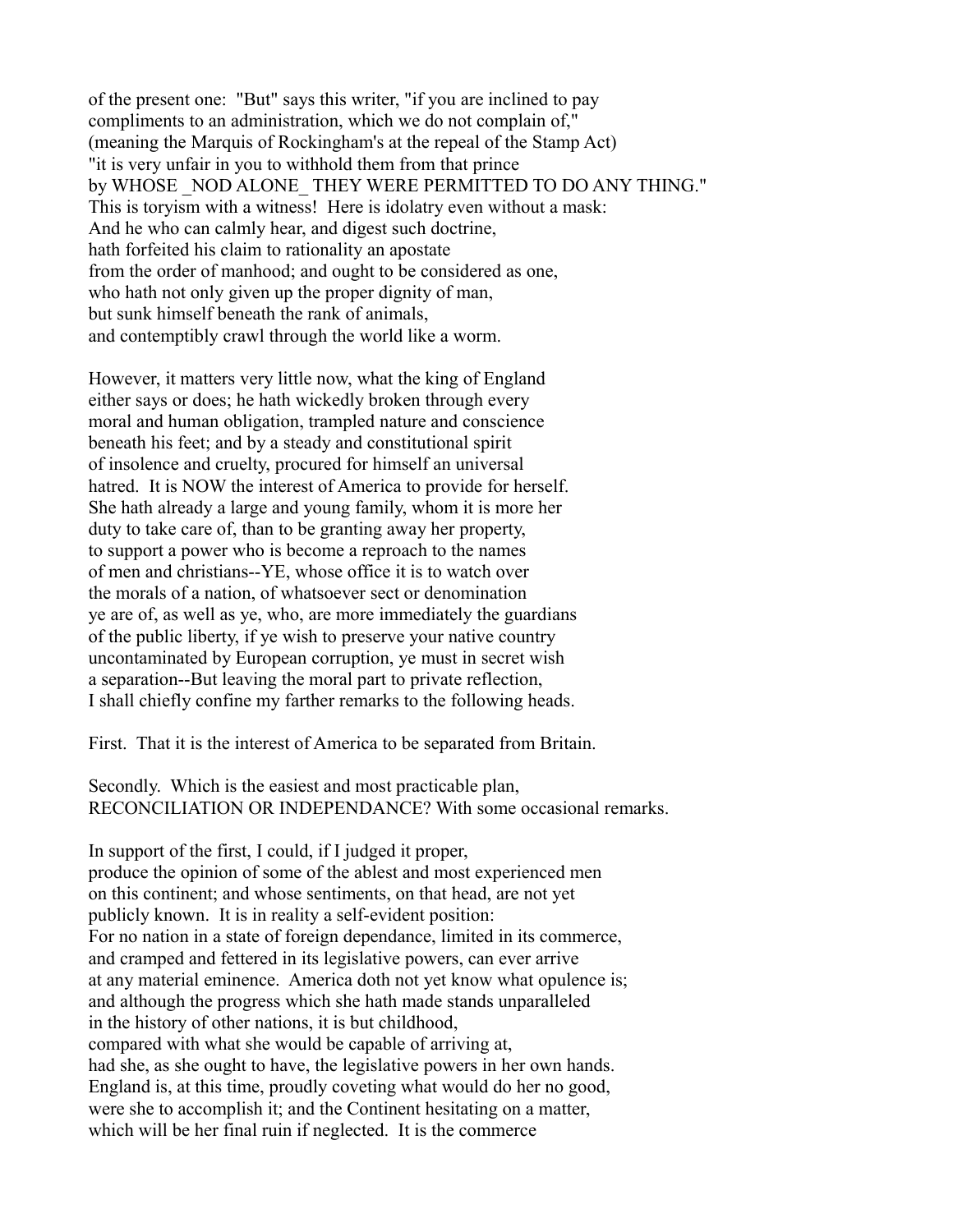of the present one: "But" says this writer, "if you are inclined to pay compliments to an administration, which we do not complain of," (meaning the Marquis of Rockingham's at the repeal of the Stamp Act) "it is very unfair in you to withhold them from that prince by WHOSE _NOD ALONE_ THEY WERE PERMITTED TO DO ANY THING." This is toryism with a witness! Here is idolatry even without a mask: And he who can calmly hear, and digest such doctrine, hath forfeited his claim to rationality an apostate from the order of manhood; and ought to be considered as one, who hath not only given up the proper dignity of man, but sunk himself beneath the rank of animals, and contemptibly crawl through the world like a worm.

However, it matters very little now, what the king of England either says or does; he hath wickedly broken through every moral and human obligation, trampled nature and conscience beneath his feet; and by a steady and constitutional spirit of insolence and cruelty, procured for himself an universal hatred. It is NOW the interest of America to provide for herself. She hath already a large and young family, whom it is more her duty to take care of, than to be granting away her property, to support a power who is become a reproach to the names of men and christians--YE, whose office it is to watch over the morals of a nation, of whatsoever sect or denomination ye are of, as well as ye, who, are more immediately the guardians of the public liberty, if ye wish to preserve your native country uncontaminated by European corruption, ye must in secret wish a separation--But leaving the moral part to private reflection, I shall chiefly confine my farther remarks to the following heads.

First. That it is the interest of America to be separated from Britain.

Secondly. Which is the easiest and most practicable plan, RECONCILIATION OR INDEPENDANCE? With some occasional remarks.

In support of the first, I could, if I judged it proper, produce the opinion of some of the ablest and most experienced men on this continent; and whose sentiments, on that head, are not yet publicly known. It is in reality a self-evident position: For no nation in a state of foreign dependance, limited in its commerce, and cramped and fettered in its legislative powers, can ever arrive at any material eminence. America doth not yet know what opulence is; and although the progress which she hath made stands unparalleled in the history of other nations, it is but childhood, compared with what she would be capable of arriving at, had she, as she ought to have, the legislative powers in her own hands. England is, at this time, proudly coveting what would do her no good, were she to accomplish it; and the Continent hesitating on a matter, which will be her final ruin if neglected. It is the commerce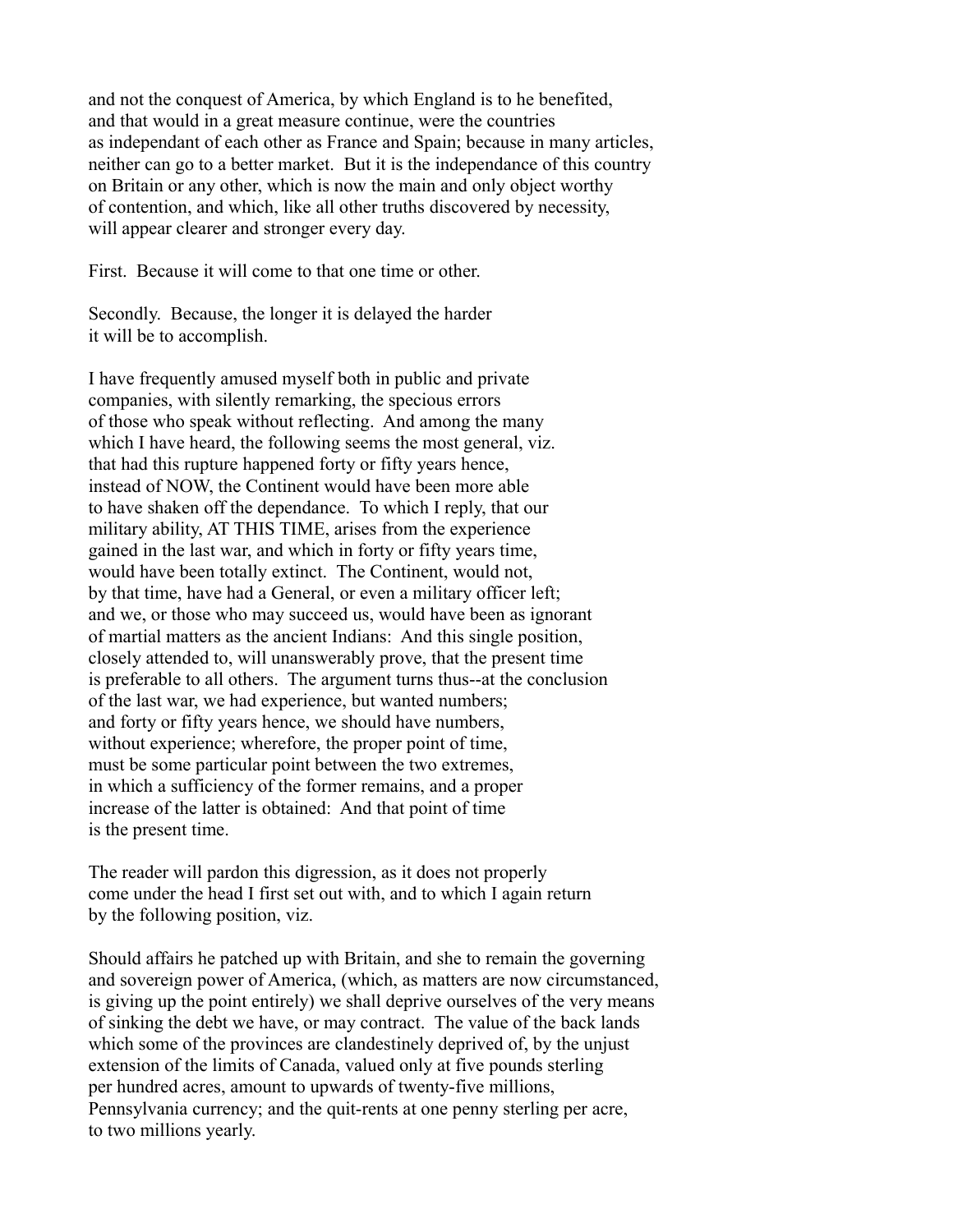and not the conquest of America, by which England is to he benefited, and that would in a great measure continue, were the countries as independant of each other as France and Spain; because in many articles, neither can go to a better market. But it is the independance of this country on Britain or any other, which is now the main and only object worthy of contention, and which, like all other truths discovered by necessity, will appear clearer and stronger every day.

First. Because it will come to that one time or other.

Secondly. Because, the longer it is delayed the harder it will be to accomplish.

I have frequently amused myself both in public and private companies, with silently remarking, the specious errors of those who speak without reflecting. And among the many which I have heard, the following seems the most general, viz. that had this rupture happened forty or fifty years hence, instead of NOW, the Continent would have been more able to have shaken off the dependance. To which I reply, that our military ability, AT THIS TIME, arises from the experience gained in the last war, and which in forty or fifty years time, would have been totally extinct. The Continent, would not, by that time, have had a General, or even a military officer left; and we, or those who may succeed us, would have been as ignorant of martial matters as the ancient Indians: And this single position, closely attended to, will unanswerably prove, that the present time is preferable to all others. The argument turns thus--at the conclusion of the last war, we had experience, but wanted numbers; and forty or fifty years hence, we should have numbers, without experience; wherefore, the proper point of time, must be some particular point between the two extremes, in which a sufficiency of the former remains, and a proper increase of the latter is obtained: And that point of time is the present time.

The reader will pardon this digression, as it does not properly come under the head I first set out with, and to which I again return by the following position, viz.

Should affairs he patched up with Britain, and she to remain the governing and sovereign power of America, (which, as matters are now circumstanced, is giving up the point entirely) we shall deprive ourselves of the very means of sinking the debt we have, or may contract. The value of the back lands which some of the provinces are clandestinely deprived of, by the unjust extension of the limits of Canada, valued only at five pounds sterling per hundred acres, amount to upwards of twenty-five millions, Pennsylvania currency; and the quit-rents at one penny sterling per acre, to two millions yearly.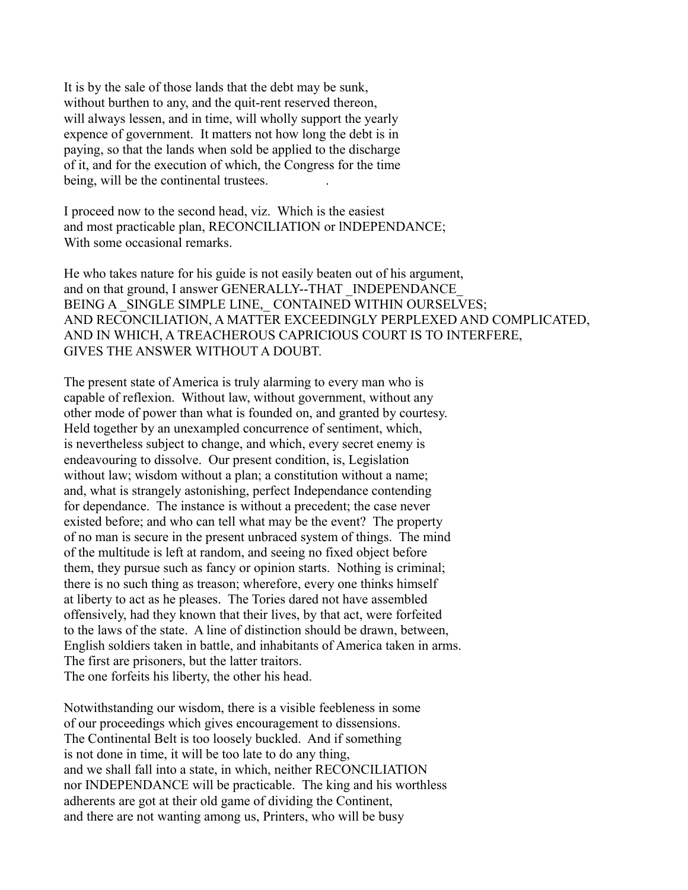It is by the sale of those lands that the debt may be sunk,
without burthen to any, and the quit-rent reserved thereon,
will always lessen, and in time, will wholly support the yearly
expence of government. It matters not how long the debt is in
paying, so that the lands when sold be applied to the discharge
of it, and for the execution of which, the Congress for the time
being, will be the continental trustees.

I proceed now to the second head, viz. Which is the easiest
and most practicable plan, RECONCILIATION or INDEPENDANCE;
With some occasional remarks.

He who takes nature for his guide is not easily beaten out of his argument,
and on that ground, I answer GENERALLY--THAT _INDEPENDANCE_
BEING A _SINGLE SIMPLE LINE,_ CONTAINED WITHIN OURSELVES;
AND RECONCILIATION, A MATTER EXCEEDINGLY PERPLEXED AND COMPLICATED,
AND IN WHICH, A TREACHEROUS CAPRICIOUS COURT IS TO INTERFERE,
GIVES THE ANSWER WITHOUT A DOUBT.

The present state of America is truly alarming to every man who is
capable of reflexion. Without law, without government, without any
other mode of power than what is founded on, and granted by courtesy.
Held together by an unexampled concurrence of sentiment, which,
is nevertheless subject to change, and which, every secret enemy is
endeavouring to dissolve. Our present condition, is, Legislation
without law; wisdom without a plan; a constitution without a name;
and, what is strangely astonishing, perfect Independance contending
for dependance. The instance is without a precedent; the case never
existed before; and who can tell what may be the event? The property
of no man is secure in the present unbraced system of things. The mind
of the multitude is left at random, and seeing no fixed object before
them, they pursue such as fancy or opinion starts. Nothing is criminal;
there is no such thing as treason; wherefore, every one thinks himself
at liberty to act as he pleases. The Tories dared not have assembled
offensively, had they known that their lives, by that act, were forfeited
to the laws of the state. A line of distinction should be drawn, between,
English soldiers taken in battle, and inhabitants of America taken in arms.
The first are prisoners, but the latter traitors.
The one forfeits his liberty, the other his head.

Notwithstanding our wisdom, there is a visible feebleness in some
of our proceedings which gives encouragement to dissensions.
The Continental Belt is too loosely buckled. And if something
is not done in time, it will be too late to do any thing,
and we shall fall into a state, in which, neither RECONCILIATION
nor INDEPENDANCE will be practicable. The king and his worthless
adherents are got at their old game of dividing the Continent,
and there are not wanting among us, Printers, who will be busy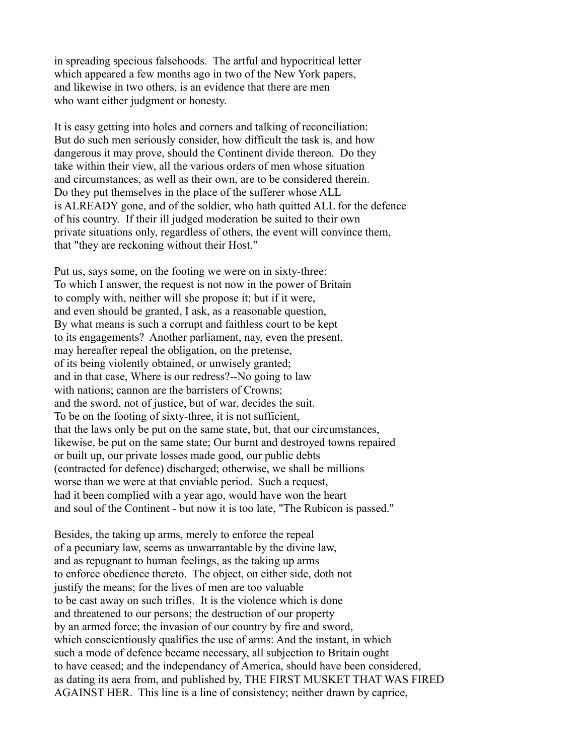in spreading specious falsehoods. The artful and hypocritical letter which appeared a few months ago in two of the New York papers, and likewise in two others, is an evidence that there are men who want either judgment or honesty.

It is easy getting into holes and corners and talking of reconciliation: But do such men seriously consider, how difficult the task is, and how dangerous it may prove, should the Continent divide thereon. Do they take within their view, all the various orders of men whose situation and circumstances, as well as their own, are to be considered therein. Do they put themselves in the place of the sufferer whose ALL is ALREADY gone, and of the soldier, who hath quitted ALL for the defence of his country. If their ill judged moderation be suited to their own private situations only, regardless of others, the event will convince them, that "they are reckoning without their Host."

Put us, says some, on the footing we were on in sixty-three: To which I answer, the request is not now in the power of Britain to comply with, neither will she propose it; but if it were, and even should be granted, I ask, as a reasonable question, By what means is such a corrupt and faithless court to be kept to its engagements? Another parliament, nay, even the present, may hereafter repeal the obligation, on the pretense, of its being violently obtained, or unwisely granted; and in that case, Where is our redress?--No going to law with nations; cannon are the barristers of Crowns; and the sword, not of justice, but of war, decides the suit. To be on the footing of sixty-three, it is not sufficient, that the laws only be put on the same state, but, that our circumstances, likewise, be put on the same state; Our burnt and destroyed towns repaired or built up, our private losses made good, our public debts (contracted for defence) discharged; otherwise, we shall be millions worse than we were at that enviable period. Such a request, had it been complied with a year ago, would have won the heart and soul of the Continent - but now it is too late, "The Rubicon is passed."

Besides, the taking up arms, merely to enforce the repeal of a pecuniary law, seems as unwarrantable by the divine law, and as repugnant to human feelings, as the taking up arms to enforce obedience thereto. The object, on either side, doth not justify the means; for the lives of men are too valuable to be cast away on such trifles. It is the violence which is done and threatened to our persons; the destruction of our property by an armed force; the invasion of our country by fire and sword, which conscientiously qualifies the use of arms: And the instant, in which such a mode of defence became necessary, all subjection to Britain ought to have ceased; and the independancy of America, should have been considered, as dating its aera from, and published by, THE FIRST MUSKET THAT WAS FIRED AGAINST HER. This line is a line of consistency; neither drawn by caprice,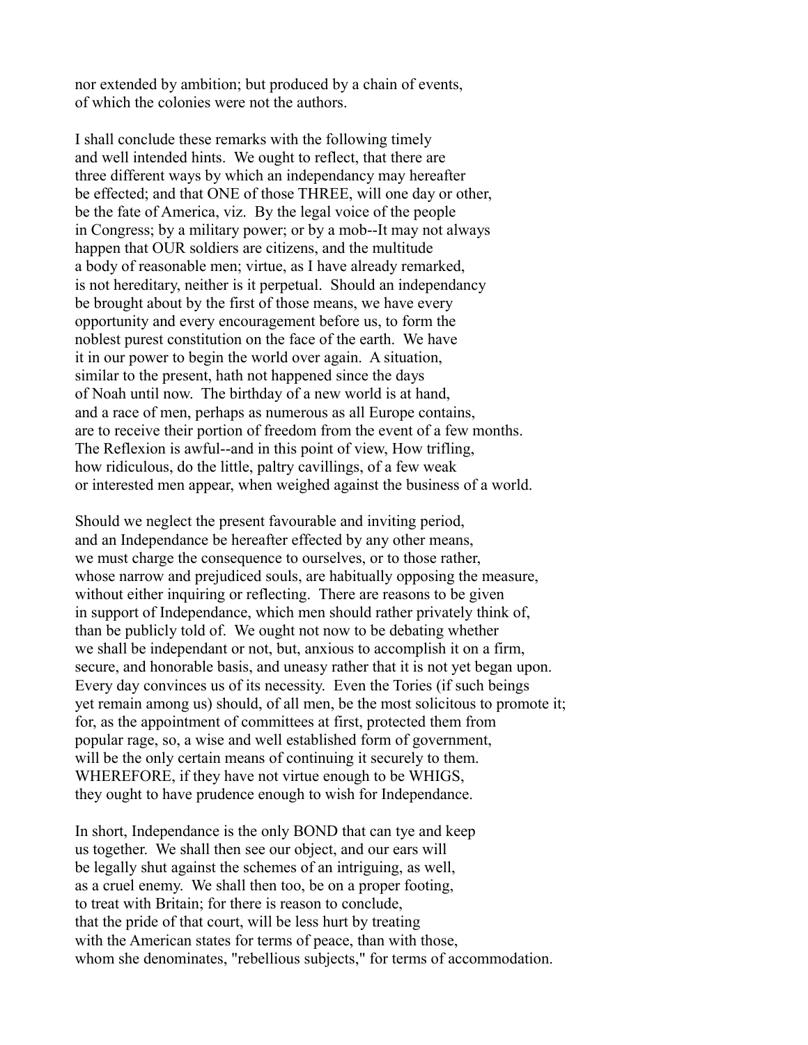nor extended by ambition; but produced by a chain of events, of which the colonies were not the authors.

I shall conclude these remarks with the following timely and well intended hints. We ought to reflect, that there are three different ways by which an independancy may hereafter be effected; and that ONE of those THREE, will one day or other, be the fate of America, viz. By the legal voice of the people in Congress; by a military power; or by a mob--It may not always happen that OUR soldiers are citizens, and the multitude a body of reasonable men; virtue, as I have already remarked, is not hereditary, neither is it perpetual. Should an independancy be brought about by the first of those means, we have every opportunity and every encouragement before us, to form the noblest purest constitution on the face of the earth. We have it in our power to begin the world over again. A situation, similar to the present, hath not happened since the days of Noah until now. The birthday of a new world is at hand, and a race of men, perhaps as numerous as all Europe contains, are to receive their portion of freedom from the event of a few months. The Reflexion is awful--and in this point of view, How trifling, how ridiculous, do the little, paltry cavillings, of a few weak or interested men appear, when weighed against the business of a world.

Should we neglect the present favourable and inviting period, and an Independance be hereafter effected by any other means, we must charge the consequence to ourselves, or to those rather, whose narrow and prejudiced souls, are habitually opposing the measure, without either inquiring or reflecting. There are reasons to be given in support of Independance, which men should rather privately think of, than be publicly told of. We ought not now to be debating whether we shall be independant or not, but, anxious to accomplish it on a firm, secure, and honorable basis, and uneasy rather that it is not yet began upon. Every day convinces us of its necessity. Even the Tories (if such beings yet remain among us) should, of all men, be the most solicitous to promote it; for, as the appointment of committees at first, protected them from popular rage, so, a wise and well established form of government, will be the only certain means of continuing it securely to them. WHEREFORE, if they have not virtue enough to be WHIGS, they ought to have prudence enough to wish for Independance.

In short, Independance is the only BOND that can tye and keep us together. We shall then see our object, and our ears will be legally shut against the schemes of an intriguing, as well, as a cruel enemy. We shall then too, be on a proper footing, to treat with Britain; for there is reason to conclude, that the pride of that court, will be less hurt by treating with the American states for terms of peace, than with those, whom she denominates, "rebellious subjects," for terms of accommodation.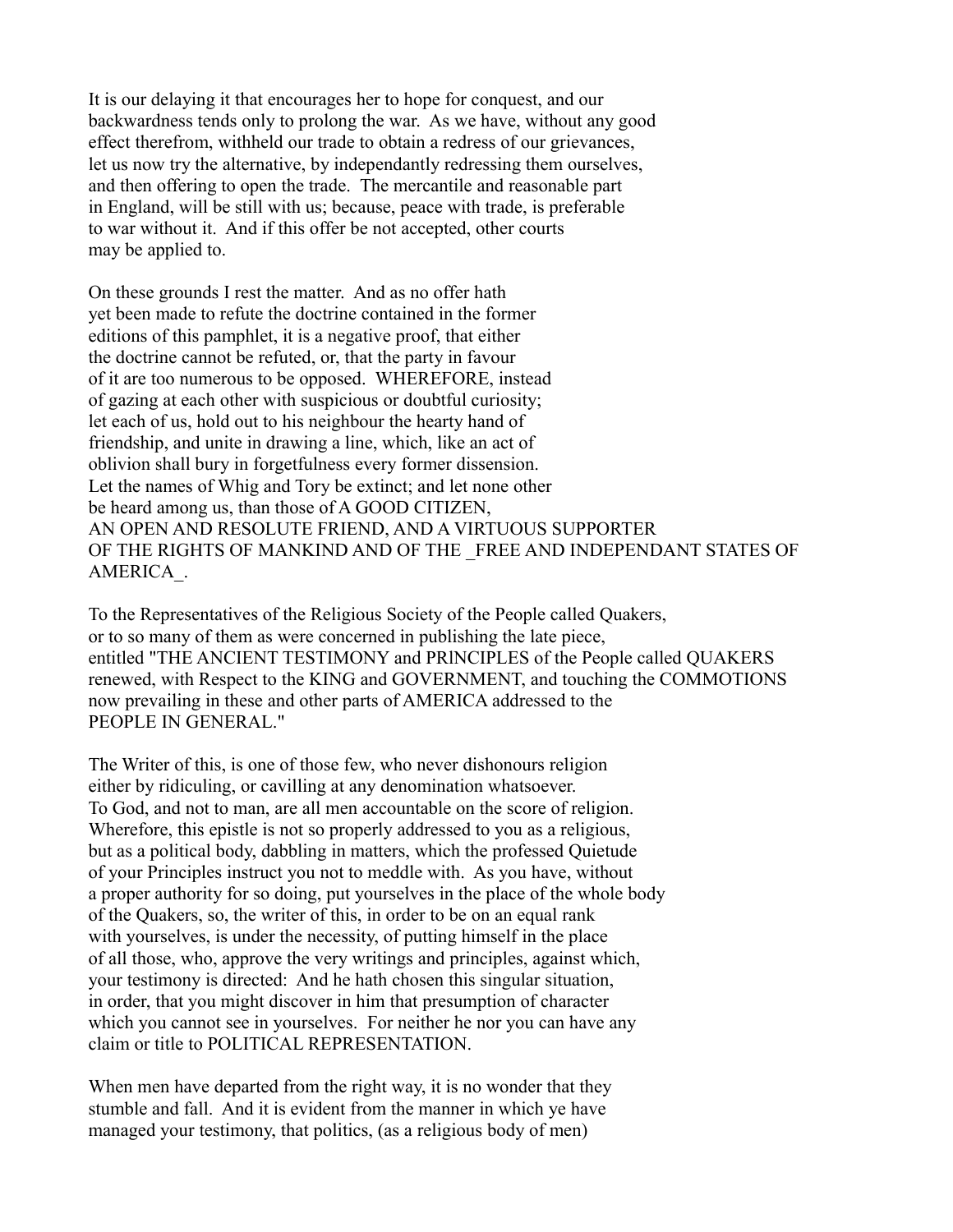It is our delaying it that encourages her to hope for conquest, and our backwardness tends only to prolong the war. As we have, without any good effect therefrom, withheld our trade to obtain a redress of our grievances, let us now try the alternative, by independantly redressing them ourselves, and then offering to open the trade. The mercantile and reasonable part in England, will be still with us; because, peace with trade, is preferable to war without it. And if this offer be not accepted, other courts may be applied to.

On these grounds I rest the matter. And as no offer hath yet been made to refute the doctrine contained in the former editions of this pamphlet, it is a negative proof, that either the doctrine cannot be refuted, or, that the party in favour of it are too numerous to be opposed. WHEREFORE, instead of gazing at each other with suspicious or doubtful curiosity; let each of us, hold out to his neighbour the hearty hand of friendship, and unite in drawing a line, which, like an act of oblivion shall bury in forgetfulness every former dissension. Let the names of Whig and Tory be extinct; and let none other be heard among us, than those of A GOOD CITIZEN, AN OPEN AND RESOLUTE FRIEND, AND A VIRTUOUS SUPPORTER OF THE RIGHTS OF MANKIND AND OF THE _FREE AND INDEPENDANT STATES OF AMERICA_.

To the Representatives of the Religious Society of the People called Quakers, or to so many of them as were concerned in publishing the late piece, entitled "THE ANCIENT TESTIMONY and PRINCIPLES of the People called QUAKERS renewed, with Respect to the KING and GOVERNMENT, and touching the COMMOTIONS now prevailing in these and other parts of AMERICA addressed to the PEOPLE IN GENERAL."

The Writer of this, is one of those few, who never dishonours religion either by ridiculing, or cavilling at any denomination whatsoever. To God, and not to man, are all men accountable on the score of religion. Wherefore, this epistle is not so properly addressed to you as a religious, but as a political body, dabbling in matters, which the professed Quietude of your Principles instruct you not to meddle with. As you have, without a proper authority for so doing, put yourselves in the place of the whole body of the Quakers, so, the writer of this, in order to be on an equal rank with yourselves, is under the necessity, of putting himself in the place of all those, who, approve the very writings and principles, against which, your testimony is directed: And he hath chosen this singular situation, in order, that you might discover in him that presumption of character which you cannot see in yourselves. For neither he nor you can have any claim or title to POLITICAL REPRESENTATION.

When men have departed from the right way, it is no wonder that they stumble and fall. And it is evident from the manner in which ye have managed your testimony, that politics, (as a religious body of men)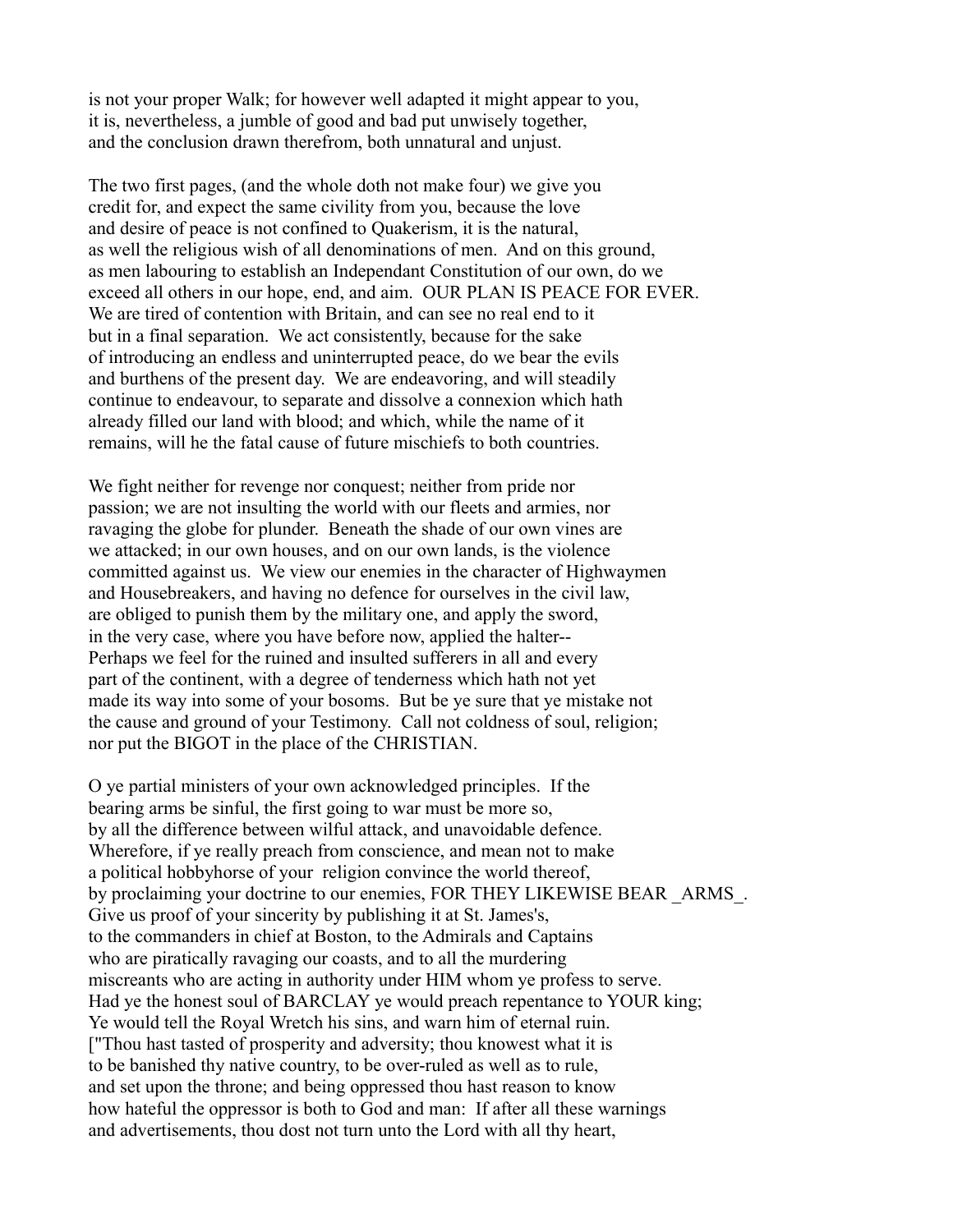is not your proper Walk; for however well adapted it might appear to you, it is, nevertheless, a jumble of good and bad put unwisely together, and the conclusion drawn therefrom, both unnatural and unjust.

The two first pages, (and the whole doth not make four) we give you credit for, and expect the same civility from you, because the love and desire of peace is not confined to Quakerism, it is the natural, as well the religious wish of all denominations of men. And on this ground, as men labouring to establish an Independant Constitution of our own, do we exceed all others in our hope, end, and aim. OUR PLAN IS PEACE FOR EVER. We are tired of contention with Britain, and can see no real end to it but in a final separation. We act consistently, because for the sake of introducing an endless and uninterrupted peace, do we bear the evils and burthens of the present day. We are endeavoring, and will steadily continue to endeavour, to separate and dissolve a connexion which hath already filled our land with blood; and which, while the name of it remains, will he the fatal cause of future mischiefs to both countries.

We fight neither for revenge nor conquest; neither from pride nor passion; we are not insulting the world with our fleets and armies, nor ravaging the globe for plunder. Beneath the shade of our own vines are we attacked; in our own houses, and on our own lands, is the violence committed against us. We view our enemies in the character of Highwaymen and Housebreakers, and having no defence for ourselves in the civil law, are obliged to punish them by the military one, and apply the sword, in the very case, where you have before now, applied the halter-- Perhaps we feel for the ruined and insulted sufferers in all and every part of the continent, with a degree of tenderness which hath not yet made its way into some of your bosoms. But be ye sure that ye mistake not the cause and ground of your Testimony. Call not coldness of soul, religion; nor put the BIGOT in the place of the CHRISTIAN.

O ye partial ministers of your own acknowledged principles. If the bearing arms be sinful, the first going to war must be more so, by all the difference between wilful attack, and unavoidable defence. Wherefore, if ye really preach from conscience, and mean not to make a political hobbyhorse of your religion convince the world thereof, by proclaiming your doctrine to our enemies, FOR THEY LIKEWISE BEAR _ARMS_. Give us proof of your sincerity by publishing it at St. James's, to the commanders in chief at Boston, to the Admirals and Captains who are piratically ravaging our coasts, and to all the murdering miscreants who are acting in authority under HIM whom ye profess to serve. Had ye the honest soul of BARCLAY ye would preach repentance to YOUR king; Ye would tell the Royal Wretch his sins, and warn him of eternal ruin. ["Thou hast tasted of prosperity and adversity; thou knowest what it is to be banished thy native country, to be over-ruled as well as to rule, and set upon the throne; and being oppressed thou hast reason to know how hateful the oppressor is both to God and man: If after all these warnings and advertisements, thou dost not turn unto the Lord with all thy heart,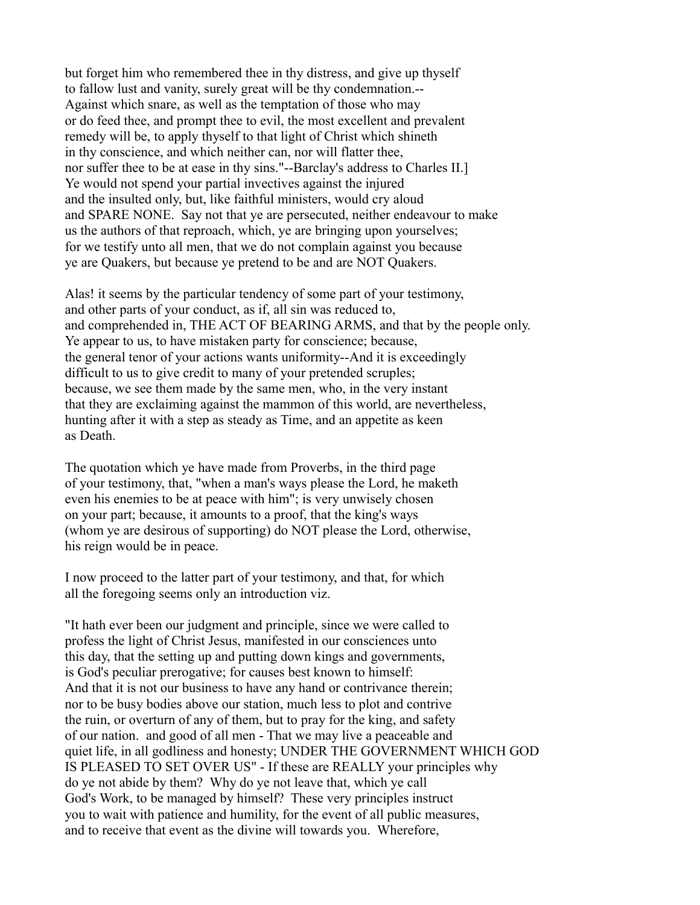but forget him who remembered thee in thy distress, and give up thyself to fallow lust and vanity, surely great will be thy condemnation.-- Against which snare, as well as the temptation of those who may or do feed thee, and prompt thee to evil, the most excellent and prevalent remedy will be, to apply thyself to that light of Christ which shineth in thy conscience, and which neither can, nor will flatter thee, nor suffer thee to be at ease in thy sins."--Barclay's address to Charles II.] Ye would not spend your partial invectives against the injured and the insulted only, but, like faithful ministers, would cry aloud and SPARE NONE. Say not that ye are persecuted, neither endeavour to make us the authors of that reproach, which, ye are bringing upon yourselves; for we testify unto all men, that we do not complain against you because ye are Quakers, but because ye pretend to be and are NOT Quakers.

Alas! it seems by the particular tendency of some part of your testimony, and other parts of your conduct, as if, all sin was reduced to, and comprehended in, THE ACT OF BEARING ARMS, and that by the people only. Ye appear to us, to have mistaken party for conscience; because, the general tenor of your actions wants uniformity--And it is exceedingly difficult to us to give credit to many of your pretended scruples; because, we see them made by the same men, who, in the very instant that they are exclaiming against the mammon of this world, are nevertheless, hunting after it with a step as steady as Time, and an appetite as keen as Death.

The quotation which ye have made from Proverbs, in the third page of your testimony, that, "when a man's ways please the Lord, he maketh even his enemies to be at peace with him"; is very unwisely chosen on your part; because, it amounts to a proof, that the king's ways (whom ye are desirous of supporting) do NOT please the Lord, otherwise, his reign would be in peace.

I now proceed to the latter part of your testimony, and that, for which all the foregoing seems only an introduction viz.

"It hath ever been our judgment and principle, since we were called to profess the light of Christ Jesus, manifested in our consciences unto this day, that the setting up and putting down kings and governments, is God's peculiar prerogative; for causes best known to himself: And that it is not our business to have any hand or contrivance therein; nor to be busy bodies above our station, much less to plot and contrive the ruin, or overturn of any of them, but to pray for the king, and safety of our nation. and good of all men - That we may live a peaceable and quiet life, in all godliness and honesty; UNDER THE GOVERNMENT WHICH GOD IS PLEASED TO SET OVER US" - If these are REALLY your principles why do ye not abide by them? Why do ye not leave that, which ye call God's Work, to be managed by himself? These very principles instruct you to wait with patience and humility, for the event of all public measures, and to receive that event as the divine will towards you. Wherefore,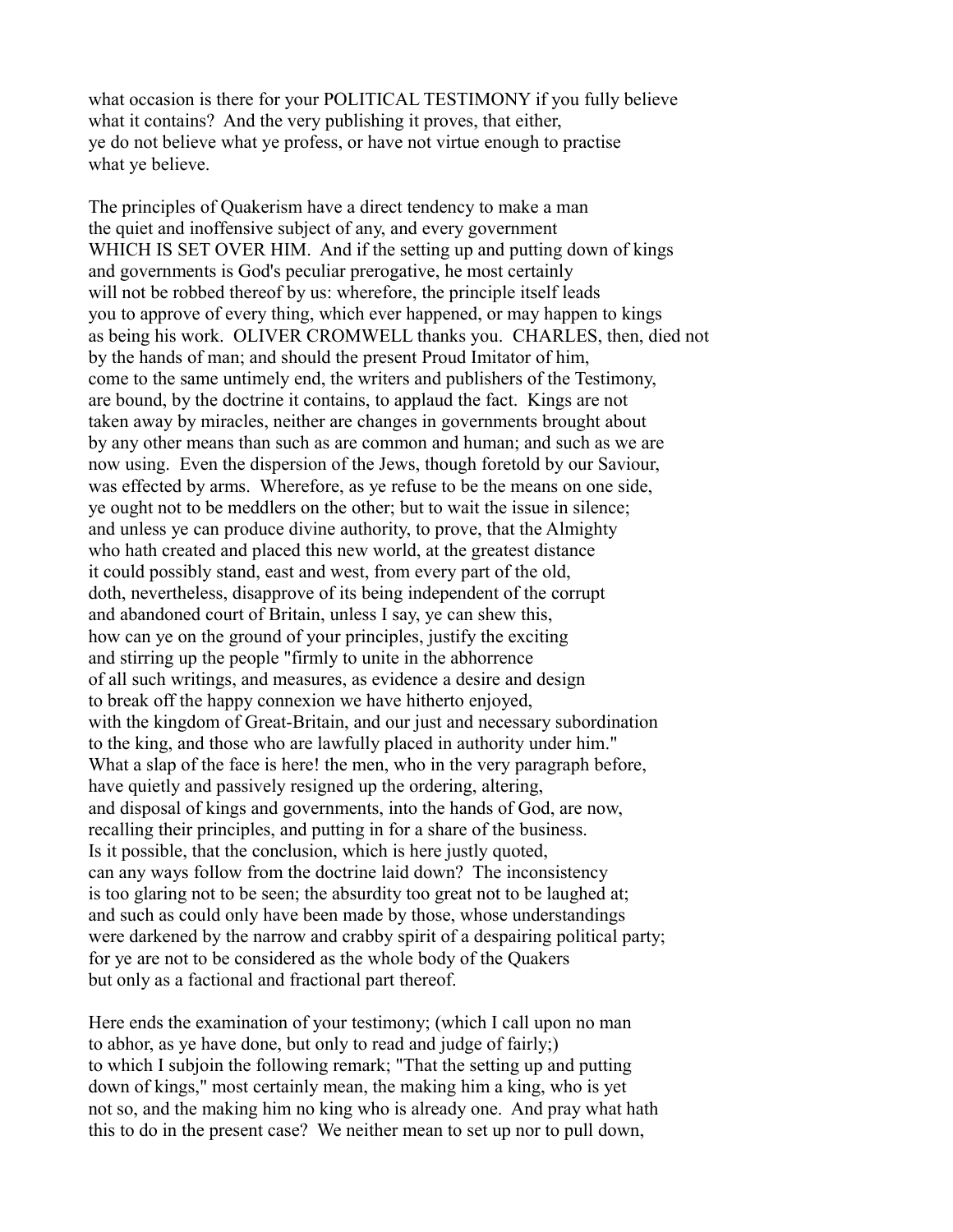what occasion is there for your POLITICAL TESTIMONY if you fully believe what it contains? And the very publishing it proves, that either, ye do not believe what ye profess, or have not virtue enough to practise what ye believe.

The principles of Quakerism have a direct tendency to make a man the quiet and inoffensive subject of any, and every government WHICH IS SET OVER HIM. And if the setting up and putting down of kings and governments is God's peculiar prerogative, he most certainly will not be robbed thereof by us: wherefore, the principle itself leads you to approve of every thing, which ever happened, or may happen to kings as being his work. OLIVER CROMWELL thanks you. CHARLES, then, died not by the hands of man; and should the present Proud Imitator of him, come to the same untimely end, the writers and publishers of the Testimony, are bound, by the doctrine it contains, to applaud the fact. Kings are not taken away by miracles, neither are changes in governments brought about by any other means than such as are common and human; and such as we are now using. Even the dispersion of the Jews, though foretold by our Saviour, was effected by arms. Wherefore, as ye refuse to be the means on one side, ye ought not to be meddlers on the other; but to wait the issue in silence; and unless ye can produce divine authority, to prove, that the Almighty who hath created and placed this new world, at the greatest distance it could possibly stand, east and west, from every part of the old, doth, nevertheless, disapprove of its being independent of the corrupt and abandoned court of Britain, unless I say, ye can shew this, how can ye on the ground of your principles, justify the exciting and stirring up the people "firmly to unite in the abhorrence of all such writings, and measures, as evidence a desire and design to break off the happy connexion we have hitherto enjoyed, with the kingdom of Great-Britain, and our just and necessary subordination to the king, and those who are lawfully placed in authority under him." What a slap of the face is here! the men, who in the very paragraph before, have quietly and passively resigned up the ordering, altering, and disposal of kings and governments, into the hands of God, are now, recalling their principles, and putting in for a share of the business. Is it possible, that the conclusion, which is here justly quoted, can any ways follow from the doctrine laid down? The inconsistency is too glaring not to be seen; the absurdity too great not to be laughed at; and such as could only have been made by those, whose understandings were darkened by the narrow and crabby spirit of a despairing political party; for ye are not to be considered as the whole body of the Quakers but only as a factional and fractional part thereof.

Here ends the examination of your testimony; (which I call upon no man to abhor, as ye have done, but only to read and judge of fairly;) to which I subjoin the following remark; "That the setting up and putting down of kings," most certainly mean, the making him a king, who is yet not so, and the making him no king who is already one. And pray what hath this to do in the present case? We neither mean to set up nor to pull down,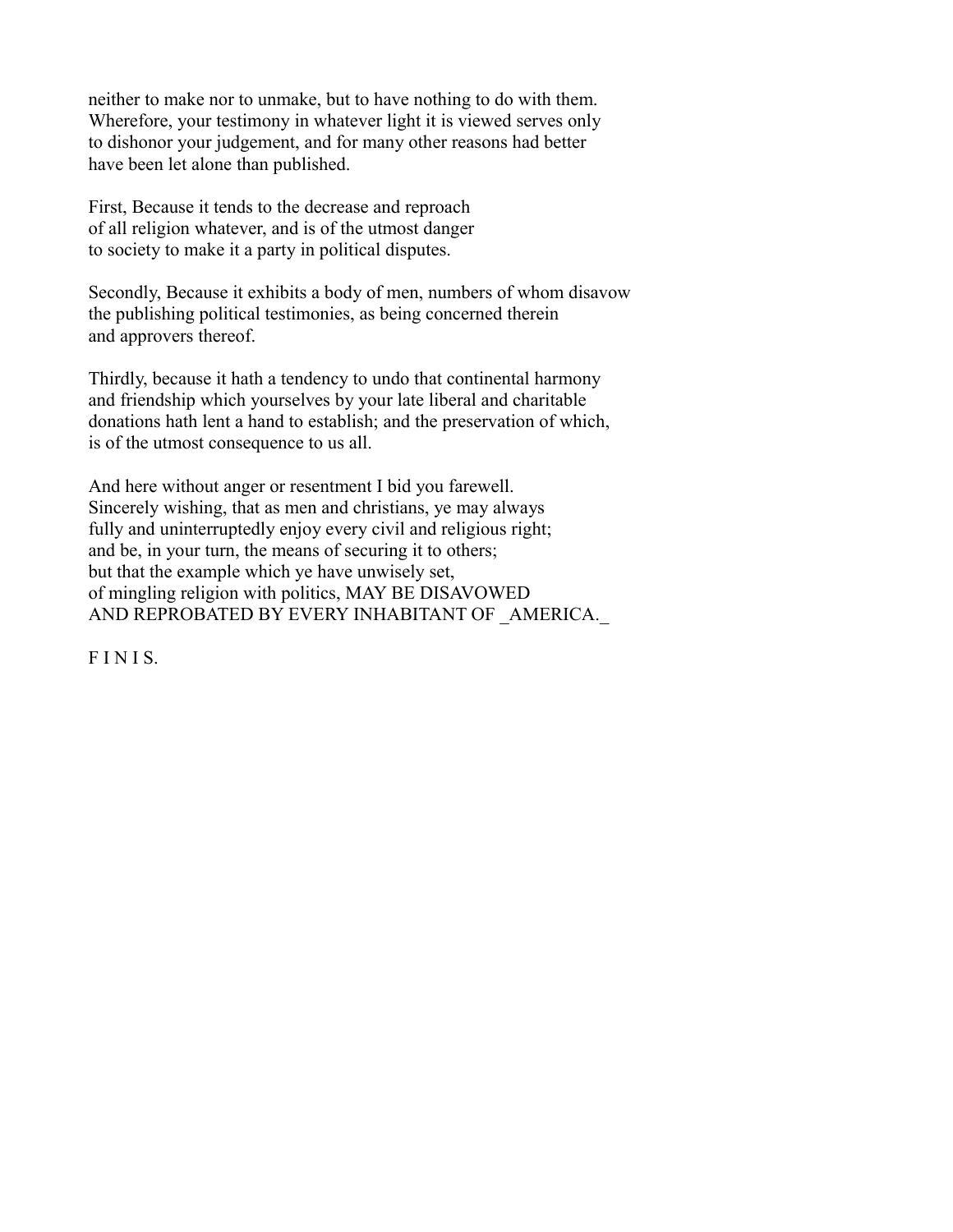neither to make nor to unmake, but to have nothing to do with them. Wherefore, your testimony in whatever light it is viewed serves only to dishonor your judgement, and for many other reasons had better have been let alone than published.

First, Because it tends to the decrease and reproach of all religion whatever, and is of the utmost danger to society to make it a party in political disputes.

Secondly, Because it exhibits a body of men, numbers of whom disavow the publishing political testimonies, as being concerned therein and approvers thereof.

Thirdly, because it hath a tendency to undo that continental harmony and friendship which yourselves by your late liberal and charitable donations hath lent a hand to establish; and the preservation of which, is of the utmost consequence to us all.

And here without anger or resentment I bid you farewell. Sincerely wishing, that as men and christians, ye may always fully and uninterruptedly enjoy every civil and religious right; and be, in your turn, the means of securing it to others; but that the example which ye have unwisely set, of mingling religion with politics, MAY BE DISAVOWED AND REPROBATED BY EVERY INHABITANT OF _AMERICA._

F I N I S.